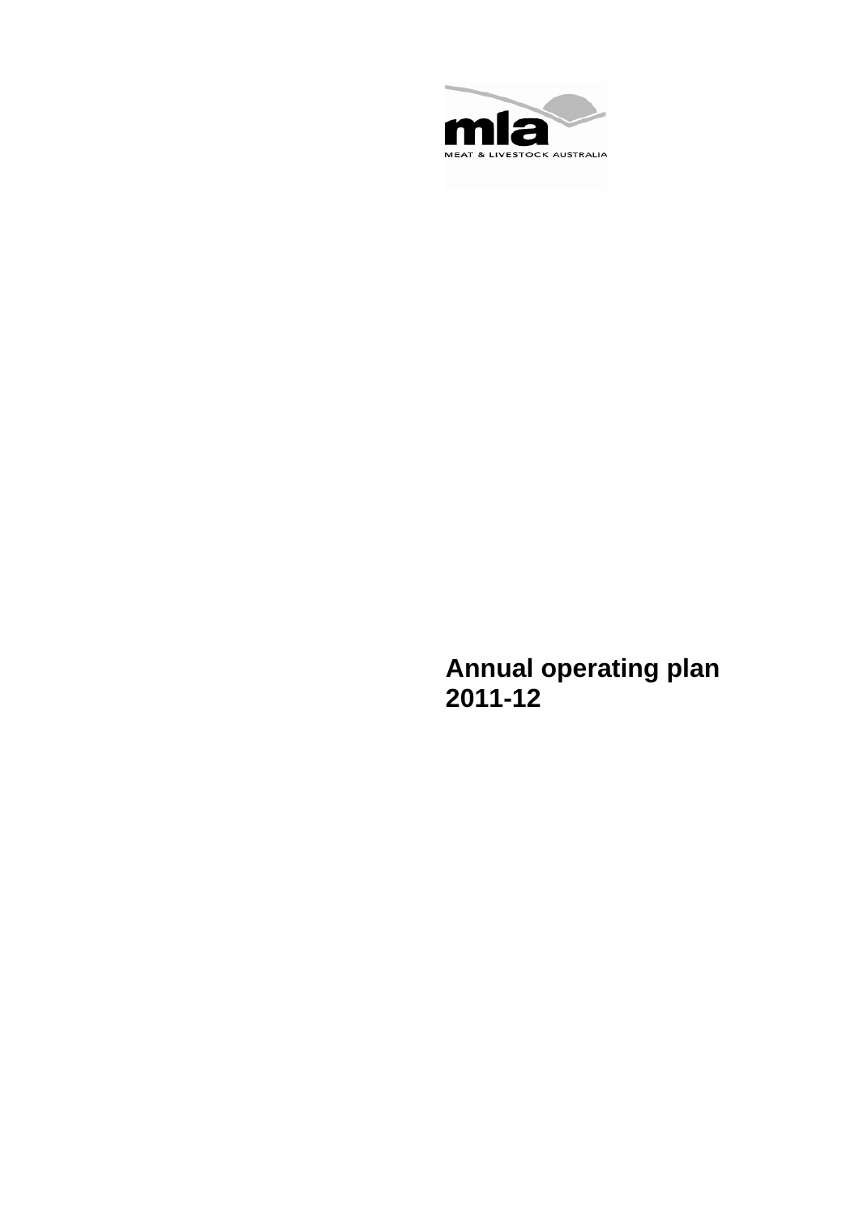mla

MEAT & LIVESTOCK AUSTRALIA

# Annual operating plan 2011-12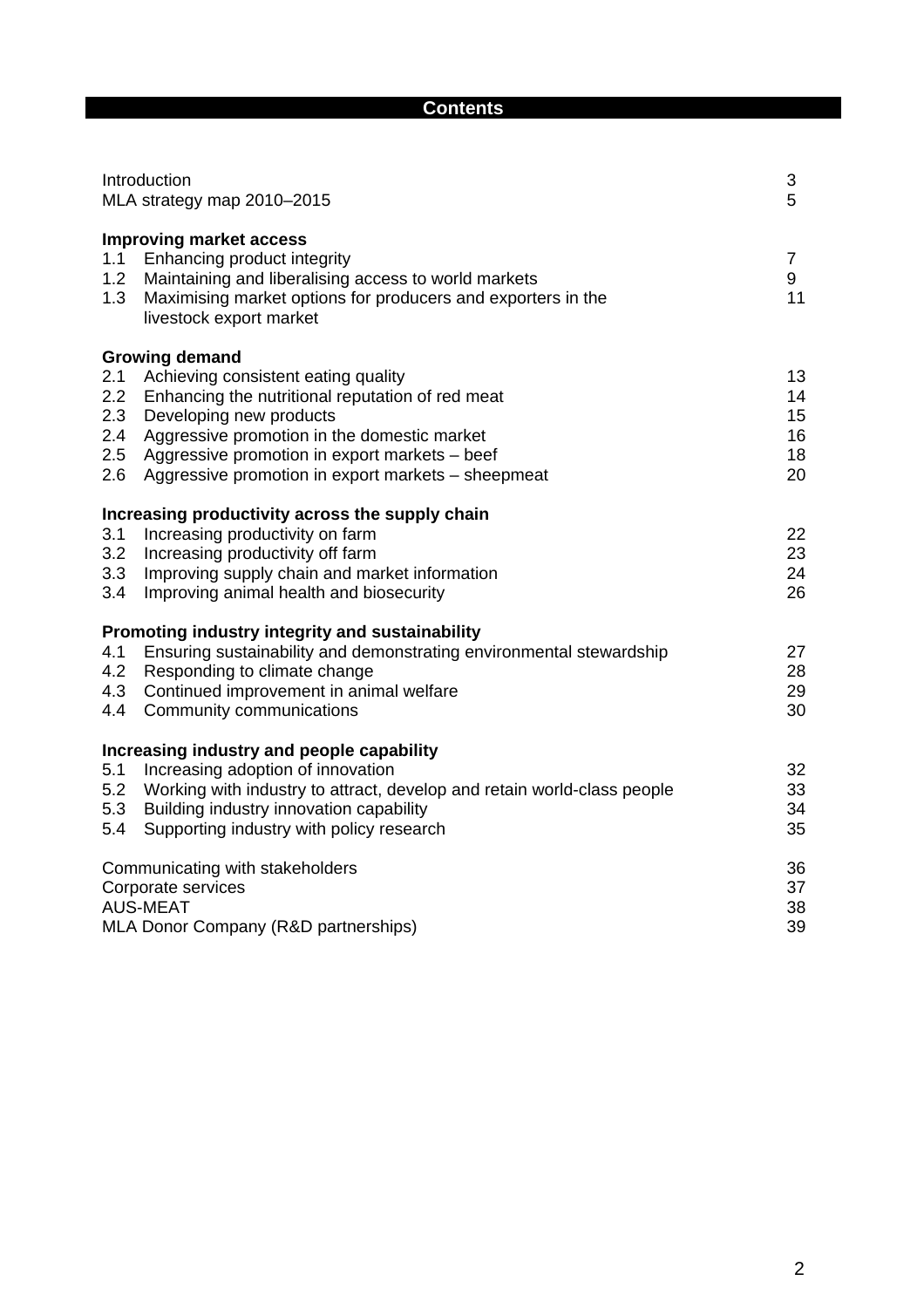# Contents

| | Page |
|---|---|
| Introduction | 3 |
| MLA strategy map 2010–2015 | 5 |
| **Improving market access** | |
| 1.1 Enhancing product integrity | 7 |
| 1.2 Maintaining and liberalising access to world markets | 9 |
| 1.3 Maximising market options for producers and exporters in the livestock export market | 11 |
| **Growing demand** | |
| 2.1 Achieving consistent eating quality | 13 |
| 2.2 Enhancing the nutritional reputation of red meat | 14 |
| 2.3 Developing new products | 15 |
| 2.4 Aggressive promotion in the domestic market | 16 |
| 2.5 Aggressive promotion in export markets – beef | 18 |
| 2.6 Aggressive promotion in export markets – sheepmeat | 20 |
| **Increasing productivity across the supply chain** | |
| 3.1 Increasing productivity on farm | 22 |
| 3.2 Increasing productivity off farm | 23 |
| 3.3 Improving supply chain and market information | 24 |
| 3.4 Improving animal health and biosecurity | 26 |
| **Promoting industry integrity and sustainability** | |
| 4.1 Ensuring sustainability and demonstrating environmental stewardship | 27 |
| 4.2 Responding to climate change | 28 |
| 4.3 Continued improvement in animal welfare | 29 |
| 4.4 Community communications | 30 |
| **Increasing industry and people capability** | |
| 5.1 Increasing adoption of innovation | 32 |
| 5.2 Working with industry to attract, develop and retain world-class people | 33 |
| 5.3 Building industry innovation capability | 34 |
| 5.4 Supporting industry with policy research | 35 |
| Communicating with stakeholders | 36 |
| Corporate services | 37 |
| AUS-MEAT | 38 |
| MLA Donor Company (R&D partnerships) | 39 |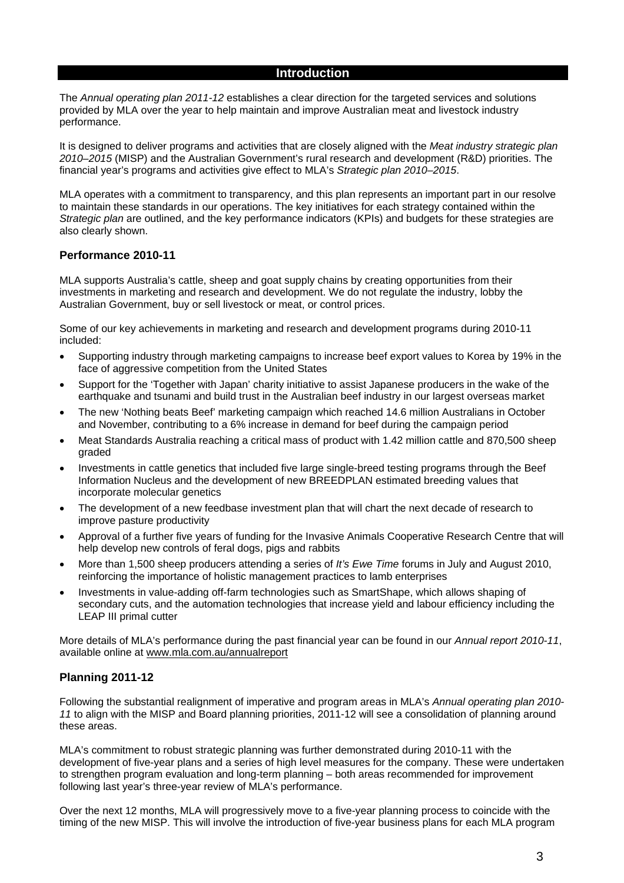# Introduction

The *Annual operating plan 2011-12* establishes a clear direction for the targeted services and solutions provided by MLA over the year to help maintain and improve Australian meat and livestock industry performance.

It is designed to deliver programs and activities that are closely aligned with the *Meat industry strategic plan 2010–2015* (MISP) and the Australian Government's rural research and development (R&D) priorities. The financial year's programs and activities give effect to MLA's *Strategic plan 2010–2015*.

MLA operates with a commitment to transparency, and this plan represents an important part in our resolve to maintain these standards in our operations. The key initiatives for each strategy contained within the *Strategic plan* are outlined, and the key performance indicators (KPIs) and budgets for these strategies are also clearly shown.

## Performance 2010-11

MLA supports Australia's cattle, sheep and goat supply chains by creating opportunities from their investments in marketing and research and development. We do not regulate the industry, lobby the Australian Government, buy or sell livestock or meat, or control prices.

Some of our key achievements in marketing and research and development programs during 2010-11 included:

- Supporting industry through marketing campaigns to increase beef export values to Korea by 19% in the face of aggressive competition from the United States
- Support for the 'Together with Japan' charity initiative to assist Japanese producers in the wake of the earthquake and tsunami and build trust in the Australian beef industry in our largest overseas market
- The new 'Nothing beats Beef' marketing campaign which reached 14.6 million Australians in October and November, contributing to a 6% increase in demand for beef during the campaign period
- Meat Standards Australia reaching a critical mass of product with 1.42 million cattle and 870,500 sheep graded
- Investments in cattle genetics that included five large single-breed testing programs through the Beef Information Nucleus and the development of new BREEDPLAN estimated breeding values that incorporate molecular genetics
- The development of a new feedbase investment plan that will chart the next decade of research to improve pasture productivity
- Approval of a further five years of funding for the Invasive Animals Cooperative Research Centre that will help develop new controls of feral dogs, pigs and rabbits
- More than 1,500 sheep producers attending a series of *It's Ewe Time* forums in July and August 2010, reinforcing the importance of holistic management practices to lamb enterprises
- Investments in value-adding off-farm technologies such as SmartShape, which allows shaping of secondary cuts, and the automation technologies that increase yield and labour efficiency including the LEAP III primal cutter

More details of MLA's performance during the past financial year can be found in our *Annual report 2010-11*, available online at www.mla.com.au/annualreport

## Planning 2011-12

Following the substantial realignment of imperative and program areas in MLA's *Annual operating plan 2010-11* to align with the MISP and Board planning priorities, 2011-12 will see a consolidation of planning around these areas.

MLA's commitment to robust strategic planning was further demonstrated during 2010-11 with the development of five-year plans and a series of high level measures for the company. These were undertaken to strengthen program evaluation and long-term planning – both areas recommended for improvement following last year's three-year review of MLA's performance.

Over the next 12 months, MLA will progressively move to a five-year planning process to coincide with the timing of the new MISP. This will involve the introduction of five-year business plans for each MLA program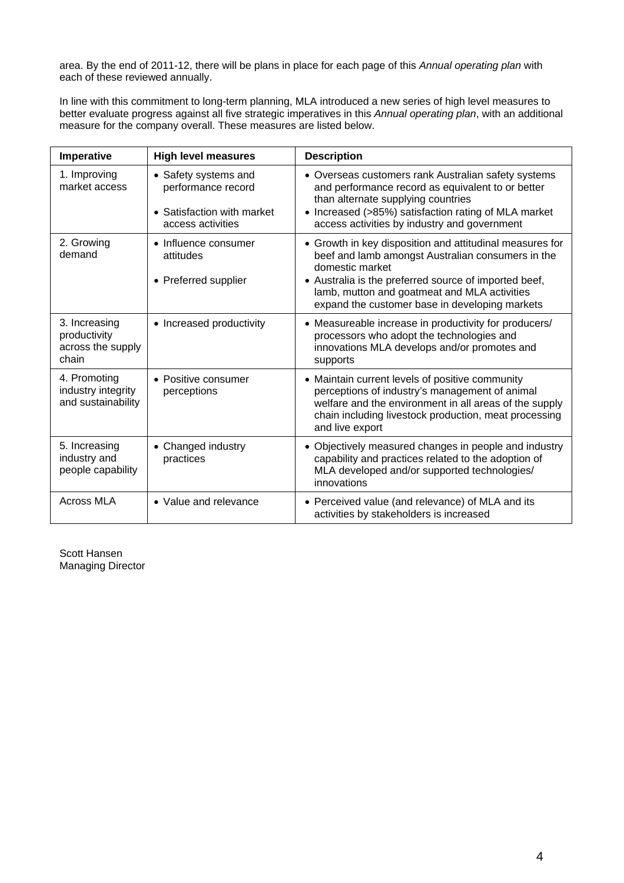area. By the end of 2011-12, there will be plans in place for each page of this *Annual operating plan* with each of these reviewed annually.

In line with this commitment to long-term planning, MLA introduced a new series of high level measures to better evaluate progress against all five strategic imperatives in this *Annual operating plan*, with an additional measure for the company overall. These measures are listed below.

| Imperative | High level measures | Description |
|---|---|---|
| 1. Improving market access | • Safety systems and performance record<br>• Satisfaction with market access activities | • Overseas customers rank Australian safety systems and performance record as equivalent to or better than alternate supplying countries<br>• Increased (>85%) satisfaction rating of MLA market access activities by industry and government |
| 2. Growing demand | • Influence consumer attitudes<br>• Preferred supplier | • Growth in key disposition and attitudinal measures for beef and lamb amongst Australian consumers in the domestic market<br>• Australia is the preferred source of imported beef, lamb, mutton and goatmeat and MLA activities expand the customer base in developing markets |
| 3. Increasing productivity across the supply chain | • Increased productivity | • Measureable increase in productivity for producers/ processors who adopt the technologies and innovations MLA develops and/or promotes and supports |
| 4. Promoting industry integrity and sustainability | • Positive consumer perceptions | • Maintain current levels of positive community perceptions of industry's management of animal welfare and the environment in all areas of the supply chain including livestock production, meat processing and live export |
| 5. Increasing industry and people capability | • Changed industry practices | • Objectively measured changes in people and industry capability and practices related to the adoption of MLA developed and/or supported technologies/ innovations |
| Across MLA | • Value and relevance | • Perceived value (and relevance) of MLA and its activities by stakeholders is increased |

Scott Hansen
Managing Director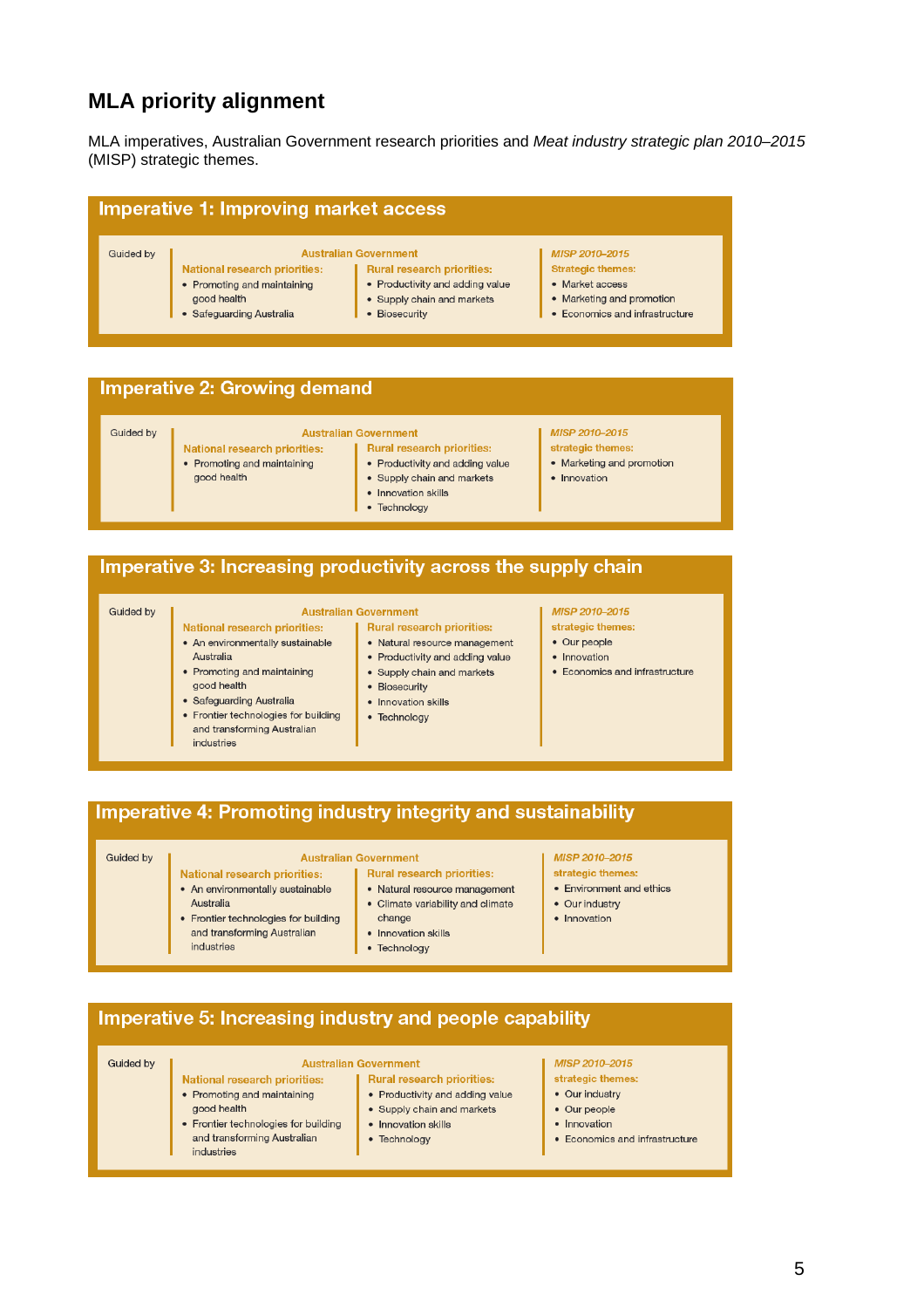## MLA priority alignment

MLA imperatives, Australian Government research priorities and *Meat industry strategic plan 2010–2015* (MISP) strategic themes.

### Imperative 1: Improving market access

Guided by

**Australian Government**

National research priorities:

- Promoting and maintaining good health
- Safeguarding Australia

Rural research priorities:

- Productivity and adding value
- Supply chain and markets
- Biosecurity

*MISP 2010–2015*

Strategic themes:

- Market access
- Marketing and promotion
- Economics and infrastructure

### Imperative 2: Growing demand

Guided by

**Australian Government**

National research priorities:

- Promoting and maintaining good health

Rural research priorities:

- Productivity and adding value
- Supply chain and markets
- Innovation skills
- Technology

*MISP 2010–2015*

strategic themes:

- Marketing and promotion
- Innovation

### Imperative 3: Increasing productivity across the supply chain

Guided by

**Australian Government**

National research priorities:

- An environmentally sustainable Australia
- Promoting and maintaining good health
- Safeguarding Australia
- Frontier technologies for building and transforming Australian industries

Rural research priorities:

- Natural resource management
- Productivity and adding value
- Supply chain and markets
- Biosecurity
- Innovation skills
- Technology

*MISP 2010–2015*

strategic themes:

- Our people
- Innovation
- Economics and infrastructure

### Imperative 4: Promoting industry integrity and sustainability

Guided by

**Australian Government**

National research priorities:

- An environmentally sustainable Australia
- Frontier technologies for building and transforming Australian industries

Rural research priorities:

- Natural resource management
- Climate variability and climate change
- Innovation skills
- Technology

*MISP 2010–2015*

strategic themes:

- Environment and ethics
- Our industry
- Innovation

### Imperative 5: Increasing industry and people capability

Guided by

**Australian Government**

National research priorities:

- Promoting and maintaining good health
- Frontier technologies for building and transforming Australian industries

Rural research priorities:

- Productivity and adding value
- Supply chain and markets
- Innovation skills
- Technology

*MISP 2010–2015*

strategic themes:

- Our industry
- Our people
- Innovation
- Economics and infrastructure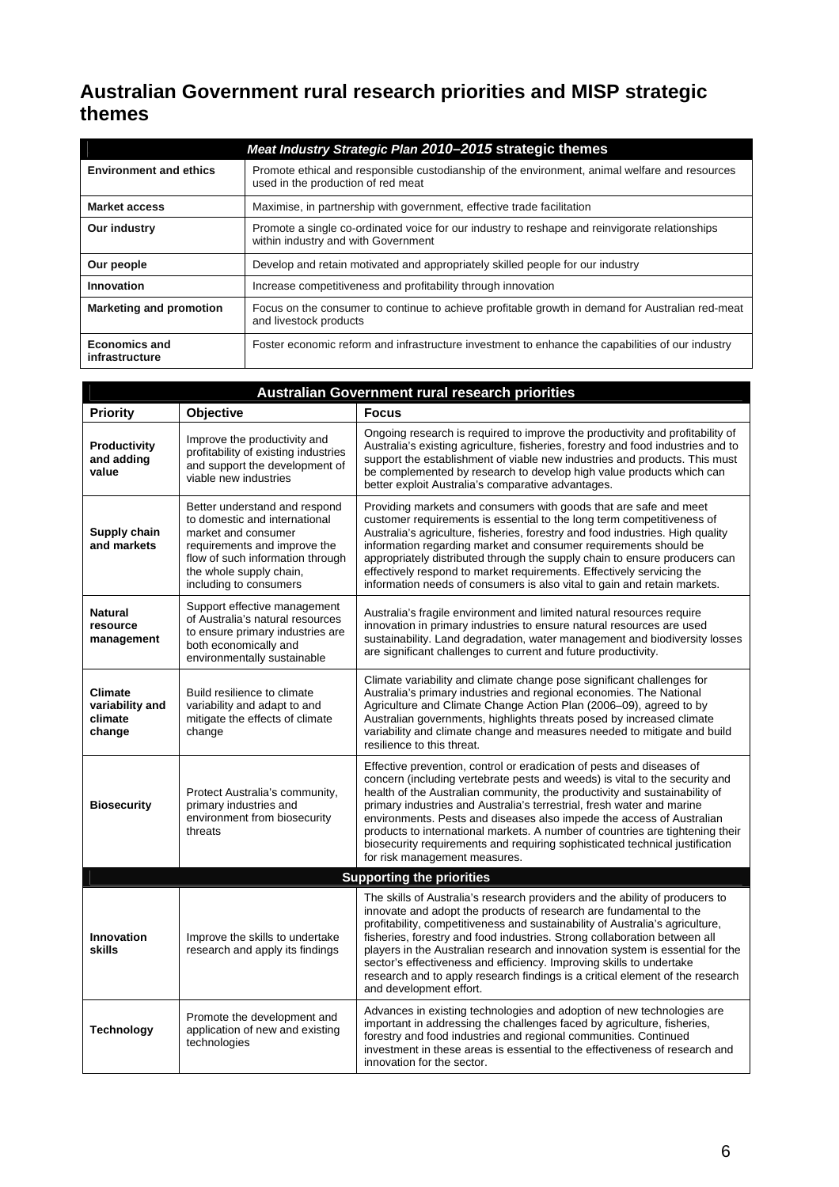## Australian Government rural research priorities and MISP strategic themes

| *Meat Industry Strategic Plan 2010–2015* strategic themes | |
|---|---|
| **Environment and ethics** | Promote ethical and responsible custodianship of the environment, animal welfare and resources used in the production of red meat |
| **Market access** | Maximise, in partnership with government, effective trade facilitation |
| **Our industry** | Promote a single co-ordinated voice for our industry to reshape and reinvigorate relationships within industry and with Government |
| **Our people** | Develop and retain motivated and appropriately skilled people for our industry |
| **Innovation** | Increase competitiveness and profitability through innovation |
| **Marketing and promotion** | Focus on the consumer to continue to achieve profitable growth in demand for Australian red-meat and livestock products |
| **Economics and infrastructure** | Foster economic reform and infrastructure investment to enhance the capabilities of our industry |

| Australian Government rural research priorities | | |
|---|---|---|
| **Priority** | **Objective** | **Focus** |
| **Productivity and adding value** | Improve the productivity and profitability of existing industries and support the development of viable new industries | Ongoing research is required to improve the productivity and profitability of Australia's existing agriculture, fisheries, forestry and food industries and to support the establishment of viable new industries and products. This must be complemented by research to develop high value products which can better exploit Australia's comparative advantages. |
| **Supply chain and markets** | Better understand and respond to domestic and international market and consumer requirements and improve the flow of such information through the whole supply chain, including to consumers | Providing markets and consumers with goods that are safe and meet customer requirements is essential to the long term competitiveness of Australia's agriculture, fisheries, forestry and food industries. High quality information regarding market and consumer requirements should be appropriately distributed through the supply chain to ensure producers can effectively respond to market requirements. Effectively servicing the information needs of consumers is also vital to gain and retain markets. |
| **Natural resource management** | Support effective management of Australia's natural resources to ensure primary industries are both economically and environmentally sustainable | Australia's fragile environment and limited natural resources require innovation in primary industries to ensure natural resources are used sustainability. Land degradation, water management and biodiversity losses are significant challenges to current and future productivity. |
| **Climate variability and climate change** | Build resilience to climate variability and adapt to and mitigate the effects of climate change | Climate variability and climate change pose significant challenges for Australia's primary industries and regional economies. The National Agriculture and Climate Change Action Plan (2006–09), agreed to by Australian governments, highlights threats posed by increased climate variability and climate change and measures needed to mitigate and build resilience to this threat. |
| **Biosecurity** | Protect Australia's community, primary industries and environment from biosecurity threats | Effective prevention, control or eradication of pests and diseases of concern (including vertebrate pests and weeds) is vital to the security and health of the Australian community, the productivity and sustainability of primary industries and Australia's terrestrial, fresh water and marine environments. Pests and diseases also impede the access of Australian products to international markets. A number of countries are tightening their biosecurity requirements and requiring sophisticated technical justification for risk management measures. |
| **Supporting the priorities** | | |
| **Innovation skills** | Improve the skills to undertake research and apply its findings | The skills of Australia's research providers and the ability of producers to innovate and adopt the products of research are fundamental to the profitability, competitiveness and sustainability of Australia's agriculture, fisheries, forestry and food industries. Strong collaboration between all players in the Australian research and innovation system is essential for the sector's effectiveness and efficiency. Improving skills to undertake research and to apply research findings is a critical element of the research and development effort. |
| **Technology** | Promote the development and application of new and existing technologies | Advances in existing technologies and adoption of new technologies are important in addressing the challenges faced by agriculture, fisheries, forestry and food industries and regional communities. Continued investment in these areas is essential to the effectiveness of research and innovation for the sector. |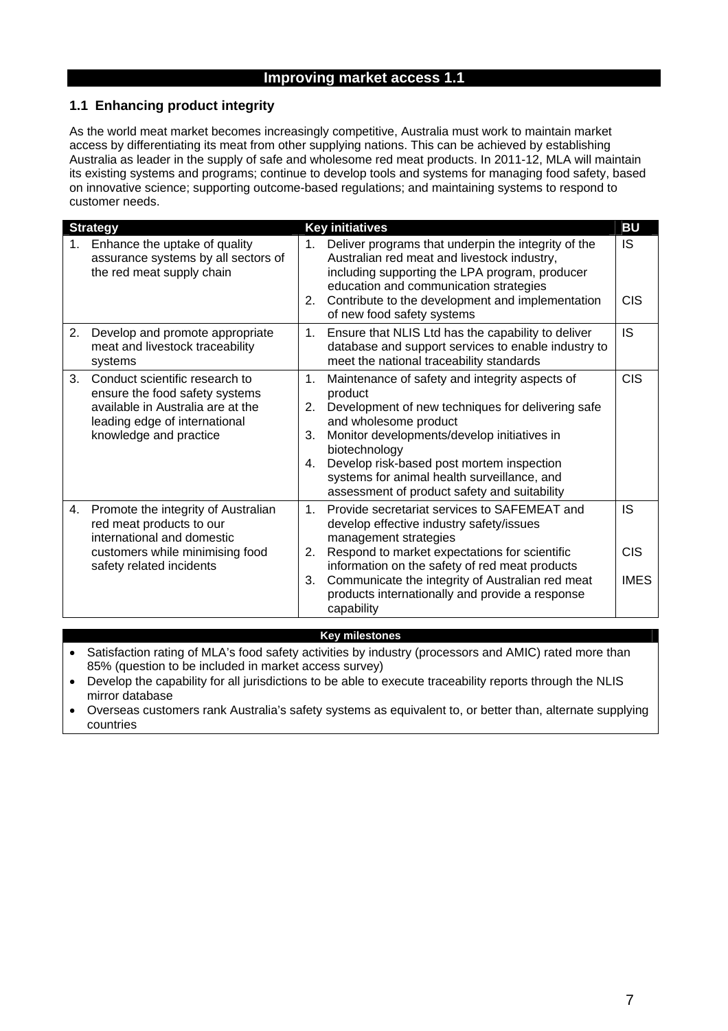## Improving market access 1.1

### 1.1 Enhancing product integrity

As the world meat market becomes increasingly competitive, Australia must work to maintain market access by differentiating its meat from other supplying nations. This can be achieved by establishing Australia as leader in the supply of safe and wholesome red meat products. In 2011-12, MLA will maintain its existing systems and programs; continue to develop tools and systems for managing food safety, based on innovative science; supporting outcome-based regulations; and maintaining systems to respond to customer needs.

| Strategy | Key initiatives | BU |
|---|---|---|
| 1. Enhance the uptake of quality assurance systems by all sectors of the red meat supply chain | 1. Deliver programs that underpin the integrity of the Australian red meat and livestock industry, including supporting the LPA program, producer education and communication strategies | IS |
| | 2. Contribute to the development and implementation of new food safety systems | CIS |
| 2. Develop and promote appropriate meat and livestock traceability systems | 1. Ensure that NLIS Ltd has the capability to deliver database and support services to enable industry to meet the national traceability standards | IS |
| 3. Conduct scientific research to ensure the food safety systems available in Australia are at the leading edge of international knowledge and practice | 1. Maintenance of safety and integrity aspects of product<br>2. Development of new techniques for delivering safe and wholesome product<br>3. Monitor developments/develop initiatives in biotechnology<br>4. Develop risk-based post mortem inspection systems for animal health surveillance, and assessment of product safety and suitability | CIS |
| 4. Promote the integrity of Australian red meat products to our international and domestic customers while minimising food safety related incidents | 1. Provide secretariat services to SAFEMEAT and develop effective industry safety/issues management strategies | IS |
| | 2. Respond to market expectations for scientific information on the safety of red meat products | CIS |
| | 3. Communicate the integrity of Australian red meat products internationally and provide a response capability | IMES |

**Key milestones**

- Satisfaction rating of MLA's food safety activities by industry (processors and AMIC) rated more than 85% (question to be included in market access survey)
- Develop the capability for all jurisdictions to be able to execute traceability reports through the NLIS mirror database
- Overseas customers rank Australia's safety systems as equivalent to, or better than, alternate supplying countries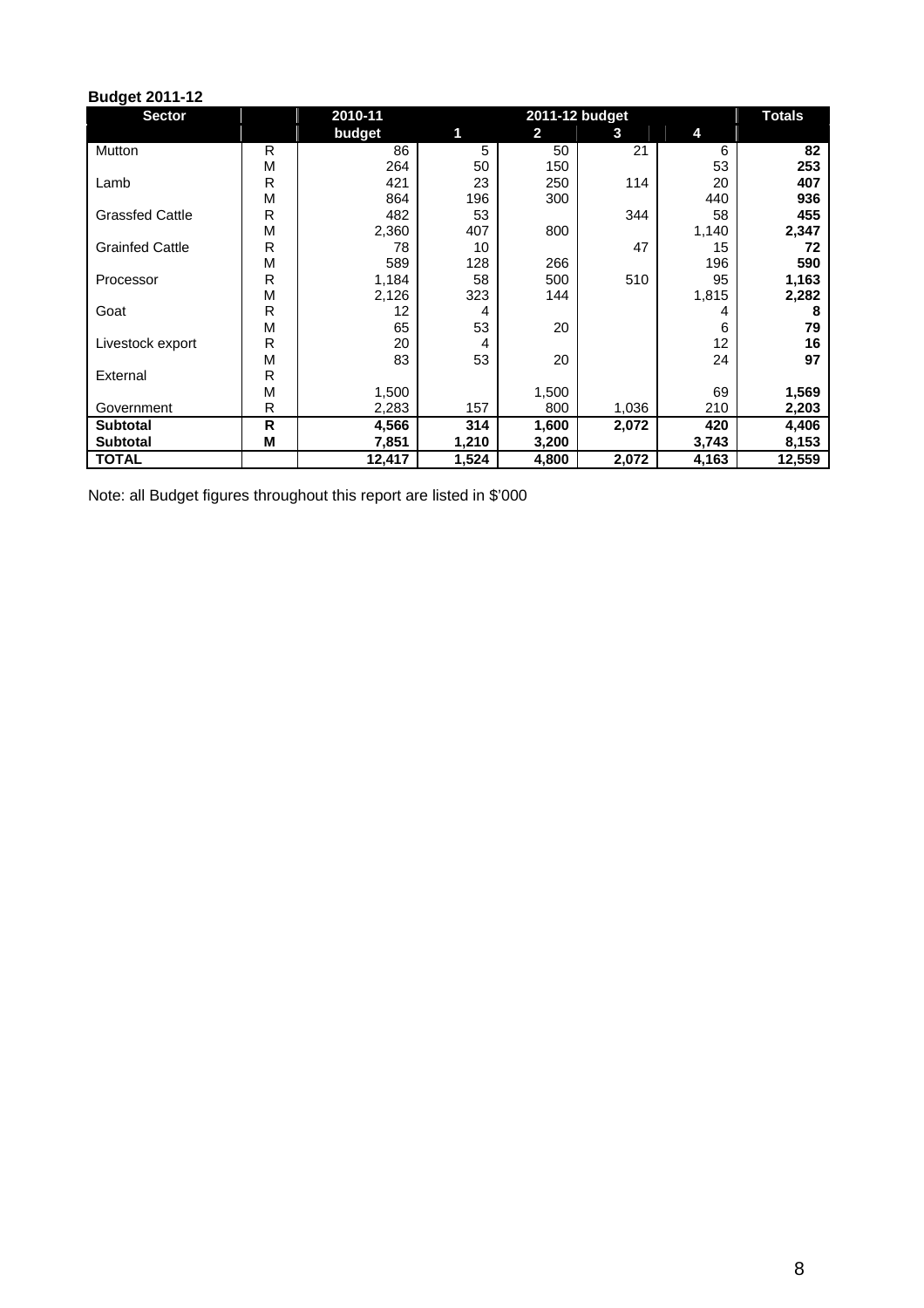**Budget 2011-12**

| Sector | | 2010-11 | 2011-12 budget | | | | Totals |
|---|---|---|---|---|---|---|---|
| | | budget | 1 | 2 | 3 | 4 | |
| Mutton | R | 86 | 5 | 50 | 21 | 6 | **82** |
| | M | 264 | 50 | 150 | | 53 | **253** |
| Lamb | R | 421 | 23 | 250 | 114 | 20 | **407** |
| | M | 864 | 196 | 300 | | 440 | **936** |
| Grassfed Cattle | R | 482 | 53 | | 344 | 58 | **455** |
| | M | 2,360 | 407 | 800 | | 1,140 | **2,347** |
| Grainfed Cattle | R | 78 | 10 | | 47 | 15 | **72** |
| | M | 589 | 128 | 266 | | 196 | **590** |
| Processor | R | 1,184 | 58 | 500 | 510 | 95 | **1,163** |
| | M | 2,126 | 323 | 144 | | 1,815 | **2,282** |
| Goat | R | 12 | 4 | | | 4 | **8** |
| | M | 65 | 53 | 20 | | 6 | **79** |
| Livestock export | R | 20 | 4 | | | 12 | **16** |
| | M | 83 | 53 | 20 | | 24 | **97** |
| External | R | | | | | | |
| | M | 1,500 | | 1,500 | | 69 | **1,569** |
| Government | R | 2,283 | 157 | 800 | 1,036 | 210 | **2,203** |
| **Subtotal** | **R** | **4,566** | **314** | **1,600** | **2,072** | **420** | **4,406** |
| **Subtotal** | **M** | **7,851** | **1,210** | **3,200** | | **3,743** | **8,153** |
| **TOTAL** | | **12,417** | **1,524** | **4,800** | **2,072** | **4,163** | **12,559** |

Note: all Budget figures throughout this report are listed in $'000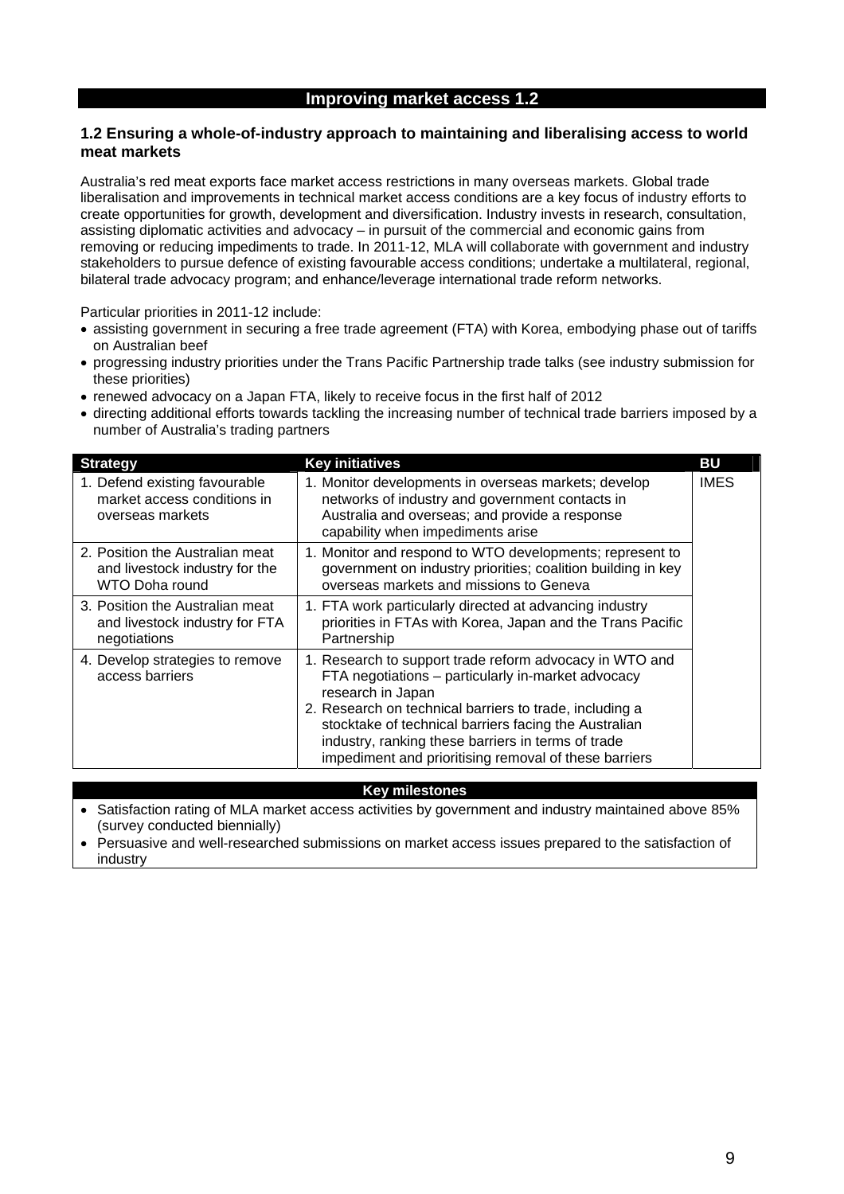# Improving market access 1.2

## 1.2 Ensuring a whole-of-industry approach to maintaining and liberalising access to world meat markets

Australia's red meat exports face market access restrictions in many overseas markets. Global trade liberalisation and improvements in technical market access conditions are a key focus of industry efforts to create opportunities for growth, development and diversification. Industry invests in research, consultation, assisting diplomatic activities and advocacy – in pursuit of the commercial and economic gains from removing or reducing impediments to trade. In 2011-12, MLA will collaborate with government and industry stakeholders to pursue defence of existing favourable access conditions; undertake a multilateral, regional, bilateral trade advocacy program; and enhance/leverage international trade reform networks.

Particular priorities in 2011-12 include:

- assisting government in securing a free trade agreement (FTA) with Korea, embodying phase out of tariffs on Australian beef
- progressing industry priorities under the Trans Pacific Partnership trade talks (see industry submission for these priorities)
- renewed advocacy on a Japan FTA, likely to receive focus in the first half of 2012
- directing additional efforts towards tackling the increasing number of technical trade barriers imposed by a number of Australia's trading partners

| Strategy | Key initiatives | BU |
|---|---|---|
| 1. Defend existing favourable market access conditions in overseas markets | 1. Monitor developments in overseas markets; develop networks of industry and government contacts in Australia and overseas; and provide a response capability when impediments arise | IMES |
| 2. Position the Australian meat and livestock industry for the WTO Doha round | 1. Monitor and respond to WTO developments; represent to government on industry priorities; coalition building in key overseas markets and missions to Geneva | |
| 3. Position the Australian meat and livestock industry for FTA negotiations | 1. FTA work particularly directed at advancing industry priorities in FTAs with Korea, Japan and the Trans Pacific Partnership | |
| 4. Develop strategies to remove access barriers | 1. Research to support trade reform advocacy in WTO and FTA negotiations – particularly in-market advocacy research in Japan<br>2. Research on technical barriers to trade, including a stocktake of technical barriers facing the Australian industry, ranking these barriers in terms of trade impediment and prioritising removal of these barriers | |

**Key milestones**

- Satisfaction rating of MLA market access activities by government and industry maintained above 85% (survey conducted biennially)
- Persuasive and well-researched submissions on market access issues prepared to the satisfaction of industry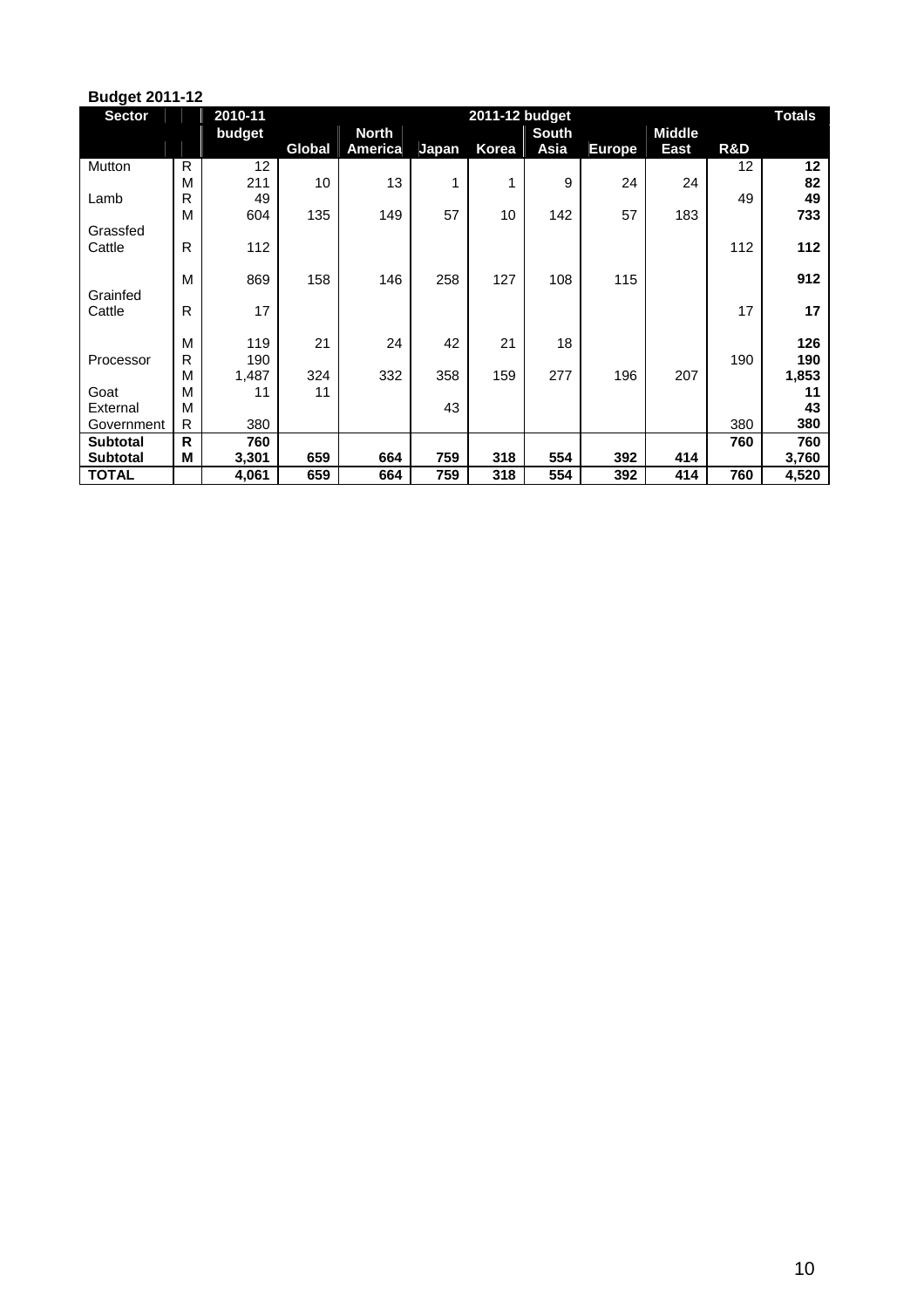**Budget 2011-12**

| Sector | | 2010-11 budget | 2011-12 budget | | | | | | | | Totals |
|---|---|---|---|---|---|---|---|---|---|---|---|
| | | | Global | North America | Japan | Korea | South Asia | Europe | Middle East | R&D | |
| Mutton | R | 12 | | | | | | | | 12 | 12 |
| | M | 211 | 10 | 13 | 1 | 1 | 9 | 24 | 24 | | 82 |
| Lamb | R | 49 | | | | | | | | 49 | 49 |
| | M | 604 | 135 | 149 | 57 | 10 | 142 | 57 | 183 | | 733 |
| Grassfed Cattle | R | 112 | | | | | | | | 112 | 112 |
| | M | 869 | 158 | 146 | 258 | 127 | 108 | 115 | | | 912 |
| Grainfed Cattle | R | 17 | | | | | | | | 17 | 17 |
| | M | 119 | 21 | 24 | 42 | 21 | 18 | | | | 126 |
| Processor | R | 190 | | | | | | | | 190 | 190 |
| | M | 1,487 | 324 | 332 | 358 | 159 | 277 | 196 | 207 | | 1,853 |
| Goat | M | 11 | 11 | | | | | | | | 11 |
| External | M | | | | 43 | | | | | | 43 |
| Government | R | 380 | | | | | | | | 380 | 380 |
| **Subtotal** | **R** | **760** | | | | | | | | **760** | **760** |
| **Subtotal** | **M** | **3,301** | **659** | **664** | **759** | **318** | **554** | **392** | **414** | | **3,760** |
| **TOTAL** | | **4,061** | **659** | **664** | **759** | **318** | **554** | **392** | **414** | **760** | **4,520** |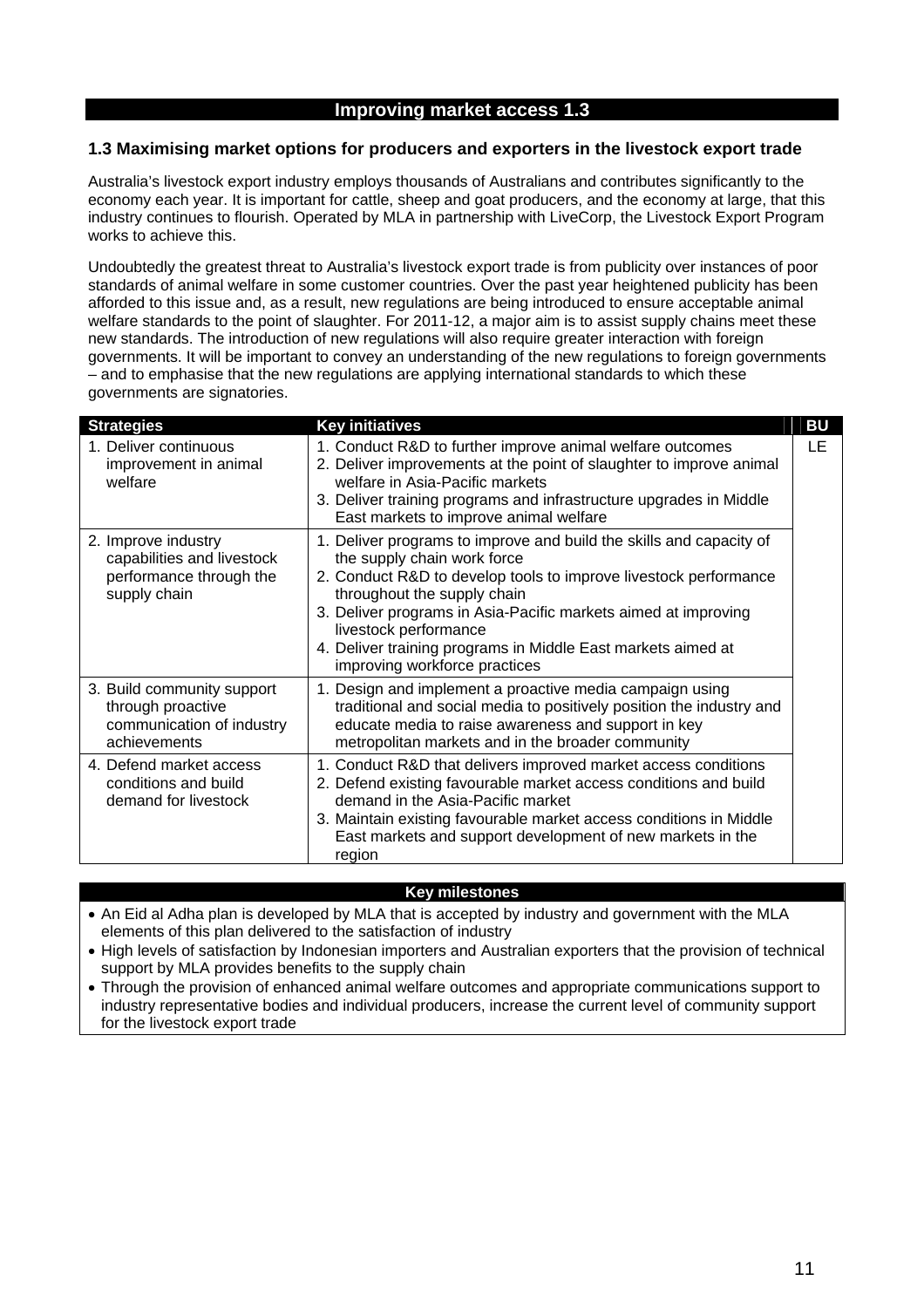## Improving market access 1.3

### 1.3 Maximising market options for producers and exporters in the livestock export trade

Australia's livestock export industry employs thousands of Australians and contributes significantly to the economy each year. It is important for cattle, sheep and goat producers, and the economy at large, that this industry continues to flourish. Operated by MLA in partnership with LiveCorp, the Livestock Export Program works to achieve this.

Undoubtedly the greatest threat to Australia's livestock export trade is from publicity over instances of poor standards of animal welfare in some customer countries. Over the past year heightened publicity has been afforded to this issue and, as a result, new regulations are being introduced to ensure acceptable animal welfare standards to the point of slaughter. For 2011-12, a major aim is to assist supply chains meet these new standards. The introduction of new regulations will also require greater interaction with foreign governments. It will be important to convey an understanding of the new regulations to foreign governments – and to emphasise that the new regulations are applying international standards to which these governments are signatories.

| Strategies | Key initiatives | BU |
|---|---|---|
| 1. Deliver continuous improvement in animal welfare | 1. Conduct R&D to further improve animal welfare outcomes<br>2. Deliver improvements at the point of slaughter to improve animal welfare in Asia-Pacific markets<br>3. Deliver training programs and infrastructure upgrades in Middle East markets to improve animal welfare | LE |
| 2. Improve industry capabilities and livestock performance through the supply chain | 1. Deliver programs to improve and build the skills and capacity of the supply chain work force<br>2. Conduct R&D to develop tools to improve livestock performance throughout the supply chain<br>3. Deliver programs in Asia-Pacific markets aimed at improving livestock performance<br>4. Deliver training programs in Middle East markets aimed at improving workforce practices | |
| 3. Build community support through proactive communication of industry achievements | 1. Design and implement a proactive media campaign using traditional and social media to positively position the industry and educate media to raise awareness and support in key metropolitan markets and in the broader community | |
| 4. Defend market access conditions and build demand for livestock | 1. Conduct R&D that delivers improved market access conditions<br>2. Defend existing favourable market access conditions and build demand in the Asia-Pacific market<br>3. Maintain existing favourable market access conditions in Middle East markets and support development of new markets in the region | |

**Key milestones**

- An Eid al Adha plan is developed by MLA that is accepted by industry and government with the MLA elements of this plan delivered to the satisfaction of industry
- High levels of satisfaction by Indonesian importers and Australian exporters that the provision of technical support by MLA provides benefits to the supply chain
- Through the provision of enhanced animal welfare outcomes and appropriate communications support to industry representative bodies and individual producers, increase the current level of community support for the livestock export trade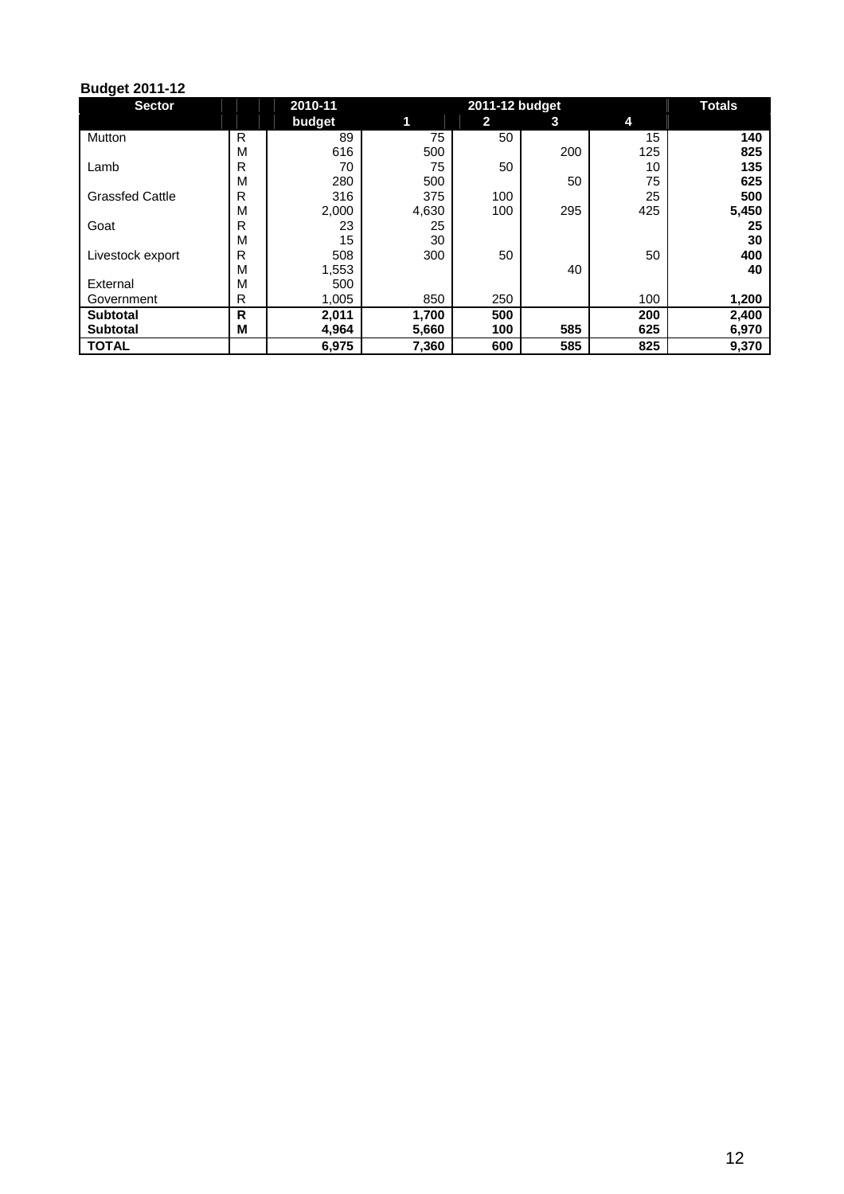**Budget 2011-12**

| Sector | | 2010-11 | 2011-12 budget | | | | Totals |
|---|---|---|---|---|---|---|---|
| | | budget | 1 | 2 | 3 | 4 | |
| Mutton | R | 89 | 75 | 50 | | 15 | **140** |
| | M | 616 | 500 | | 200 | 125 | **825** |
| Lamb | R | 70 | 75 | 50 | | 10 | **135** |
| | M | 280 | 500 | | 50 | 75 | **625** |
| Grassfed Cattle | R | 316 | 375 | 100 | | 25 | **500** |
| | M | 2,000 | 4,630 | 100 | 295 | 425 | **5,450** |
| Goat | R | 23 | 25 | | | | **25** |
| | M | 15 | 30 | | | | **30** |
| Livestock export | R | 508 | 300 | 50 | | 50 | **400** |
| | M | 1,553 | | | 40 | | **40** |
| External | M | 500 | | | | | |
| Government | R | 1,005 | 850 | 250 | | 100 | **1,200** |
| **Subtotal** | **R** | **2,011** | **1,700** | **500** | | **200** | **2,400** |
| **Subtotal** | **M** | **4,964** | **5,660** | **100** | **585** | **625** | **6,970** |
| **TOTAL** | | **6,975** | **7,360** | **600** | **585** | **825** | **9,370** |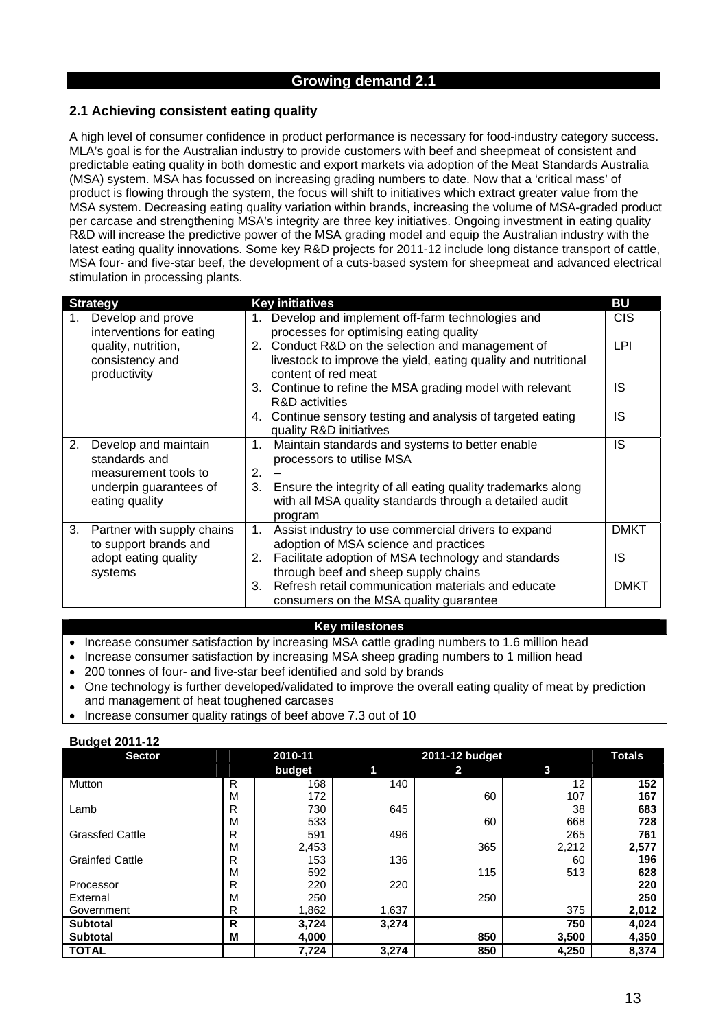# Growing demand 2.1

## 2.1 Achieving consistent eating quality

A high level of consumer confidence in product performance is necessary for food-industry category success. MLA's goal is for the Australian industry to provide customers with beef and sheepmeat of consistent and predictable eating quality in both domestic and export markets via adoption of the Meat Standards Australia (MSA) system. MSA has focussed on increasing grading numbers to date. Now that a 'critical mass' of product is flowing through the system, the focus will shift to initiatives which extract greater value from the MSA system. Decreasing eating quality variation within brands, increasing the volume of MSA-graded product per carcase and strengthening MSA's integrity are three key initiatives. Ongoing investment in eating quality R&D will increase the predictive power of the MSA grading model and equip the Australian industry with the latest eating quality innovations. Some key R&D projects for 2011-12 include long distance transport of cattle, MSA four- and five-star beef, the development of a cuts-based system for sheepmeat and advanced electrical stimulation in processing plants.

| Strategy | Key initiatives | BU |
|---|---|---|
| 1. Develop and prove interventions for eating quality, nutrition, consistency and productivity | 1. Develop and implement off-farm technologies and processes for optimising eating quality | CIS |
| | 2. Conduct R&D on the selection and management of livestock to improve the yield, eating quality and nutritional content of red meat | LPI |
| | 3. Continue to refine the MSA grading model with relevant R&D activities | IS |
| | 4. Continue sensory testing and analysis of targeted eating quality R&D initiatives | IS |
| 2. Develop and maintain standards and measurement tools to underpin guarantees of eating quality | 1. Maintain standards and systems to better enable processors to utilise MSA | IS |
| | 2. – | |
| | 3. Ensure the integrity of all eating quality trademarks along with all MSA quality standards through a detailed audit program | |
| 3. Partner with supply chains to support brands and adopt eating quality systems | 1. Assist industry to use commercial drivers to expand adoption of MSA science and practices | DMKT |
| | 2. Facilitate adoption of MSA technology and standards through beef and sheep supply chains | IS |
| | 3. Refresh retail communication materials and educate consumers on the MSA quality guarantee | DMKT |

**Key milestones**

- Increase consumer satisfaction by increasing MSA cattle grading numbers to 1.6 million head
- Increase consumer satisfaction by increasing MSA sheep grading numbers to 1 million head
- 200 tonnes of four- and five-star beef identified and sold by brands
- One technology is further developed/validated to improve the overall eating quality of meat by prediction and management of heat toughened carcases
- Increase consumer quality ratings of beef above 7.3 out of 10

**Budget 2011-12**

| Sector | | 2010-11 budget | 2011-12 budget 1 | 2 | 3 | Totals |
|---|---|---|---|---|---|---|
| Mutton | R | 168 | 140 | | 12 | **152** |
| | M | 172 | | 60 | 107 | **167** |
| Lamb | R | 730 | 645 | | 38 | **683** |
| | M | 533 | | 60 | 668 | **728** |
| Grassfed Cattle | R | 591 | 496 | | 265 | **761** |
| | M | 2,453 | | 365 | 2,212 | **2,577** |
| Grainfed Cattle | R | 153 | 136 | | 60 | **196** |
| | M | 592 | | 115 | 513 | **628** |
| Processor | R | 220 | 220 | | | **220** |
| External | M | 250 | | 250 | | **250** |
| Government | R | 1,862 | 1,637 | | 375 | **2,012** |
| **Subtotal** | **R** | **3,724** | **3,274** | | **750** | **4,024** |
| **Subtotal** | **M** | **4,000** | | **850** | **3,500** | **4,350** |
| **TOTAL** | | **7,724** | **3,274** | **850** | **4,250** | **8,374** |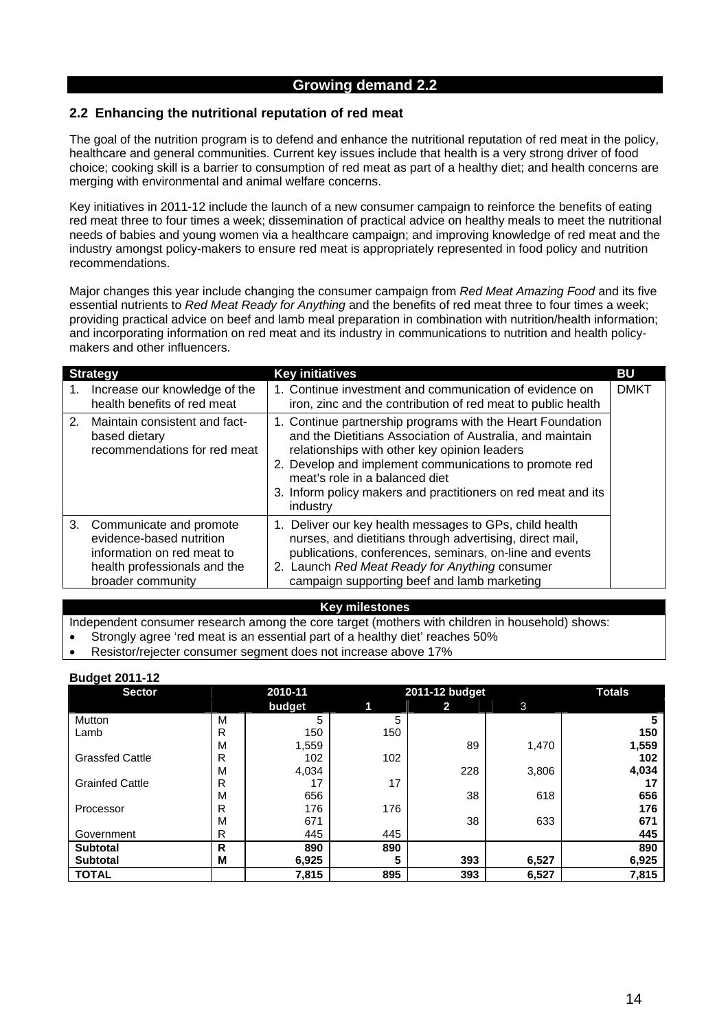## Growing demand 2.2

### 2.2 Enhancing the nutritional reputation of red meat

The goal of the nutrition program is to defend and enhance the nutritional reputation of red meat in the policy, healthcare and general communities. Current key issues include that health is a very strong driver of food choice; cooking skill is a barrier to consumption of red meat as part of a healthy diet; and health concerns are merging with environmental and animal welfare concerns.

Key initiatives in 2011-12 include the launch of a new consumer campaign to reinforce the benefits of eating red meat three to four times a week; dissemination of practical advice on healthy meals to meet the nutritional needs of babies and young women via a healthcare campaign; and improving knowledge of red meat and the industry amongst policy-makers to ensure red meat is appropriately represented in food policy and nutrition recommendations.

Major changes this year include changing the consumer campaign from *Red Meat Amazing Food* and its five essential nutrients to *Red Meat Ready for Anything* and the benefits of red meat three to four times a week; providing practical advice on beef and lamb meal preparation in combination with nutrition/health information; and incorporating information on red meat and its industry in communications to nutrition and health policy-makers and other influencers.

| Strategy | Key initiatives | BU |
|---|---|---|
| 1. Increase our knowledge of the health benefits of red meat | 1. Continue investment and communication of evidence on iron, zinc and the contribution of red meat to public health | DMKT |
| 2. Maintain consistent and fact-based dietary recommendations for red meat | 1. Continue partnership programs with the Heart Foundation and the Dietitians Association of Australia, and maintain relationships with other key opinion leaders<br>2. Develop and implement communications to promote red meat's role in a balanced diet<br>3. Inform policy makers and practitioners on red meat and its industry | |
| 3. Communicate and promote evidence-based nutrition information on red meat to health professionals and the broader community | 1. Deliver our key health messages to GPs, child health nurses, and dietitians through advertising, direct mail, publications, conferences, seminars, on-line and events<br>2. Launch *Red Meat Ready for Anything* consumer campaign supporting beef and lamb marketing | |

**Key milestones**

Independent consumer research among the core target (mothers with children in household) shows:

- Strongly agree 'red meat is an essential part of a healthy diet' reaches 50%
- Resistor/rejecter consumer segment does not increase above 17%

**Budget 2011-12**

| Sector | | 2010-11 budget | 2011-12 budget 1 | 2 | 3 | Totals |
|---|---|---|---|---|---|---|
| Mutton | M | 5 | 5 | | | 5 |
| Lamb | R | 150 | 150 | | | 150 |
| | M | 1,559 | | 89 | 1,470 | 1,559 |
| Grassfed Cattle | R | 102 | 102 | | | 102 |
| | M | 4,034 | | 228 | 3,806 | 4,034 |
| Grainfed Cattle | R | 17 | 17 | | | 17 |
| | M | 656 | | 38 | 618 | 656 |
| Processor | R | 176 | 176 | | | 176 |
| | M | 671 | | 38 | 633 | 671 |
| Government | R | 445 | 445 | | | 445 |
| **Subtotal** | **R** | **890** | **890** | | | **890** |
| **Subtotal** | **M** | **6,925** | **5** | **393** | **6,527** | **6,925** |
| **TOTAL** | | **7,815** | **895** | **393** | **6,527** | **7,815** |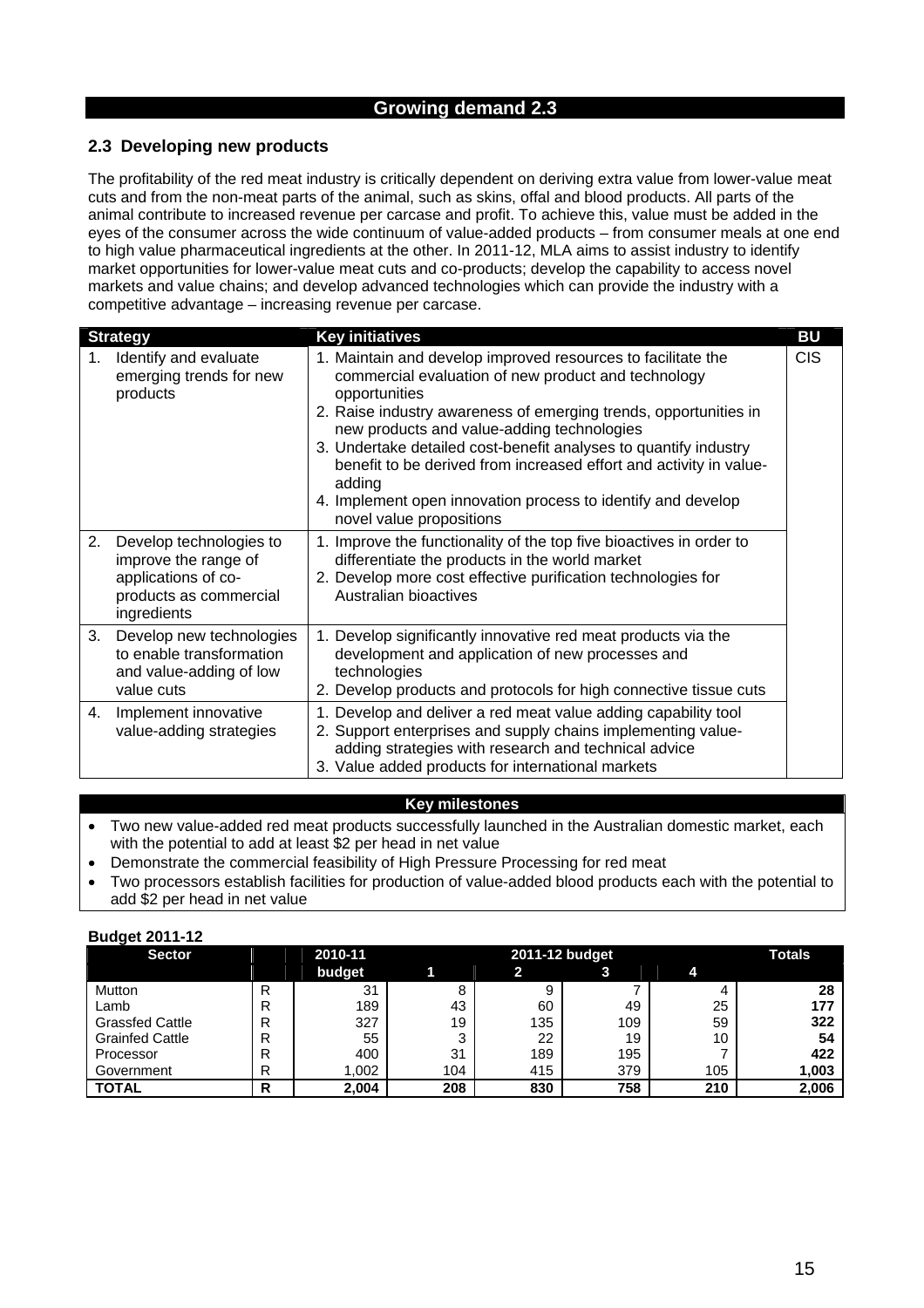## Growing demand 2.3

### 2.3 Developing new products

The profitability of the red meat industry is critically dependent on deriving extra value from lower-value meat cuts and from the non-meat parts of the animal, such as skins, offal and blood products. All parts of the animal contribute to increased revenue per carcase and profit. To achieve this, value must be added in the eyes of the consumer across the wide continuum of value-added products – from consumer meals at one end to high value pharmaceutical ingredients at the other. In 2011-12, MLA aims to assist industry to identify market opportunities for lower-value meat cuts and co-products; develop the capability to access novel markets and value chains; and develop advanced technologies which can provide the industry with a competitive advantage – increasing revenue per carcase.

| Strategy | Key initiatives | BU |
|---|---|---|
| 1. Identify and evaluate emerging trends for new products | 1. Maintain and develop improved resources to facilitate the commercial evaluation of new product and technology opportunities<br>2. Raise industry awareness of emerging trends, opportunities in new products and value-adding technologies<br>3. Undertake detailed cost-benefit analyses to quantify industry benefit to be derived from increased effort and activity in value-adding<br>4. Implement open innovation process to identify and develop novel value propositions | CIS |
| 2. Develop technologies to improve the range of applications of co-products as commercial ingredients | 1. Improve the functionality of the top five bioactives in order to differentiate the products in the world market<br>2. Develop more cost effective purification technologies for Australian bioactives | |
| 3. Develop new technologies to enable transformation and value-adding of low value cuts | 1. Develop significantly innovative red meat products via the development and application of new processes and technologies<br>2. Develop products and protocols for high connective tissue cuts | |
| 4. Implement innovative value-adding strategies | 1. Develop and deliver a red meat value adding capability tool<br>2. Support enterprises and supply chains implementing value-adding strategies with research and technical advice<br>3. Value added products for international markets | |

**Key milestones**

- Two new value-added red meat products successfully launched in the Australian domestic market, each with the potential to add at least $2 per head in net value
- Demonstrate the commercial feasibility of High Pressure Processing for red meat
- Two processors establish facilities for production of value-added blood products each with the potential to add $2 per head in net value

**Budget 2011-12**

| Sector | | 2010-11 budget | 2011-12 budget 1 | 2 | 3 | 4 | Totals |
|---|---|---|---|---|---|---|---|
| Mutton | R | 31 | 8 | 9 | 7 | 4 | **28** |
| Lamb | R | 189 | 43 | 60 | 49 | 25 | **177** |
| Grassfed Cattle | R | 327 | 19 | 135 | 109 | 59 | **322** |
| Grainfed Cattle | R | 55 | 3 | 22 | 19 | 10 | **54** |
| Processor | R | 400 | 31 | 189 | 195 | 7 | **422** |
| Government | R | 1,002 | 104 | 415 | 379 | 105 | **1,003** |
| **TOTAL** | **R** | **2,004** | **208** | **830** | **758** | **210** | **2,006** |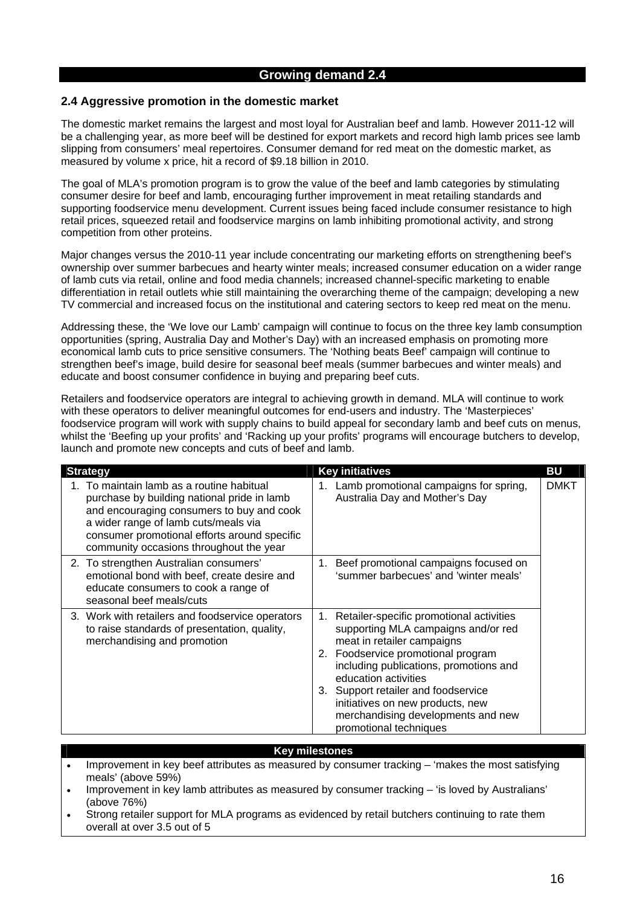## Growing demand 2.4

### 2.4 Aggressive promotion in the domestic market

The domestic market remains the largest and most loyal for Australian beef and lamb. However 2011-12 will be a challenging year, as more beef will be destined for export markets and record high lamb prices see lamb slipping from consumers' meal repertoires. Consumer demand for red meat on the domestic market, as measured by volume x price, hit a record of $9.18 billion in 2010.

The goal of MLA's promotion program is to grow the value of the beef and lamb categories by stimulating consumer desire for beef and lamb, encouraging further improvement in meat retailing standards and supporting foodservice menu development. Current issues being faced include consumer resistance to high retail prices, squeezed retail and foodservice margins on lamb inhibiting promotional activity, and strong competition from other proteins.

Major changes versus the 2010-11 year include concentrating our marketing efforts on strengthening beef's ownership over summer barbecues and hearty winter meals; increased consumer education on a wider range of lamb cuts via retail, online and food media channels; increased channel-specific marketing to enable differentiation in retail outlets whie still maintaining the overarching theme of the campaign; developing a new TV commercial and increased focus on the institutional and catering sectors to keep red meat on the menu.

Addressing these, the 'We love our Lamb' campaign will continue to focus on the three key lamb consumption opportunities (spring, Australia Day and Mother's Day) with an increased emphasis on promoting more economical lamb cuts to price sensitive consumers. The 'Nothing beats Beef' campaign will continue to strengthen beef's image, build desire for seasonal beef meals (summer barbecues and winter meals) and educate and boost consumer confidence in buying and preparing beef cuts.

Retailers and foodservice operators are integral to achieving growth in demand. MLA will continue to work with these operators to deliver meaningful outcomes for end-users and industry. The 'Masterpieces' foodservice program will work with supply chains to build appeal for secondary lamb and beef cuts on menus, whilst the 'Beefing up your profits' and 'Racking up your profits' programs will encourage butchers to develop, launch and promote new concepts and cuts of beef and lamb.

| Strategy | Key initiatives | BU |
|---|---|---|
| 1. To maintain lamb as a routine habitual purchase by building national pride in lamb and encouraging consumers to buy and cook a wider range of lamb cuts/meals via consumer promotional efforts around specific community occasions throughout the year | 1. Lamb promotional campaigns for spring, Australia Day and Mother's Day | DMKT |
| 2. To strengthen Australian consumers' emotional bond with beef, create desire and educate consumers to cook a range of seasonal beef meals/cuts | 1. Beef promotional campaigns focused on 'summer barbecues' and 'winter meals' | |
| 3. Work with retailers and foodservice operators to raise standards of presentation, quality, merchandising and promotion | 1. Retailer-specific promotional activities supporting MLA campaigns and/or red meat in retailer campaigns<br>2. Foodservice promotional program including publications, promotions and education activities<br>3. Support retailer and foodservice initiatives on new products, new merchandising developments and new promotional techniques | |

**Key milestones**

- Improvement in key beef attributes as measured by consumer tracking – 'makes the most satisfying meals' (above 59%)
- Improvement in key lamb attributes as measured by consumer tracking – 'is loved by Australians' (above 76%)
- Strong retailer support for MLA programs as evidenced by retail butchers continuing to rate them overall at over 3.5 out of 5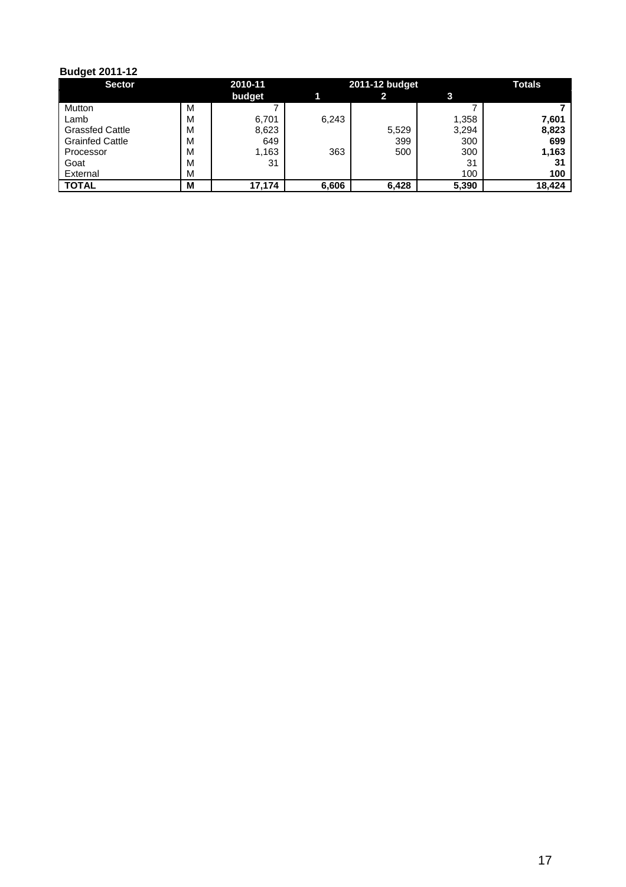**Budget 2011-12**

| Sector | | 2010-11 | 2011-12 budget | | | Totals |
|---|---|---|---|---|---|---|
| | | budget | 1 | 2 | 3 | |
| Mutton | M | 7 | | | 7 | **7** |
| Lamb | M | 6,701 | 6,243 | | 1,358 | **7,601** |
| Grassfed Cattle | M | 8,623 | | 5,529 | 3,294 | **8,823** |
| Grainfed Cattle | M | 649 | | 399 | 300 | **699** |
| Processor | M | 1,163 | 363 | 500 | 300 | **1,163** |
| Goat | M | 31 | | | 31 | **31** |
| External | M | | | | 100 | **100** |
| **TOTAL** | **M** | **17,174** | **6,606** | **6,428** | **5,390** | **18,424** |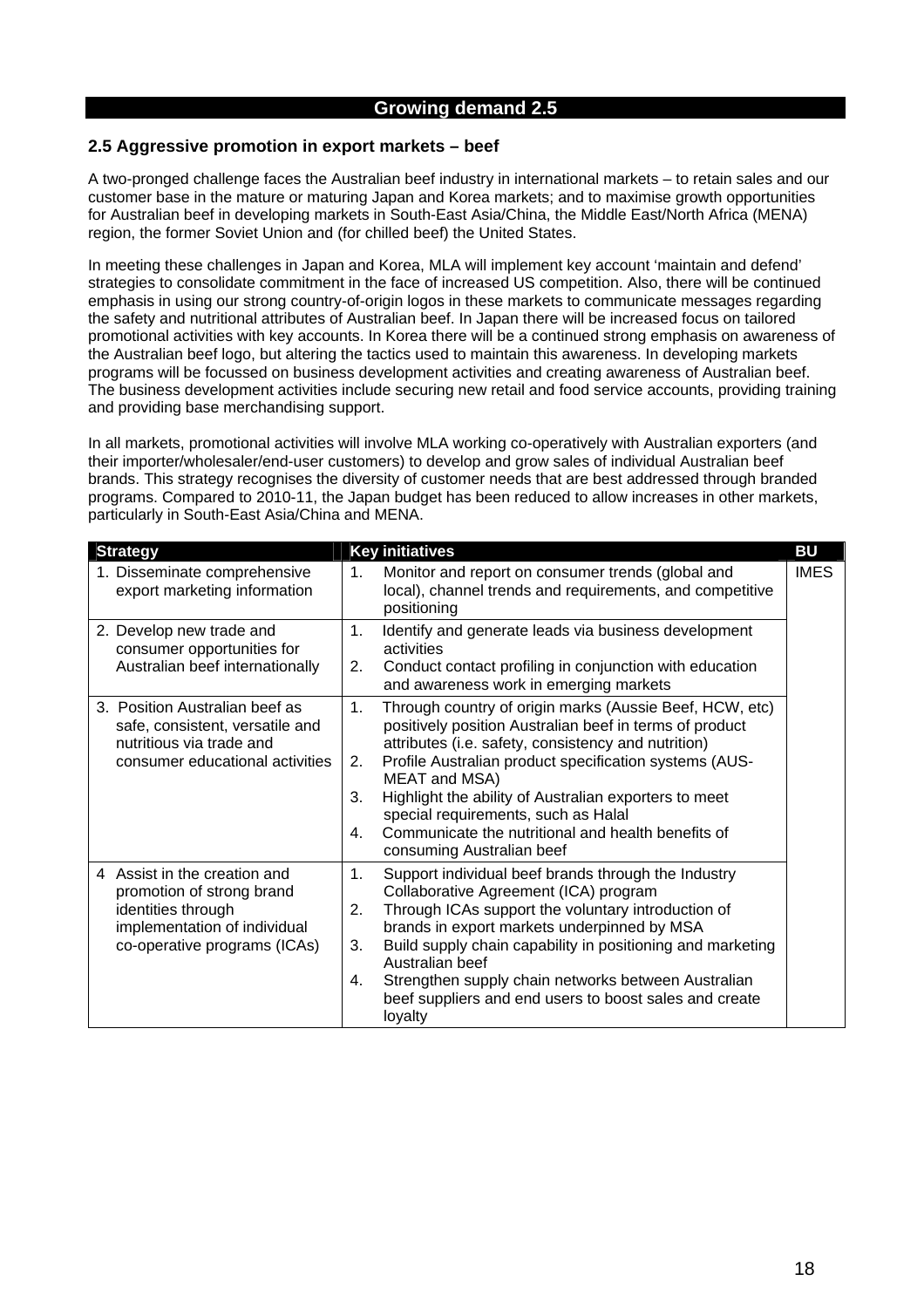## Growing demand 2.5

### 2.5 Aggressive promotion in export markets – beef

A two-pronged challenge faces the Australian beef industry in international markets – to retain sales and our customer base in the mature or maturing Japan and Korea markets; and to maximise growth opportunities for Australian beef in developing markets in South-East Asia/China, the Middle East/North Africa (MENA) region, the former Soviet Union and (for chilled beef) the United States.

In meeting these challenges in Japan and Korea, MLA will implement key account 'maintain and defend' strategies to consolidate commitment in the face of increased US competition. Also, there will be continued emphasis in using our strong country-of-origin logos in these markets to communicate messages regarding the safety and nutritional attributes of Australian beef. In Japan there will be increased focus on tailored promotional activities with key accounts. In Korea there will be a continued strong emphasis on awareness of the Australian beef logo, but altering the tactics used to maintain this awareness. In developing markets programs will be focussed on business development activities and creating awareness of Australian beef. The business development activities include securing new retail and food service accounts, providing training and providing base merchandising support.

In all markets, promotional activities will involve MLA working co-operatively with Australian exporters (and their importer/wholesaler/end-user customers) to develop and grow sales of individual Australian beef brands. This strategy recognises the diversity of customer needs that are best addressed through branded programs. Compared to 2010-11, the Japan budget has been reduced to allow increases in other markets, particularly in South-East Asia/China and MENA.

| Strategy | Key initiatives | BU |
|---|---|---|
| 1. Disseminate comprehensive export marketing information | 1. Monitor and report on consumer trends (global and local), channel trends and requirements, and competitive positioning | IMES |
| 2. Develop new trade and consumer opportunities for Australian beef internationally | 1. Identify and generate leads via business development activities<br>2. Conduct contact profiling in conjunction with education and awareness work in emerging markets | |
| 3. Position Australian beef as safe, consistent, versatile and nutritious via trade and consumer educational activities | 1. Through country of origin marks (Aussie Beef, HCW, etc) positively position Australian beef in terms of product attributes (i.e. safety, consistency and nutrition)<br>2. Profile Australian product specification systems (AUS-MEAT and MSA)<br>3. Highlight the ability of Australian exporters to meet special requirements, such as Halal<br>4. Communicate the nutritional and health benefits of consuming Australian beef | |
| 4 Assist in the creation and promotion of strong brand identities through implementation of individual co-operative programs (ICAs) | 1. Support individual beef brands through the Industry Collaborative Agreement (ICA) program<br>2. Through ICAs support the voluntary introduction of brands in export markets underpinned by MSA<br>3. Build supply chain capability in positioning and marketing Australian beef<br>4. Strengthen supply chain networks between Australian beef suppliers and end users to boost sales and create loyalty | |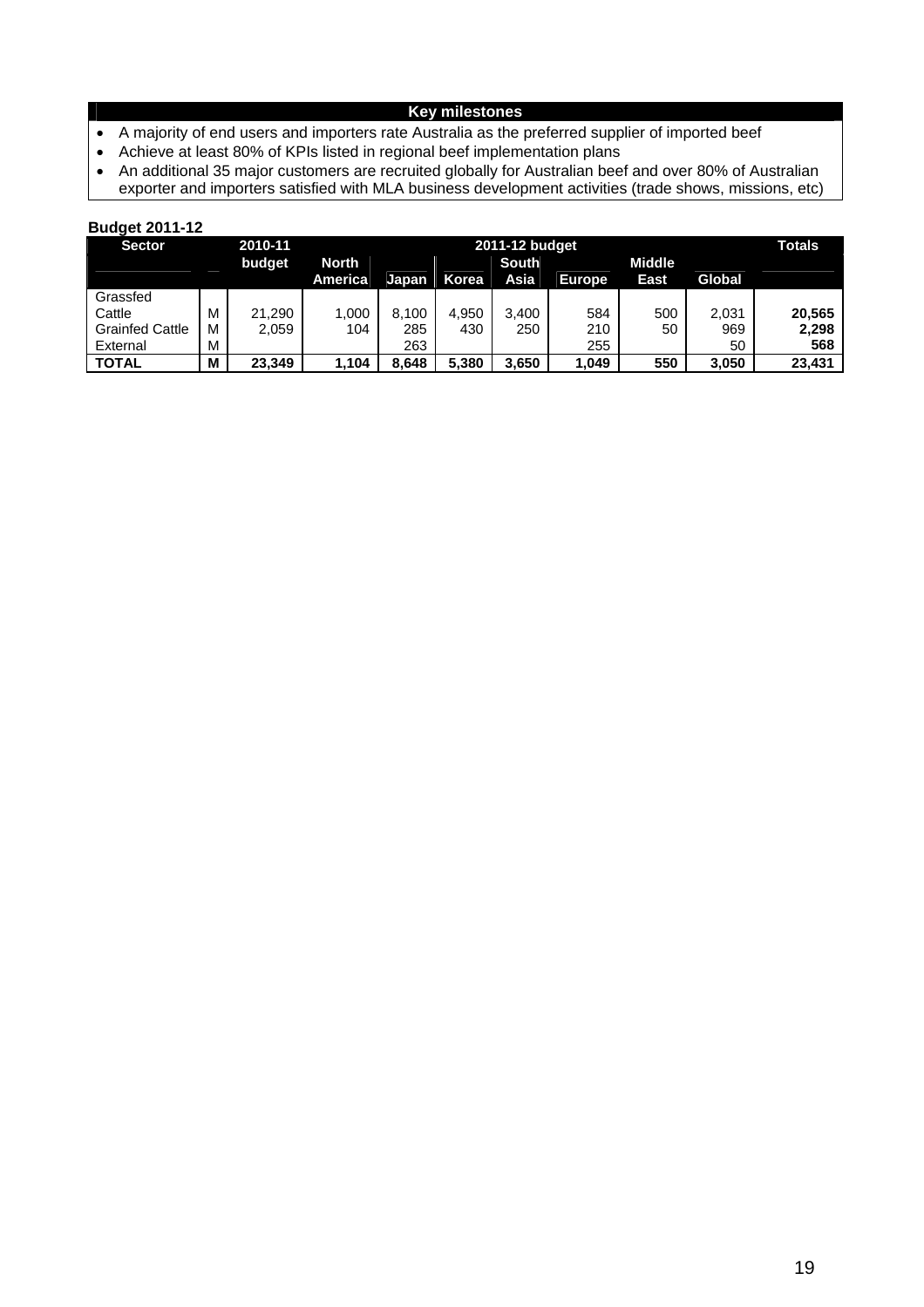**Key milestones**

- A majority of end users and importers rate Australia as the preferred supplier of imported beef
- Achieve at least 80% of KPIs listed in regional beef implementation plans
- An additional 35 major customers are recruited globally for Australian beef and over 80% of Australian exporter and importers satisfied with MLA business development activities (trade shows, missions, etc)

**Budget 2011-12**

| Sector | | 2010-11 budget | 2011-12 budget | | | | | | | Totals |
|---|---|---|---|---|---|---|---|---|---|---|
| | | | North America | Japan | Korea | South Asia | Europe | Middle East | Global | |
| Grassfed Cattle | M | 21,290 | 1,000 | 8,100 | 4,950 | 3,400 | 584 | 500 | 2,031 | **20,565** |
| Grainfed Cattle | M | 2,059 | 104 | 285 | 430 | 250 | 210 | 50 | 969 | **2,298** |
| External | M | | | 263 | | | 255 | | 50 | **568** |
| **TOTAL** | **M** | **23,349** | **1,104** | **8,648** | **5,380** | **3,650** | **1,049** | **550** | **3,050** | **23,431** |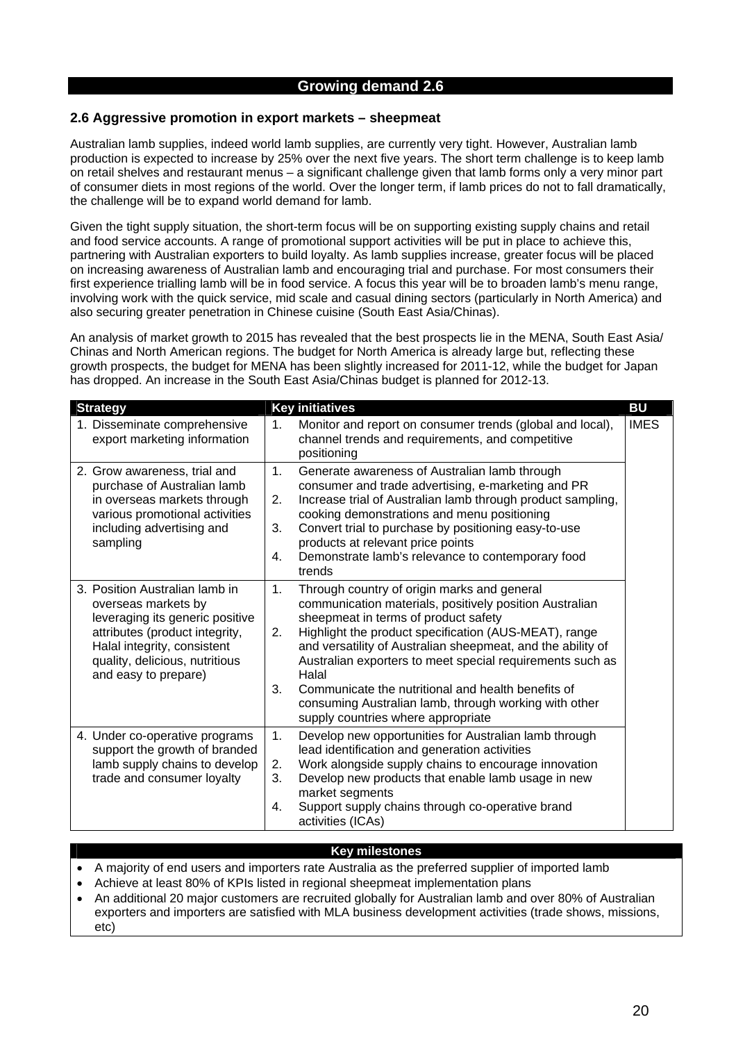## Growing demand 2.6

### 2.6 Aggressive promotion in export markets – sheepmeat

Australian lamb supplies, indeed world lamb supplies, are currently very tight. However, Australian lamb production is expected to increase by 25% over the next five years. The short term challenge is to keep lamb on retail shelves and restaurant menus – a significant challenge given that lamb forms only a very minor part of consumer diets in most regions of the world. Over the longer term, if lamb prices do not to fall dramatically, the challenge will be to expand world demand for lamb.

Given the tight supply situation, the short-term focus will be on supporting existing supply chains and retail and food service accounts. A range of promotional support activities will be put in place to achieve this, partnering with Australian exporters to build loyalty. As lamb supplies increase, greater focus will be placed on increasing awareness of Australian lamb and encouraging trial and purchase. For most consumers their first experience trialling lamb will be in food service. A focus this year will be to broaden lamb's menu range, involving work with the quick service, mid scale and casual dining sectors (particularly in North America) and also securing greater penetration in Chinese cuisine (South East Asia/Chinas).

An analysis of market growth to 2015 has revealed that the best prospects lie in the MENA, South East Asia/ Chinas and North American regions. The budget for North America is already large but, reflecting these growth prospects, the budget for MENA has been slightly increased for 2011-12, while the budget for Japan has dropped. An increase in the South East Asia/Chinas budget is planned for 2012-13.

| Strategy | Key initiatives | BU |
|---|---|---|
| 1. Disseminate comprehensive export marketing information | 1. Monitor and report on consumer trends (global and local), channel trends and requirements, and competitive positioning | IMES |
| 2. Grow awareness, trial and purchase of Australian lamb in overseas markets through various promotional activities including advertising and sampling | 1. Generate awareness of Australian lamb through consumer and trade advertising, e-marketing and PR<br>2. Increase trial of Australian lamb through product sampling, cooking demonstrations and menu positioning<br>3. Convert trial to purchase by positioning easy-to-use products at relevant price points<br>4. Demonstrate lamb's relevance to contemporary food trends | |
| 3. Position Australian lamb in overseas markets by leveraging its generic positive attributes (product integrity, Halal integrity, consistent quality, delicious, nutritious and easy to prepare) | 1. Through country of origin marks and general communication materials, positively position Australian sheepmeat in terms of product safety<br>2. Highlight the product specification (AUS-MEAT), range and versatility of Australian sheepmeat, and the ability of Australian exporters to meet special requirements such as Halal<br>3. Communicate the nutritional and health benefits of consuming Australian lamb, through working with other supply countries where appropriate | |
| 4. Under co-operative programs support the growth of branded lamb supply chains to develop trade and consumer loyalty | 1. Develop new opportunities for Australian lamb through lead identification and generation activities<br>2. Work alongside supply chains to encourage innovation<br>3. Develop new products that enable lamb usage in new market segments<br>4. Support supply chains through co-operative brand activities (ICAs) | |

**Key milestones**

- A majority of end users and importers rate Australia as the preferred supplier of imported lamb
- Achieve at least 80% of KPIs listed in regional sheepmeat implementation plans
- An additional 20 major customers are recruited globally for Australian lamb and over 80% of Australian exporters and importers are satisfied with MLA business development activities (trade shows, missions, etc)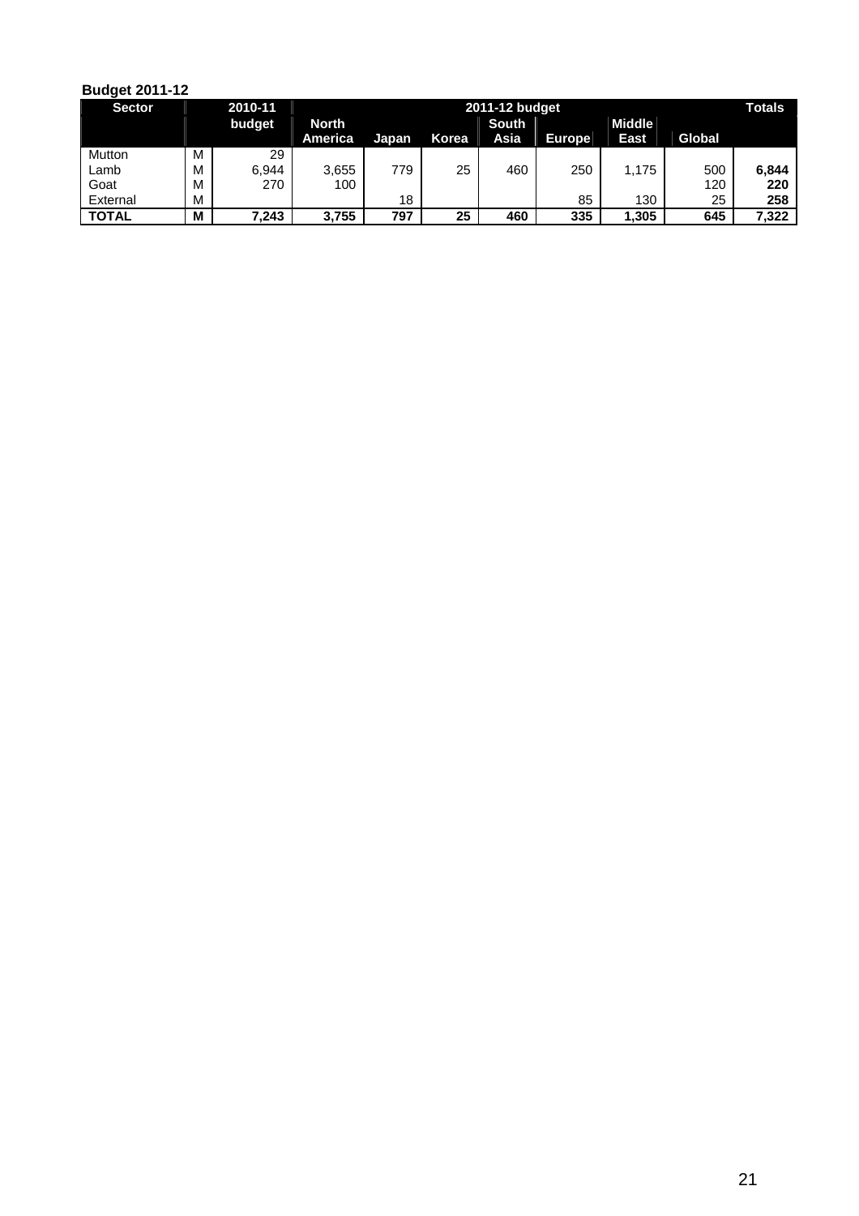**Budget 2011-12**

| Sector | | 2010-11 | 2011-12 budget | | | | | | | Totals |
|---|---|---|---|---|---|---|---|---|---|---|
| | | budget | North America | Japan | Korea | South Asia | Europe | Middle East | Global | |
| Mutton | M | 29 | | | | | | | | |
| Lamb | M | 6,944 | 3,655 | 779 | 25 | 460 | 250 | 1,175 | 500 | **6,844** |
| Goat | M | 270 | 100 | | | | | | 120 | **220** |
| External | M | | | 18 | | | 85 | 130 | 25 | **258** |
| **TOTAL** | **M** | **7,243** | **3,755** | **797** | **25** | **460** | **335** | **1,305** | **645** | **7,322** |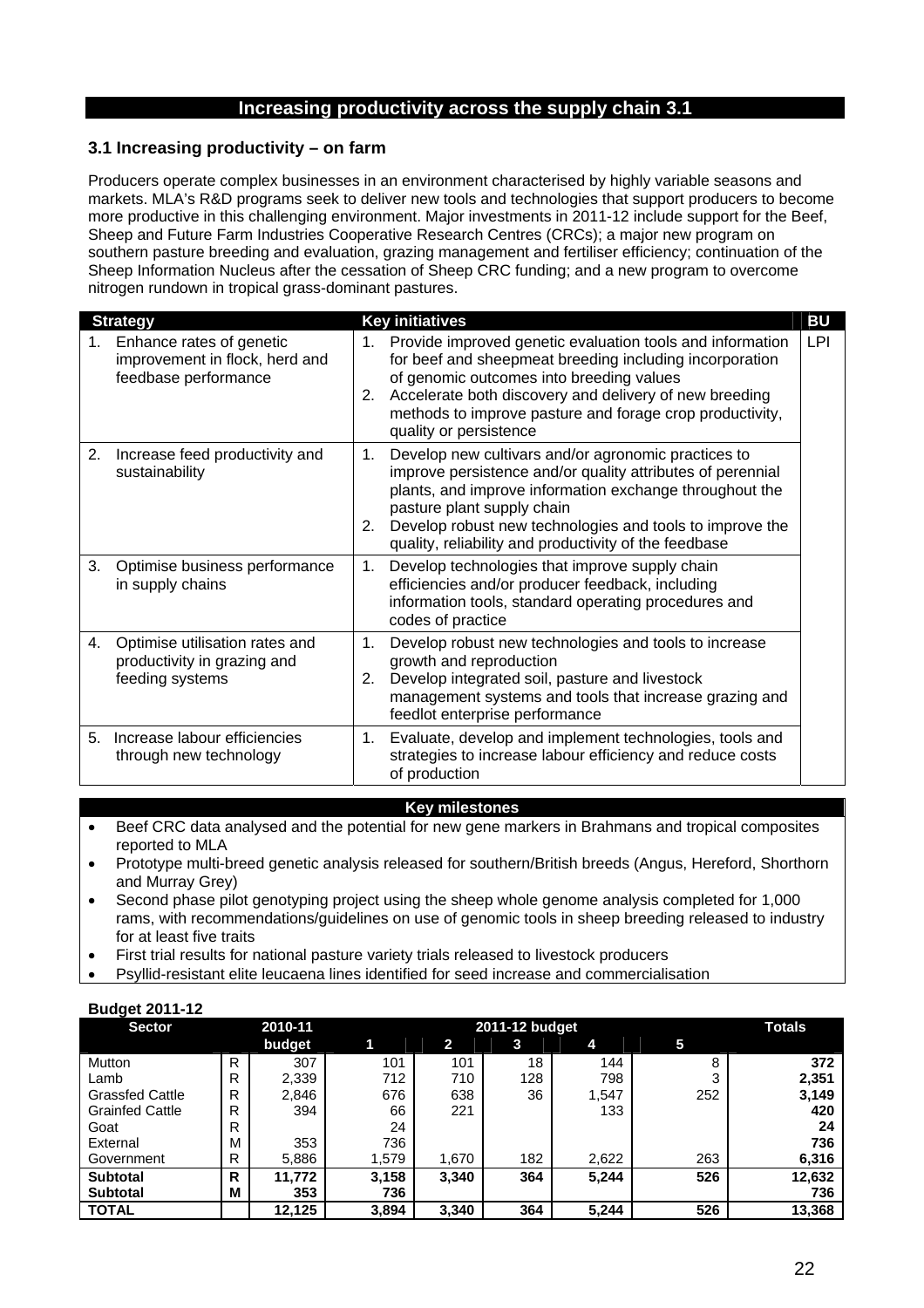## Increasing productivity across the supply chain 3.1

### 3.1 Increasing productivity – on farm

Producers operate complex businesses in an environment characterised by highly variable seasons and markets. MLA's R&D programs seek to deliver new tools and technologies that support producers to become more productive in this challenging environment. Major investments in 2011-12 include support for the Beef, Sheep and Future Farm Industries Cooperative Research Centres (CRCs); a major new program on southern pasture breeding and evaluation, grazing management and fertiliser efficiency; continuation of the Sheep Information Nucleus after the cessation of Sheep CRC funding; and a new program to overcome nitrogen rundown in tropical grass-dominant pastures.

| Strategy | Key initiatives | BU |
|---|---|---|
| 1. Enhance rates of genetic improvement in flock, herd and feedbase performance | 1. Provide improved genetic evaluation tools and information for beef and sheepmeat breeding including incorporation of genomic outcomes into breeding values<br>2. Accelerate both discovery and delivery of new breeding methods to improve pasture and forage crop productivity, quality or persistence | LPI |
| 2. Increase feed productivity and sustainability | 1. Develop new cultivars and/or agronomic practices to improve persistence and/or quality attributes of perennial plants, and improve information exchange throughout the pasture plant supply chain<br>2. Develop robust new technologies and tools to improve the quality, reliability and productivity of the feedbase | |
| 3. Optimise business performance in supply chains | 1. Develop technologies that improve supply chain efficiencies and/or producer feedback, including information tools, standard operating procedures and codes of practice | |
| 4. Optimise utilisation rates and productivity in grazing and feeding systems | 1. Develop robust new technologies and tools to increase growth and reproduction<br>2. Develop integrated soil, pasture and livestock management systems and tools that increase grazing and feedlot enterprise performance | |
| 5. Increase labour efficiencies through new technology | 1. Evaluate, develop and implement technologies, tools and strategies to increase labour efficiency and reduce costs of production | |

**Key milestones**

- Beef CRC data analysed and the potential for new gene markers in Brahmans and tropical composites reported to MLA
- Prototype multi-breed genetic analysis released for southern/British breeds (Angus, Hereford, Shorthorn and Murray Grey)
- Second phase pilot genotyping project using the sheep whole genome analysis completed for 1,000 rams, with recommendations/guidelines on use of genomic tools in sheep breeding released to industry for at least five traits
- First trial results for national pasture variety trials released to livestock producers
- Psyllid-resistant elite leucaena lines identified for seed increase and commercialisation

**Budget 2011-12**

| Sector | | 2010-11 budget | 2011-12 budget 1 | 2 | 3 | 4 | 5 | Totals |
|---|---|---|---|---|---|---|---|---|
| Mutton | R | 307 | 101 | 101 | 18 | 144 | 8 | **372** |
| Lamb | R | 2,339 | 712 | 710 | 128 | 798 | 3 | **2,351** |
| Grassfed Cattle | R | 2,846 | 676 | 638 | 36 | 1,547 | 252 | **3,149** |
| Grainfed Cattle | R | 394 | 66 | 221 | | 133 | | **420** |
| Goat | R | | 24 | | | | | **24** |
| External | M | 353 | 736 | | | | | **736** |
| Government | R | 5,886 | 1,579 | 1,670 | 182 | 2,622 | 263 | **6,316** |
| **Subtotal** | **R** | **11,772** | **3,158** | **3,340** | **364** | **5,244** | **526** | **12,632** |
| **Subtotal** | **M** | **353** | **736** | | | | | **736** |
| **TOTAL** | | **12,125** | **3,894** | **3,340** | **364** | **5,244** | **526** | **13,368** |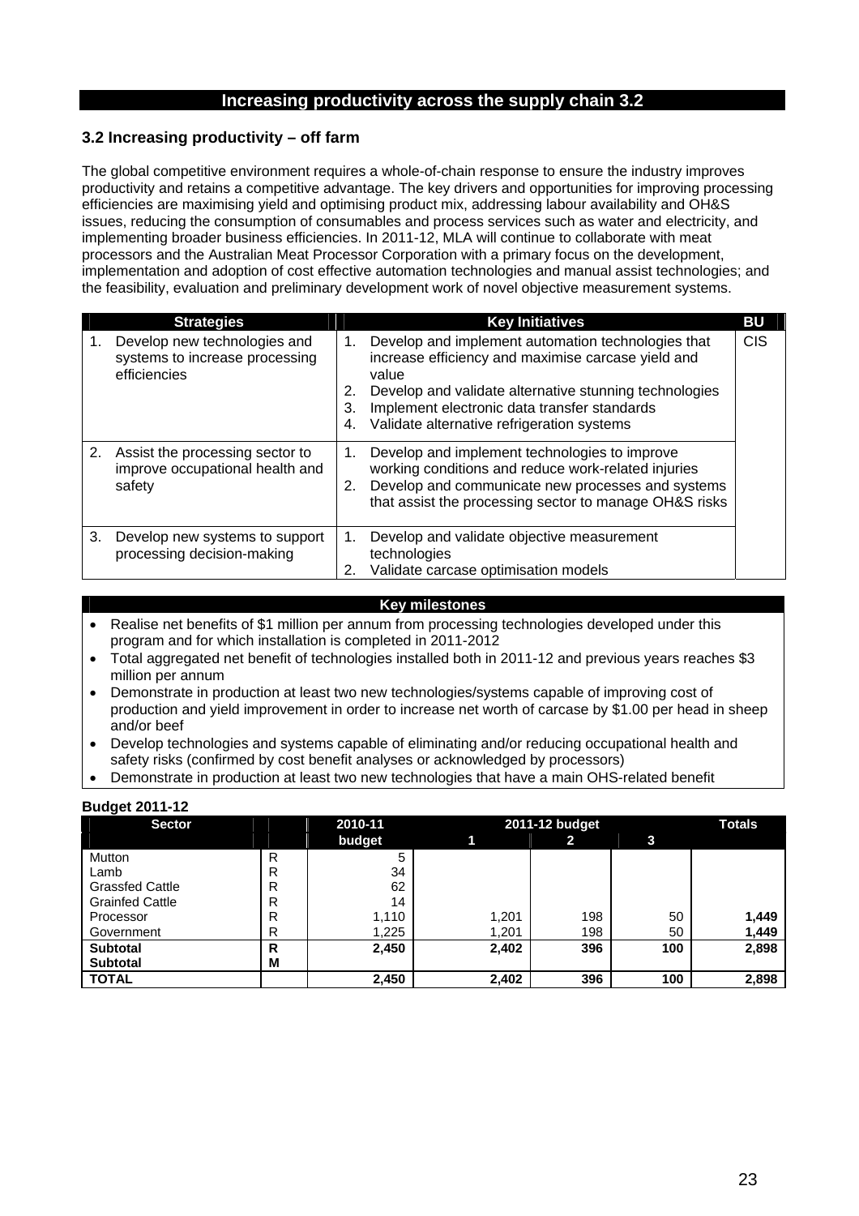# Increasing productivity across the supply chain 3.2

### 3.2 Increasing productivity – off farm

The global competitive environment requires a whole-of-chain response to ensure the industry improves productivity and retains a competitive advantage. The key drivers and opportunities for improving processing efficiencies are maximising yield and optimising product mix, addressing labour availability and OH&S issues, reducing the consumption of consumables and process services such as water and electricity, and implementing broader business efficiencies. In 2011-12, MLA will continue to collaborate with meat processors and the Australian Meat Processor Corporation with a primary focus on the development, implementation and adoption of cost effective automation technologies and manual assist technologies; and the feasibility, evaluation and preliminary development work of novel objective measurement systems.

| Strategies | Key Initiatives | BU |
|---|---|---|
| 1. Develop new technologies and systems to increase processing efficiencies | 1. Develop and implement automation technologies that increase efficiency and maximise carcase yield and value<br>2. Develop and validate alternative stunning technologies<br>3. Implement electronic data transfer standards<br>4. Validate alternative refrigeration systems | CIS |
| 2. Assist the processing sector to improve occupational health and safety | 1. Develop and implement technologies to improve working conditions and reduce work-related injuries<br>2. Develop and communicate new processes and systems that assist the processing sector to manage OH&S risks | |
| 3. Develop new systems to support processing decision-making | 1. Develop and validate objective measurement technologies<br>2. Validate carcase optimisation models | |

**Key milestones**

- Realise net benefits of $1 million per annum from processing technologies developed under this program and for which installation is completed in 2011-2012
- Total aggregated net benefit of technologies installed both in 2011-12 and previous years reaches $3 million per annum
- Demonstrate in production at least two new technologies/systems capable of improving cost of production and yield improvement in order to increase net worth of carcase by $1.00 per head in sheep and/or beef
- Develop technologies and systems capable of eliminating and/or reducing occupational health and safety risks (confirmed by cost benefit analyses or acknowledged by processors)
- Demonstrate in production at least two new technologies that have a main OHS-related benefit

**Budget 2011-12**

| Sector | | 2010-11 budget | 2011-12 budget 1 | 2 | 3 | Totals |
|---|---|---|---|---|---|---|
| Mutton | R | 5 | | | | |
| Lamb | R | 34 | | | | |
| Grassfed Cattle | R | 62 | | | | |
| Grainfed Cattle | R | 14 | | | | |
| Processor | R | 1,110 | 1,201 | 198 | 50 | **1,449** |
| Government | R | 1,225 | 1,201 | 198 | 50 | **1,449** |
| **Subtotal** | **R** | **2,450** | **2,402** | **396** | **100** | **2,898** |
| **Subtotal** | **M** | | | | | |
| **TOTAL** | | **2,450** | **2,402** | **396** | **100** | **2,898** |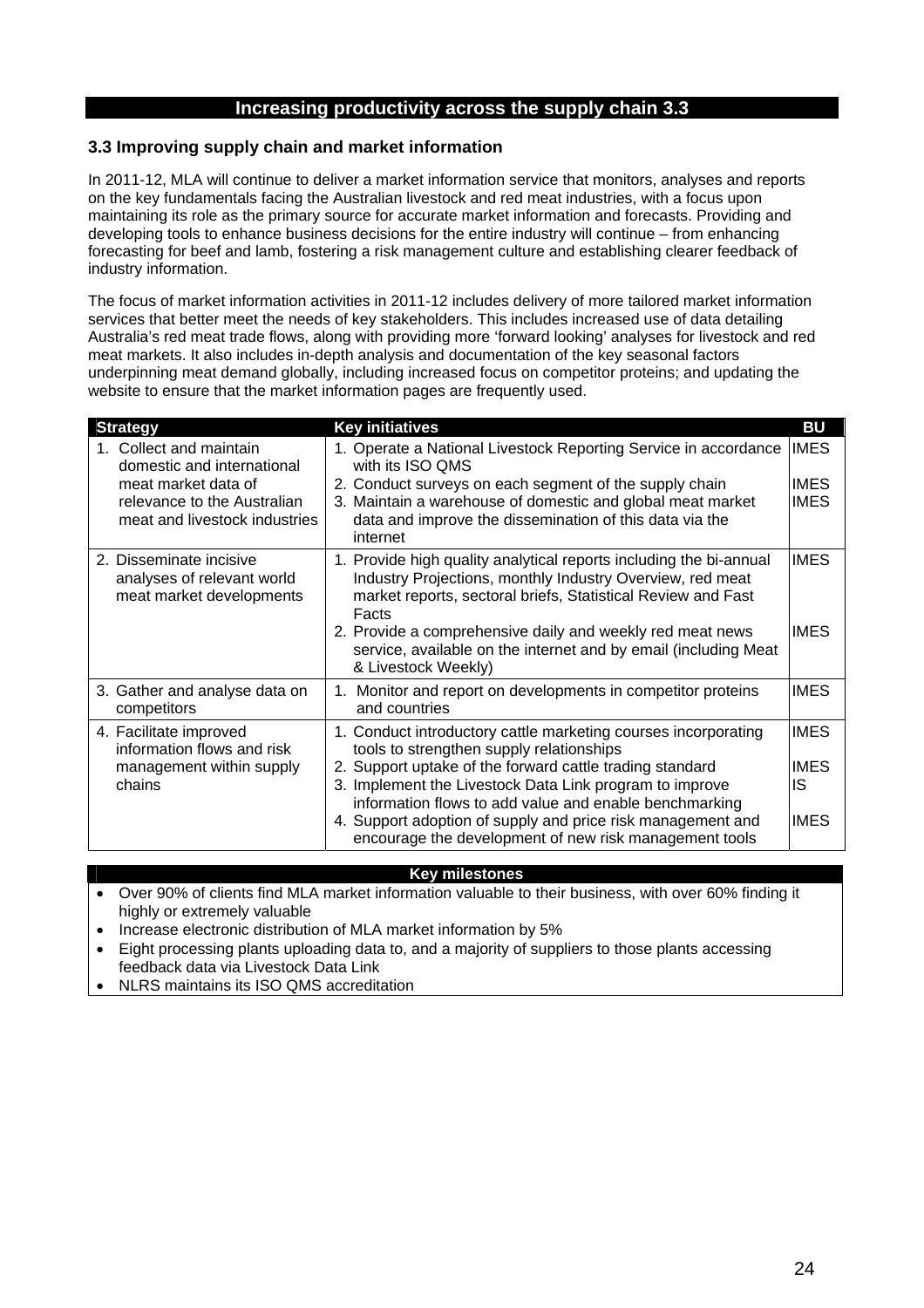## Increasing productivity across the supply chain 3.3

### 3.3 Improving supply chain and market information

In 2011-12, MLA will continue to deliver a market information service that monitors, analyses and reports on the key fundamentals facing the Australian livestock and red meat industries, with a focus upon maintaining its role as the primary source for accurate market information and forecasts. Providing and developing tools to enhance business decisions for the entire industry will continue – from enhancing forecasting for beef and lamb, fostering a risk management culture and establishing clearer feedback of industry information.

The focus of market information activities in 2011-12 includes delivery of more tailored market information services that better meet the needs of key stakeholders. This includes increased use of data detailing Australia's red meat trade flows, along with providing more 'forward looking' analyses for livestock and red meat markets. It also includes in-depth analysis and documentation of the key seasonal factors underpinning meat demand globally, including increased focus on competitor proteins; and updating the website to ensure that the market information pages are frequently used.

| Strategy | Key initiatives | BU |
|---|---|---|
| 1. Collect and maintain domestic and international meat market data of relevance to the Australian meat and livestock industries | 1. Operate a National Livestock Reporting Service in accordance with its ISO QMS<br>2. Conduct surveys on each segment of the supply chain<br>3. Maintain a warehouse of domestic and global meat market data and improve the dissemination of this data via the internet | IMES<br>IMES<br>IMES |
| 2. Disseminate incisive analyses of relevant world meat market developments | 1. Provide high quality analytical reports including the bi-annual Industry Projections, monthly Industry Overview, red meat market reports, sectoral briefs, Statistical Review and Fast Facts<br>2. Provide a comprehensive daily and weekly red meat news service, available on the internet and by email (including Meat & Livestock Weekly) | IMES<br>IMES |
| 3. Gather and analyse data on competitors | 1. Monitor and report on developments in competitor proteins and countries | IMES |
| 4. Facilitate improved information flows and risk management within supply chains | 1. Conduct introductory cattle marketing courses incorporating tools to strengthen supply relationships<br>2. Support uptake of the forward cattle trading standard<br>3. Implement the Livestock Data Link program to improve information flows to add value and enable benchmarking<br>4. Support adoption of supply and price risk management and encourage the development of new risk management tools | IMES<br>IMES<br>IS<br>IMES |

**Key milestones**

- Over 90% of clients find MLA market information valuable to their business, with over 60% finding it highly or extremely valuable
- Increase electronic distribution of MLA market information by 5%
- Eight processing plants uploading data to, and a majority of suppliers to those plants accessing feedback data via Livestock Data Link
- NLRS maintains its ISO QMS accreditation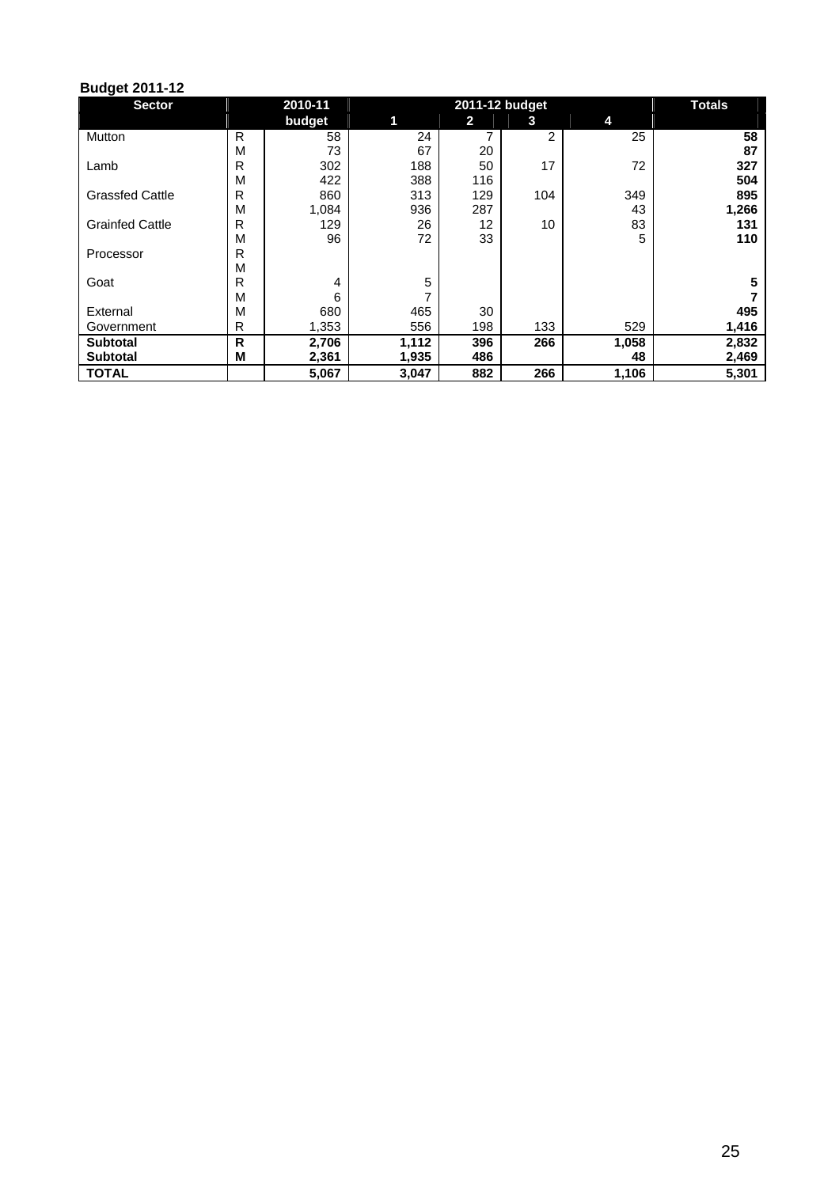**Budget 2011-12**

| Sector | | 2010-11 | 2011-12 budget | | | | Totals |
|---|---|---|---|---|---|---|---|
| | | budget | 1 | 2 | 3 | 4 | |
| Mutton | R | 58 | 24 | 7 | 2 | 25 | **58** |
| | M | 73 | 67 | 20 | | | **87** |
| Lamb | R | 302 | 188 | 50 | 17 | 72 | **327** |
| | M | 422 | 388 | 116 | | | **504** |
| Grassfed Cattle | R | 860 | 313 | 129 | 104 | 349 | **895** |
| | M | 1,084 | 936 | 287 | | 43 | **1,266** |
| Grainfed Cattle | R | 129 | 26 | 12 | 10 | 83 | **131** |
| | M | 96 | 72 | 33 | | 5 | **110** |
| Processor | R | | | | | | |
| | M | | | | | | |
| Goat | R | 4 | 5 | | | | **5** |
| | M | 6 | 7 | | | | **7** |
| External | M | 680 | 465 | 30 | | | **495** |
| Government | R | 1,353 | 556 | 198 | 133 | 529 | **1,416** |
| **Subtotal** | **R** | **2,706** | **1,112** | **396** | **266** | **1,058** | **2,832** |
| **Subtotal** | **M** | **2,361** | **1,935** | **486** | | **48** | **2,469** |
| **TOTAL** | | **5,067** | **3,047** | **882** | **266** | **1,106** | **5,301** |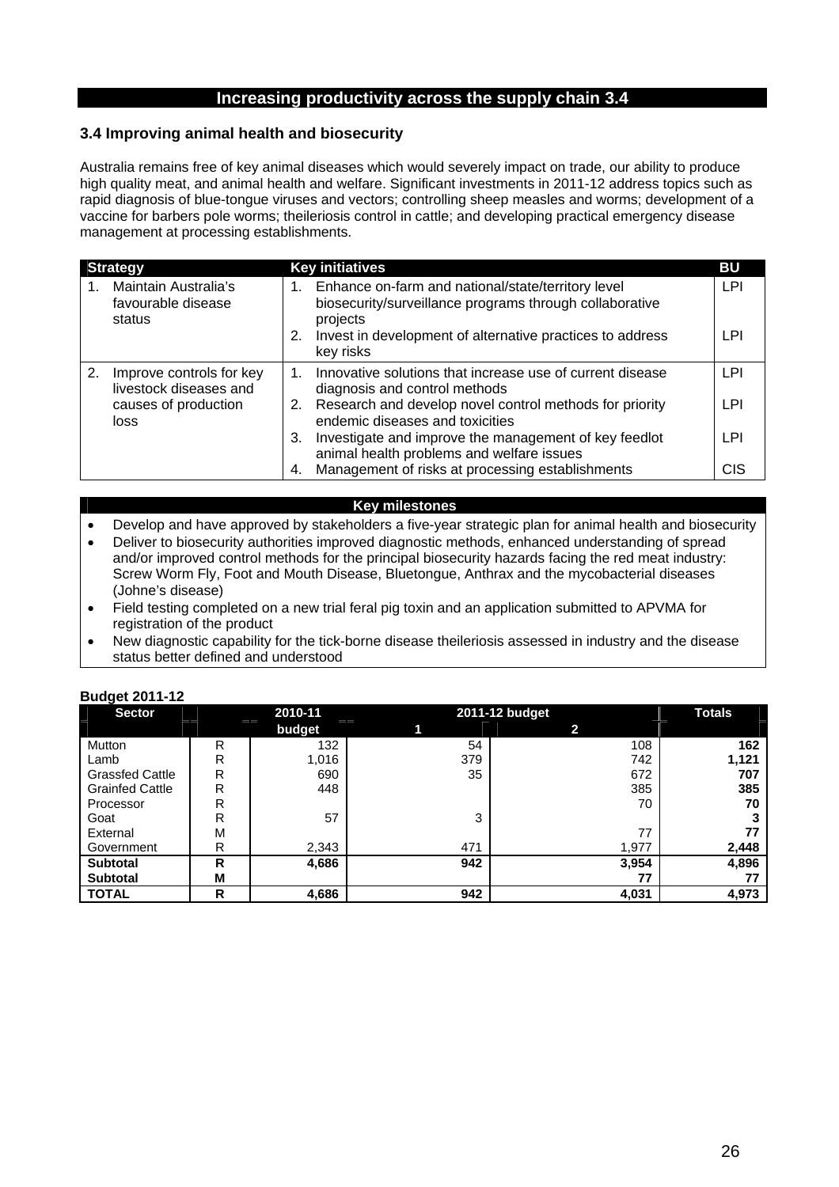## Increasing productivity across the supply chain 3.4

### 3.4 Improving animal health and biosecurity

Australia remains free of key animal diseases which would severely impact on trade, our ability to produce high quality meat, and animal health and welfare. Significant investments in 2011-12 address topics such as rapid diagnosis of blue-tongue viruses and vectors; controlling sheep measles and worms; development of a vaccine for barbers pole worms; theileriosis control in cattle; and developing practical emergency disease management at processing establishments.

| Strategy | Key initiatives | BU |
|---|---|---|
| 1. Maintain Australia's favourable disease status | 1. Enhance on-farm and national/state/territory level biosecurity/surveillance programs through collaborative projects | LPI |
| | 2. Invest in development of alternative practices to address key risks | LPI |
| 2. Improve controls for key livestock diseases and causes of production loss | 1. Innovative solutions that increase use of current disease diagnosis and control methods | LPI |
| | 2. Research and develop novel control methods for priority endemic diseases and toxicities | LPI |
| | 3. Investigate and improve the management of key feedlot animal health problems and welfare issues | LPI |
| | 4. Management of risks at processing establishments | CIS |

**Key milestones**

- Develop and have approved by stakeholders a five-year strategic plan for animal health and biosecurity
- Deliver to biosecurity authorities improved diagnostic methods, enhanced understanding of spread and/or improved control methods for the principal biosecurity hazards facing the red meat industry: Screw Worm Fly, Foot and Mouth Disease, Bluetongue, Anthrax and the mycobacterial diseases (Johne's disease)
- Field testing completed on a new trial feral pig toxin and an application submitted to APVMA for registration of the product
- New diagnostic capability for the tick-borne disease theileriosis assessed in industry and the disease status better defined and understood

**Budget 2011-12**

| Sector | | 2010-11 budget | 2011-12 budget 1 | 2011-12 budget 2 | Totals |
|---|---|---|---|---|---|
| Mutton | R | 132 | 54 | 108 | **162** |
| Lamb | R | 1,016 | 379 | 742 | **1,121** |
| Grassfed Cattle | R | 690 | 35 | 672 | **707** |
| Grainfed Cattle | R | 448 | | 385 | **385** |
| Processor | R | | | 70 | **70** |
| Goat | R | 57 | 3 | | **3** |
| External | M | | | 77 | **77** |
| Government | R | 2,343 | 471 | 1,977 | **2,448** |
| **Subtotal** | **R** | **4,686** | **942** | **3,954** | **4,896** |
| **Subtotal** | **M** | | | **77** | **77** |
| **TOTAL** | **R** | **4,686** | **942** | **4,031** | **4,973** |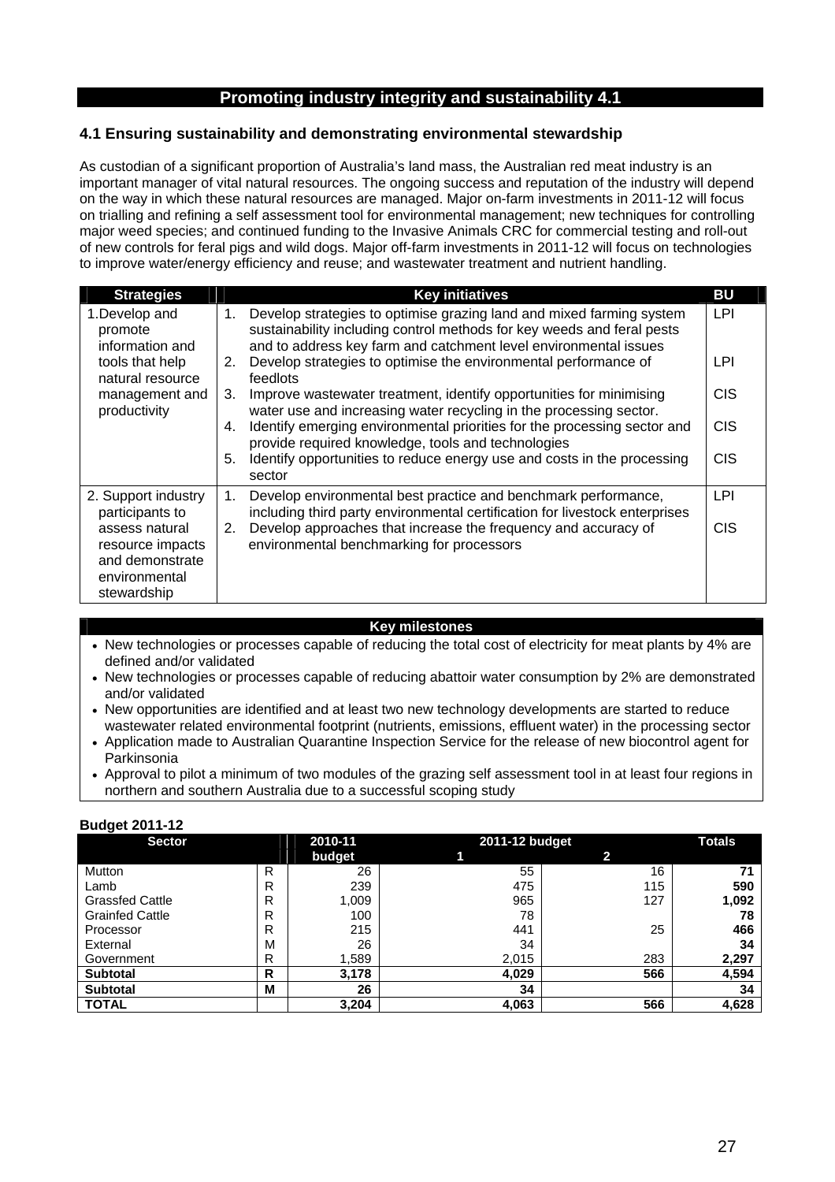# Promoting industry integrity and sustainability 4.1

## 4.1 Ensuring sustainability and demonstrating environmental stewardship

As custodian of a significant proportion of Australia's land mass, the Australian red meat industry is an important manager of vital natural resources. The ongoing success and reputation of the industry will depend on the way in which these natural resources are managed. Major on-farm investments in 2011-12 will focus on trialling and refining a self assessment tool for environmental management; new techniques for controlling major weed species; and continued funding to the Invasive Animals CRC for commercial testing and roll-out of new controls for feral pigs and wild dogs. Major off-farm investments in 2011-12 will focus on technologies to improve water/energy efficiency and reuse; and wastewater treatment and nutrient handling.

| Strategies | Key initiatives | BU |
|---|---|---|
| 1. Develop and promote information and tools that help natural resource management and productivity | 1. Develop strategies to optimise grazing land and mixed farming system sustainability including control methods for key weeds and feral pests and to address key farm and catchment level environmental issues | LPI |
| | 2. Develop strategies to optimise the environmental performance of feedlots | LPI |
| | 3. Improve wastewater treatment, identify opportunities for minimising water use and increasing water recycling in the processing sector. | CIS |
| | 4. Identify emerging environmental priorities for the processing sector and provide required knowledge, tools and technologies | CIS |
| | 5. Identify opportunities to reduce energy use and costs in the processing sector | CIS |
| 2. Support industry participants to assess natural resource impacts and demonstrate environmental stewardship | 1. Develop environmental best practice and benchmark performance, including third party environmental certification for livestock enterprises | LPI |
| | 2. Develop approaches that increase the frequency and accuracy of environmental benchmarking for processors | CIS |

**Key milestones**

- New technologies or processes capable of reducing the total cost of electricity for meat plants by 4% are defined and/or validated
- New technologies or processes capable of reducing abattoir water consumption by 2% are demonstrated and/or validated
- New opportunities are identified and at least two new technology developments are started to reduce wastewater related environmental footprint (nutrients, emissions, effluent water) in the processing sector
- Application made to Australian Quarantine Inspection Service for the release of new biocontrol agent for Parkinsonia
- Approval to pilot a minimum of two modules of the grazing self assessment tool in at least four regions in northern and southern Australia due to a successful scoping study

**Budget 2011-12**

| Sector | | 2010-11 budget | 2011-12 budget 1 | 2011-12 budget 2 | Totals |
|---|---|---|---|---|---|
| Mutton | R | 26 | 55 | 16 | **71** |
| Lamb | R | 239 | 475 | 115 | **590** |
| Grassfed Cattle | R | 1,009 | 965 | 127 | **1,092** |
| Grainfed Cattle | R | 100 | 78 | | **78** |
| Processor | R | 215 | 441 | 25 | **466** |
| External | M | 26 | 34 | | **34** |
| Government | R | 1,589 | 2,015 | 283 | **2,297** |
| **Subtotal** | **R** | **3,178** | **4,029** | **566** | **4,594** |
| **Subtotal** | **M** | **26** | **34** | | **34** |
| **TOTAL** | | **3,204** | **4,063** | **566** | **4,628** |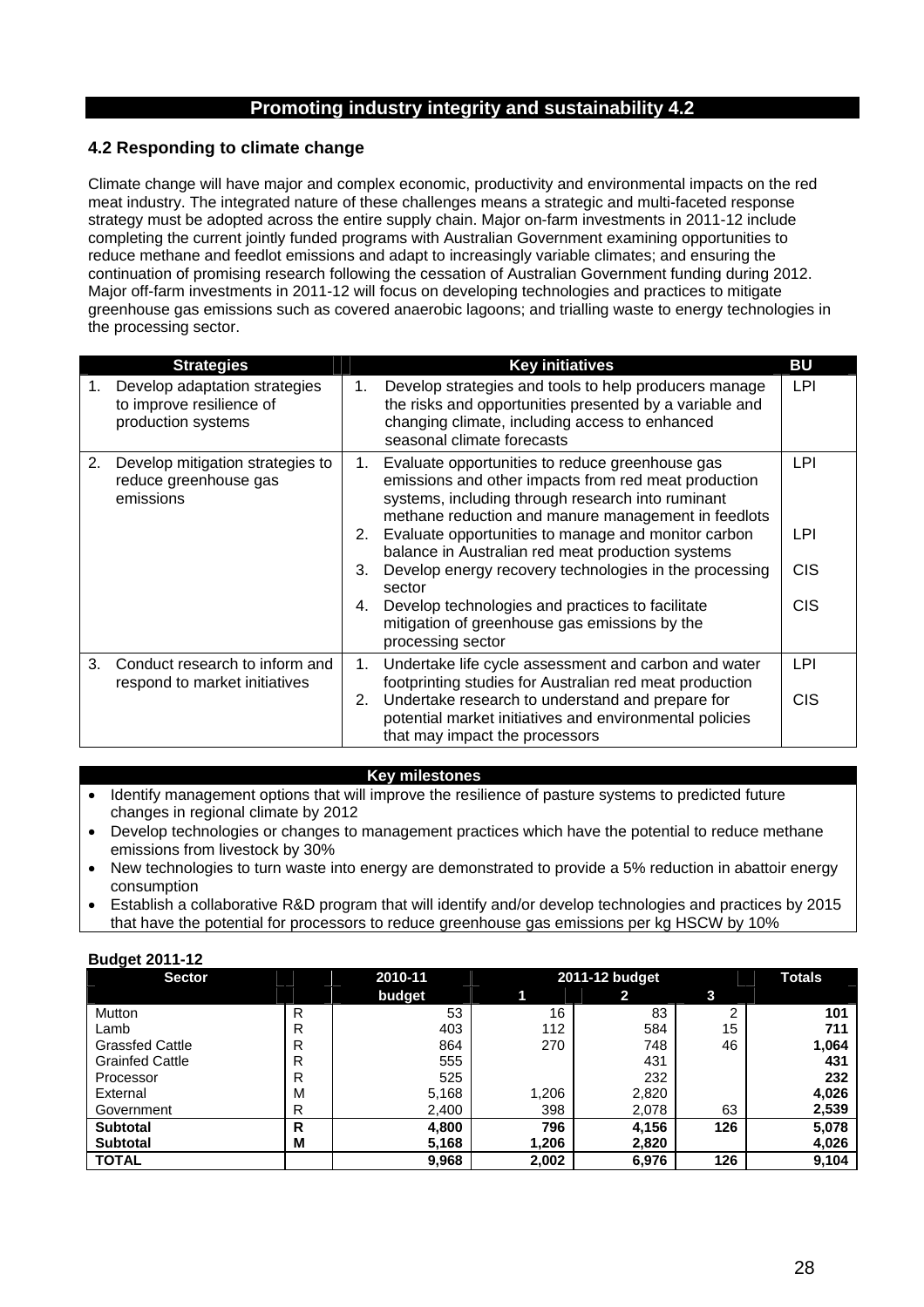## Promoting industry integrity and sustainability 4.2

### 4.2 Responding to climate change

Climate change will have major and complex economic, productivity and environmental impacts on the red meat industry. The integrated nature of these challenges means a strategic and multi-faceted response strategy must be adopted across the entire supply chain. Major on-farm investments in 2011-12 include completing the current jointly funded programs with Australian Government examining opportunities to reduce methane and feedlot emissions and adapt to increasingly variable climates; and ensuring the continuation of promising research following the cessation of Australian Government funding during 2012. Major off-farm investments in 2011-12 will focus on developing technologies and practices to mitigate greenhouse gas emissions such as covered anaerobic lagoons; and trialling waste to energy technologies in the processing sector.

| Strategies | Key initiatives | BU |
|---|---|---|
| 1. Develop adaptation strategies to improve resilience of production systems | 1. Develop strategies and tools to help producers manage the risks and opportunities presented by a variable and changing climate, including access to enhanced seasonal climate forecasts | LPI |
| 2. Develop mitigation strategies to reduce greenhouse gas emissions | 1. Evaluate opportunities to reduce greenhouse gas emissions and other impacts from red meat production systems, including through research into ruminant methane reduction and manure management in feedlots | LPI |
| | 2. Evaluate opportunities to manage and monitor carbon balance in Australian red meat production systems | LPI |
| | 3. Develop energy recovery technologies in the processing sector | CIS |
| | 4. Develop technologies and practices to facilitate mitigation of greenhouse gas emissions by the processing sector | CIS |
| 3. Conduct research to inform and respond to market initiatives | 1. Undertake life cycle assessment and carbon and water footprinting studies for Australian red meat production | LPI |
| | 2. Undertake research to understand and prepare for potential market initiatives and environmental policies that may impact the processors | CIS |

**Key milestones**

- Identify management options that will improve the resilience of pasture systems to predicted future changes in regional climate by 2012
- Develop technologies or changes to management practices which have the potential to reduce methane emissions from livestock by 30%
- New technologies to turn waste into energy are demonstrated to provide a 5% reduction in abattoir energy consumption
- Establish a collaborative R&D program that will identify and/or develop technologies and practices by 2015 that have the potential for processors to reduce greenhouse gas emissions per kg HSCW by 10%

**Budget 2011-12**

| Sector | | 2010-11 budget | 2011-12 budget 1 | 2 | 3 | Totals |
|---|---|---|---|---|---|---|
| Mutton | R | 53 | 16 | 83 | 2 | **101** |
| Lamb | R | 403 | 112 | 584 | 15 | **711** |
| Grassfed Cattle | R | 864 | 270 | 748 | 46 | **1,064** |
| Grainfed Cattle | R | 555 | | 431 | | **431** |
| Processor | R | 525 | | 232 | | **232** |
| External | M | 5,168 | 1,206 | 2,820 | | **4,026** |
| Government | R | 2,400 | 398 | 2,078 | 63 | **2,539** |
| **Subtotal** | **R** | **4,800** | **796** | **4,156** | **126** | **5,078** |
| **Subtotal** | **M** | **5,168** | **1,206** | **2,820** | | **4,026** |
| **TOTAL** | | **9,968** | **2,002** | **6,976** | **126** | **9,104** |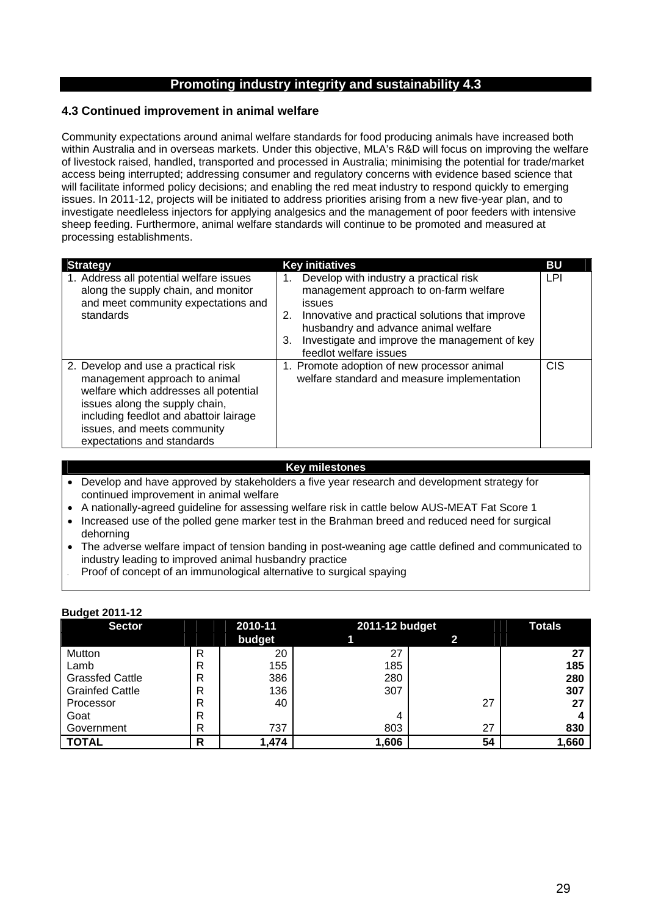## Promoting industry integrity and sustainability 4.3

### 4.3 Continued improvement in animal welfare

Community expectations around animal welfare standards for food producing animals have increased both within Australia and in overseas markets. Under this objective, MLA's R&D will focus on improving the welfare of livestock raised, handled, transported and processed in Australia; minimising the potential for trade/market access being interrupted; addressing consumer and regulatory concerns with evidence based science that will facilitate informed policy decisions; and enabling the red meat industry to respond quickly to emerging issues. In 2011-12, projects will be initiated to address priorities arising from a new five-year plan, and to investigate needleless injectors for applying analgesics and the management of poor feeders with intensive sheep feeding. Furthermore, animal welfare standards will continue to be promoted and measured at processing establishments.

| Strategy | Key initiatives | BU |
|---|---|---|
| 1. Address all potential welfare issues along the supply chain, and monitor and meet community expectations and standards | 1. Develop with industry a practical risk management approach to on-farm welfare issues<br>2. Innovative and practical solutions that improve husbandry and advance animal welfare<br>3. Investigate and improve the management of key feedlot welfare issues | LPI |
| 2. Develop and use a practical risk management approach to animal welfare which addresses all potential issues along the supply chain, including feedlot and abattoir lairage issues, and meets community expectations and standards | 1. Promote adoption of new processor animal welfare standard and measure implementation | CIS |

**Key milestones**

- Develop and have approved by stakeholders a five year research and development strategy for continued improvement in animal welfare
- A nationally-agreed guideline for assessing welfare risk in cattle below AUS-MEAT Fat Score 1
- Increased use of the polled gene marker test in the Brahman breed and reduced need for surgical dehorning
- The adverse welfare impact of tension banding in post-weaning age cattle defined and communicated to industry leading to improved animal husbandry practice
- Proof of concept of an immunological alternative to surgical spaying

**Budget 2011-12**

| Sector | | 2010-11 budget | 2011-12 budget 1 | 2011-12 budget 2 | Totals |
|---|---|---|---|---|---|
| Mutton | R | 20 | 27 | | **27** |
| Lamb | R | 155 | 185 | | **185** |
| Grassfed Cattle | R | 386 | 280 | | **280** |
| Grainfed Cattle | R | 136 | 307 | | **307** |
| Processor | R | 40 | | 27 | **27** |
| Goat | R | | 4 | | **4** |
| Government | R | 737 | 803 | 27 | **830** |
| **TOTAL** | **R** | **1,474** | **1,606** | **54** | **1,660** |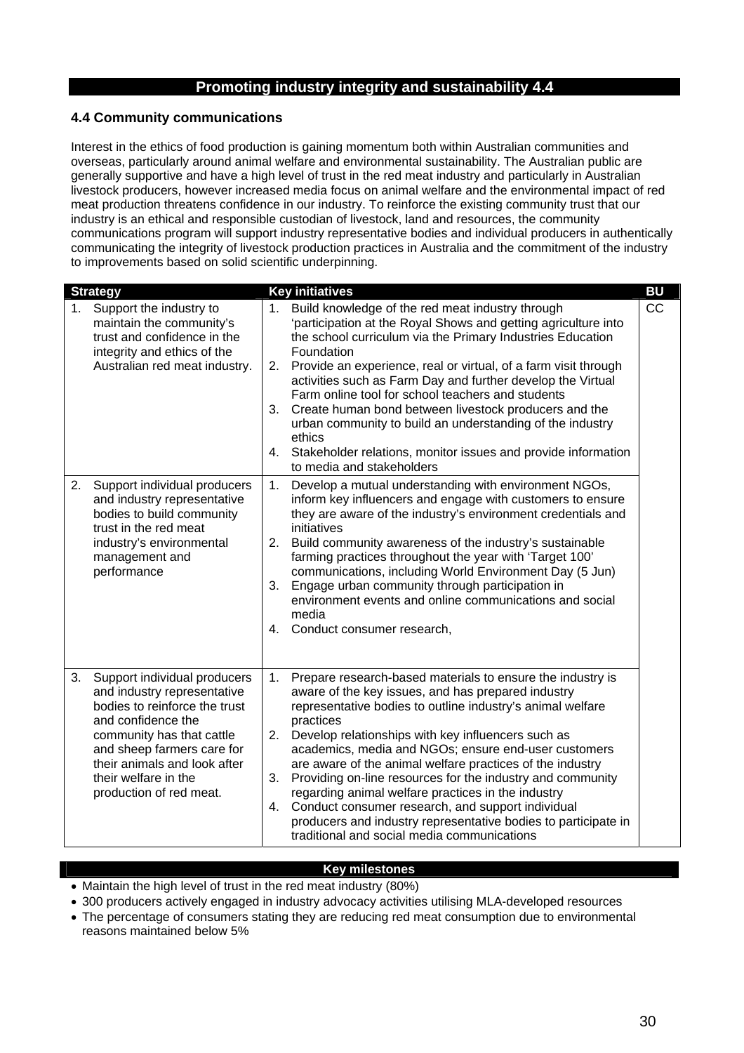## Promoting industry integrity and sustainability 4.4

### 4.4 Community communications

Interest in the ethics of food production is gaining momentum both within Australian communities and overseas, particularly around animal welfare and environmental sustainability. The Australian public are generally supportive and have a high level of trust in the red meat industry and particularly in Australian livestock producers, however increased media focus on animal welfare and the environmental impact of red meat production threatens confidence in our industry. To reinforce the existing community trust that our industry is an ethical and responsible custodian of livestock, land and resources, the community communications program will support industry representative bodies and individual producers in authentically communicating the integrity of livestock production practices in Australia and the commitment of the industry to improvements based on solid scientific underpinning.

| Strategy | Key initiatives | BU |
|---|---|---|
| 1. Support the industry to maintain the community's trust and confidence in the integrity and ethics of the Australian red meat industry. | 1. Build knowledge of the red meat industry through 'participation at the Royal Shows and getting agriculture into the school curriculum via the Primary Industries Education Foundation<br>2. Provide an experience, real or virtual, of a farm visit through activities such as Farm Day and further develop the Virtual Farm online tool for school teachers and students<br>3. Create human bond between livestock producers and the urban community to build an understanding of the industry ethics<br>4. Stakeholder relations, monitor issues and provide information to media and stakeholders | CC |
| 2. Support individual producers and industry representative bodies to build community trust in the red meat industry's environmental management and performance | 1. Develop a mutual understanding with environment NGOs, inform key influencers and engage with customers to ensure they are aware of the industry's environment credentials and initiatives<br>2. Build community awareness of the industry's sustainable farming practices throughout the year with 'Target 100' communications, including World Environment Day (5 Jun)<br>3. Engage urban community through participation in environment events and online communications and social media<br>4. Conduct consumer research, | |
| 3. Support individual producers and industry representative bodies to reinforce the trust and confidence the community has that cattle and sheep farmers care for their animals and look after their welfare in the production of red meat. | 1. Prepare research-based materials to ensure the industry is aware of the key issues, and has prepared industry representative bodies to outline industry's animal welfare practices<br>2. Develop relationships with key influencers such as academics, media and NGOs; ensure end-user customers are aware of the animal welfare practices of the industry<br>3. Providing on-line resources for the industry and community regarding animal welfare practices in the industry<br>4. Conduct consumer research, and support individual producers and industry representative bodies to participate in traditional and social media communications | |

**Key milestones**

- Maintain the high level of trust in the red meat industry (80%)
- 300 producers actively engaged in industry advocacy activities utilising MLA-developed resources
- The percentage of consumers stating they are reducing red meat consumption due to environmental reasons maintained below 5%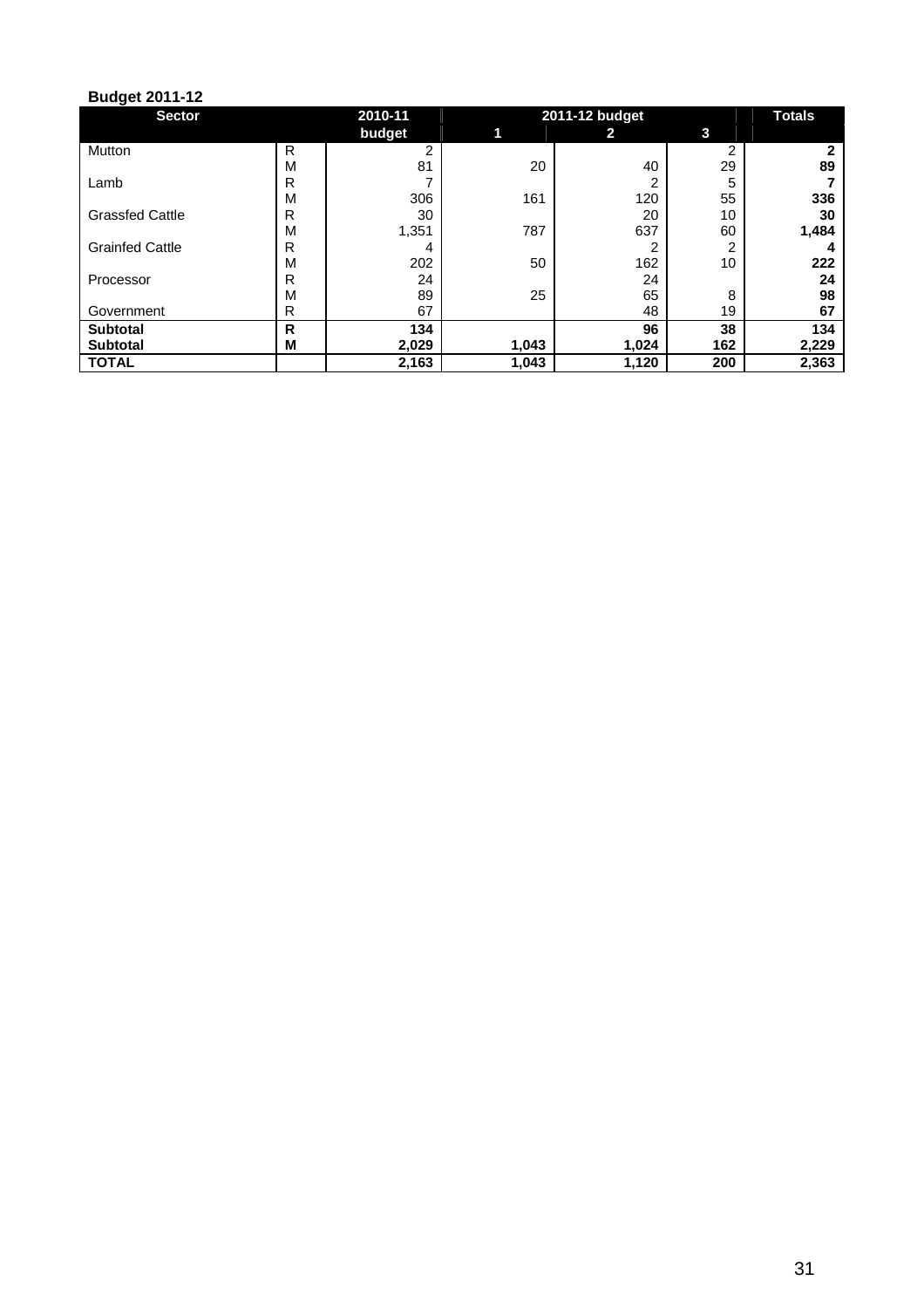**Budget 2011-12**

| Sector | | 2010-11 budget | 2011-12 budget | | | Totals |
|---|---|---|---|---|---|---|
| | | | 1 | 2 | 3 | |
| Mutton | R | 2 | | | 2 | **2** |
| | M | 81 | 20 | 40 | 29 | **89** |
| Lamb | R | 7 | | 2 | 5 | **7** |
| | M | 306 | 161 | 120 | 55 | **336** |
| Grassfed Cattle | R | 30 | | 20 | 10 | **30** |
| | M | 1,351 | 787 | 637 | 60 | **1,484** |
| Grainfed Cattle | R | 4 | | 2 | 2 | **4** |
| | M | 202 | 50 | 162 | 10 | **222** |
| Processor | R | 24 | | 24 | | **24** |
| | M | 89 | 25 | 65 | 8 | **98** |
| Government | R | 67 | | 48 | 19 | **67** |
| **Subtotal** | **R** | **134** | | **96** | **38** | **134** |
| **Subtotal** | **M** | **2,029** | **1,043** | **1,024** | **162** | **2,229** |
| **TOTAL** | | **2,163** | **1,043** | **1,120** | **200** | **2,363** |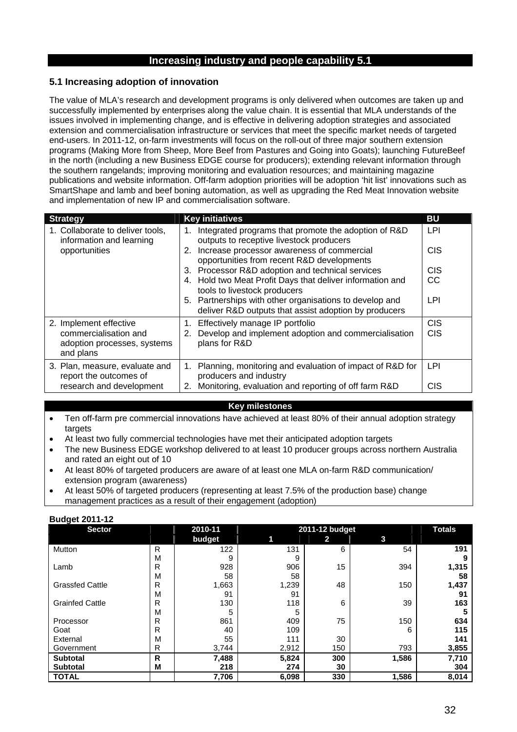## Increasing industry and people capability 5.1

### 5.1 Increasing adoption of innovation

The value of MLA's research and development programs is only delivered when outcomes are taken up and successfully implemented by enterprises along the value chain. It is essential that MLA understands of the issues involved in implementing change, and is effective in delivering adoption strategies and associated extension and commercialisation infrastructure or services that meet the specific market needs of targeted end-users. In 2011-12, on-farm investments will focus on the roll-out of three major southern extension programs (Making More from Sheep, More Beef from Pastures and Going into Goats); launching FutureBeef in the north (including a new Business EDGE course for producers); extending relevant information through the southern rangelands; improving monitoring and evaluation resources; and maintaining magazine publications and website information. Off-farm adoption priorities will be adoption 'hit list' innovations such as SmartShape and lamb and beef boning automation, as well as upgrading the Red Meat Innovation website and implementation of new IP and commercialisation software.

| Strategy | Key initiatives | BU |
|---|---|---|
| 1. Collaborate to deliver tools, information and learning opportunities | 1. Integrated programs that promote the adoption of R&D outputs to receptive livestock producers | LPI |
| | 2. Increase processor awareness of commercial opportunities from recent R&D developments | CIS |
| | 3. Processor R&D adoption and technical services | CIS |
| | 4. Hold two Meat Profit Days that deliver information and tools to livestock producers | CC |
| | 5. Partnerships with other organisations to develop and deliver R&D outputs that assist adoption by producers | LPI |
| 2. Implement effective commercialisation and adoption processes, systems and plans | 1. Effectively manage IP portfolio | CIS |
| | 2. Develop and implement adoption and commercialisation plans for R&D | CIS |
| 3. Plan, measure, evaluate and report the outcomes of research and development | 1. Planning, monitoring and evaluation of impact of R&D for producers and industry | LPI |
| | 2. Monitoring, evaluation and reporting of off farm R&D | CIS |

**Key milestones**

- Ten off-farm pre commercial innovations have achieved at least 80% of their annual adoption strategy targets
- At least two fully commercial technologies have met their anticipated adoption targets
- The new Business EDGE workshop delivered to at least 10 producer groups across northern Australia and rated an eight out of 10
- At least 80% of targeted producers are aware of at least one MLA on-farm R&D communication/ extension program (awareness)
- At least 50% of targeted producers (representing at least 7.5% of the production base) change management practices as a result of their engagement (adoption)

**Budget 2011-12**

| Sector | | 2010-11 budget | 2011-12 budget 1 | 2 | 3 | Totals |
|---|---|---|---|---|---|---|
| Mutton | R | 122 | 131 | 6 | 54 | **191** |
| | M | 9 | 9 | | | **9** |
| Lamb | R | 928 | 906 | 15 | 394 | **1,315** |
| | M | 58 | 58 | | | **58** |
| Grassfed Cattle | R | 1,663 | 1,239 | 48 | 150 | **1,437** |
| | M | 91 | 91 | | | **91** |
| Grainfed Cattle | R | 130 | 118 | 6 | 39 | **163** |
| | M | 5 | 5 | | | **5** |
| Processor | R | 861 | 409 | 75 | 150 | **634** |
| Goat | R | 40 | 109 | | 6 | **115** |
| External | M | 55 | 111 | 30 | | **141** |
| Government | R | 3,744 | 2,912 | 150 | 793 | **3,855** |
| **Subtotal** | **R** | **7,488** | **5,824** | **300** | **1,586** | **7,710** |
| **Subtotal** | **M** | **218** | **274** | **30** | | **304** |
| **TOTAL** | | **7,706** | **6,098** | **330** | **1,586** | **8,014** |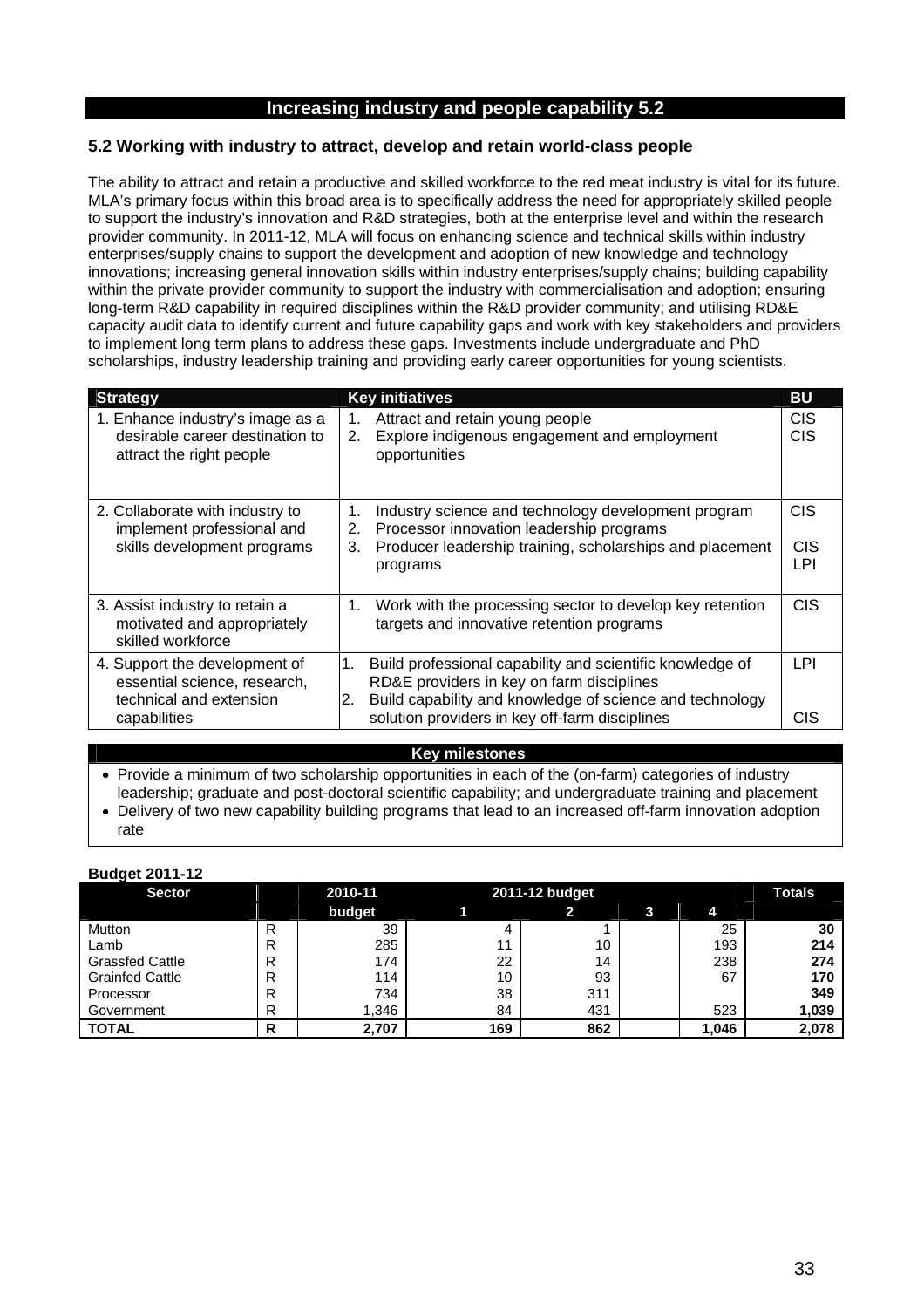## Increasing industry and people capability 5.2

### 5.2 Working with industry to attract, develop and retain world-class people

The ability to attract and retain a productive and skilled workforce to the red meat industry is vital for its future. MLA's primary focus within this broad area is to specifically address the need for appropriately skilled people to support the industry's innovation and R&D strategies, both at the enterprise level and within the research provider community. In 2011-12, MLA will focus on enhancing science and technical skills within industry enterprises/supply chains to support the development and adoption of new knowledge and technology innovations; increasing general innovation skills within industry enterprises/supply chains; building capability within the private provider community to support the industry with commercialisation and adoption; ensuring long-term R&D capability in required disciplines within the R&D provider community; and utilising RD&E capacity audit data to identify current and future capability gaps and work with key stakeholders and providers to implement long term plans to address these gaps. Investments include undergraduate and PhD scholarships, industry leadership training and providing early career opportunities for young scientists.

| Strategy | Key initiatives | BU |
|---|---|---|
| 1. Enhance industry's image as a desirable career destination to attract the right people | 1. Attract and retain young people<br>2. Explore indigenous engagement and employment opportunities | CIS<br>CIS |
| 2. Collaborate with industry to implement professional and skills development programs | 1. Industry science and technology development program<br>2. Processor innovation leadership programs<br>3. Producer leadership training, scholarships and placement programs | CIS<br><br>CIS<br>LPI |
| 3. Assist industry to retain a motivated and appropriately skilled workforce | 1. Work with the processing sector to develop key retention targets and innovative retention programs | CIS |
| 4. Support the development of essential science, research, technical and extension capabilities | 1. Build professional capability and scientific knowledge of RD&E providers in key on farm disciplines<br>2. Build capability and knowledge of science and technology solution providers in key off-farm disciplines | LPI<br><br>CIS |

**Key milestones**

- Provide a minimum of two scholarship opportunities in each of the (on-farm) categories of industry leadership; graduate and post-doctoral scientific capability; and undergraduate training and placement
- Delivery of two new capability building programs that lead to an increased off-farm innovation adoption rate

**Budget 2011-12**

| Sector | | 2010-11 | 2011-12 budget | | | | Totals |
|---|---|---|---|---|---|---|---|
| | | budget | 1 | 2 | 3 | 4 | |
| Mutton | R | 39 | 4 | 1 | | 25 | **30** |
| Lamb | R | 285 | 11 | 10 | | 193 | **214** |
| Grassfed Cattle | R | 174 | 22 | 14 | | 238 | **274** |
| Grainfed Cattle | R | 114 | 10 | 93 | | 67 | **170** |
| Processor | R | 734 | 38 | 311 | | | **349** |
| Government | R | 1,346 | 84 | 431 | | 523 | **1,039** |
| **TOTAL** | **R** | **2,707** | **169** | **862** | | **1,046** | **2,078** |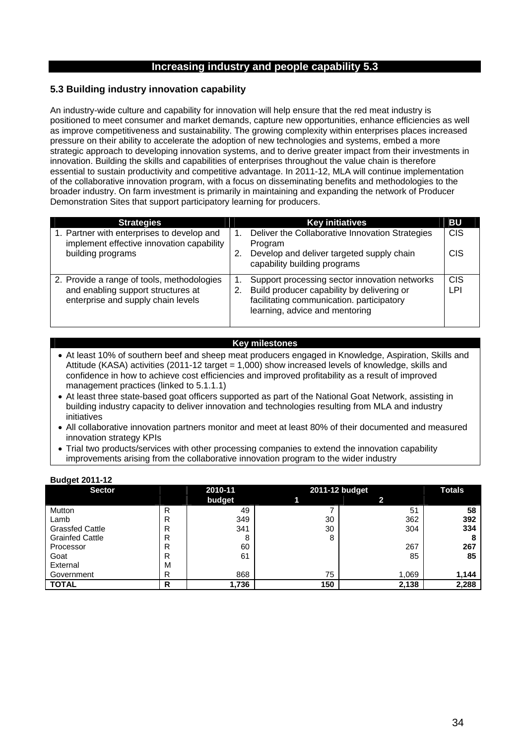## Increasing industry and people capability 5.3

### 5.3 Building industry innovation capability

An industry-wide culture and capability for innovation will help ensure that the red meat industry is positioned to meet consumer and market demands, capture new opportunities, enhance efficiencies as well as improve competitiveness and sustainability. The growing complexity within enterprises places increased pressure on their ability to accelerate the adoption of new technologies and systems, embed a more strategic approach to developing innovation systems, and to derive greater impact from their investments in innovation. Building the skills and capabilities of enterprises throughout the value chain is therefore essential to sustain productivity and competitive advantage. In 2011-12, MLA will continue implementation of the collaborative innovation program, with a focus on disseminating benefits and methodologies to the broader industry. On farm investment is primarily in maintaining and expanding the network of Producer Demonstration Sites that support participatory learning for producers.

| Strategies | Key initiatives | BU |
|---|---|---|
| 1. Partner with enterprises to develop and implement effective innovation capability building programs | 1. Deliver the Collaborative Innovation Strategies Program<br>2. Develop and deliver targeted supply chain capability building programs | CIS<br>CIS |
| 2. Provide a range of tools, methodologies and enabling support structures at enterprise and supply chain levels | 1. Support processing sector innovation networks<br>2. Build producer capability by delivering or facilitating communication. participatory learning, advice and mentoring | CIS<br>LPI |

**Key milestones**

- At least 10% of southern beef and sheep meat producers engaged in Knowledge, Aspiration, Skills and Attitude (KASA) activities (2011-12 target = 1,000) show increased levels of knowledge, skills and confidence in how to achieve cost efficiencies and improved profitability as a result of improved management practices (linked to 5.1.1.1)
- At least three state-based goat officers supported as part of the National Goat Network, assisting in building industry capacity to deliver innovation and technologies resulting from MLA and industry initiatives
- All collaborative innovation partners monitor and meet at least 80% of their documented and measured innovation strategy KPIs
- Trial two products/services with other processing companies to extend the innovation capability improvements arising from the collaborative innovation program to the wider industry

**Budget 2011-12**

| Sector | | 2010-11 budget | 2011-12 budget 1 | 2011-12 budget 2 | Totals |
|---|---|---|---|---|---|
| Mutton | R | 49 | 7 | 51 | **58** |
| Lamb | R | 349 | 30 | 362 | **392** |
| Grassfed Cattle | R | 341 | 30 | 304 | **334** |
| Grainfed Cattle | R | 8 | 8 | | **8** |
| Processor | R | 60 | | 267 | **267** |
| Goat | R | 61 | | 85 | **85** |
| External | M | | | | |
| Government | R | 868 | 75 | 1,069 | **1,144** |
| **TOTAL** | **R** | **1,736** | **150** | **2,138** | **2,288** |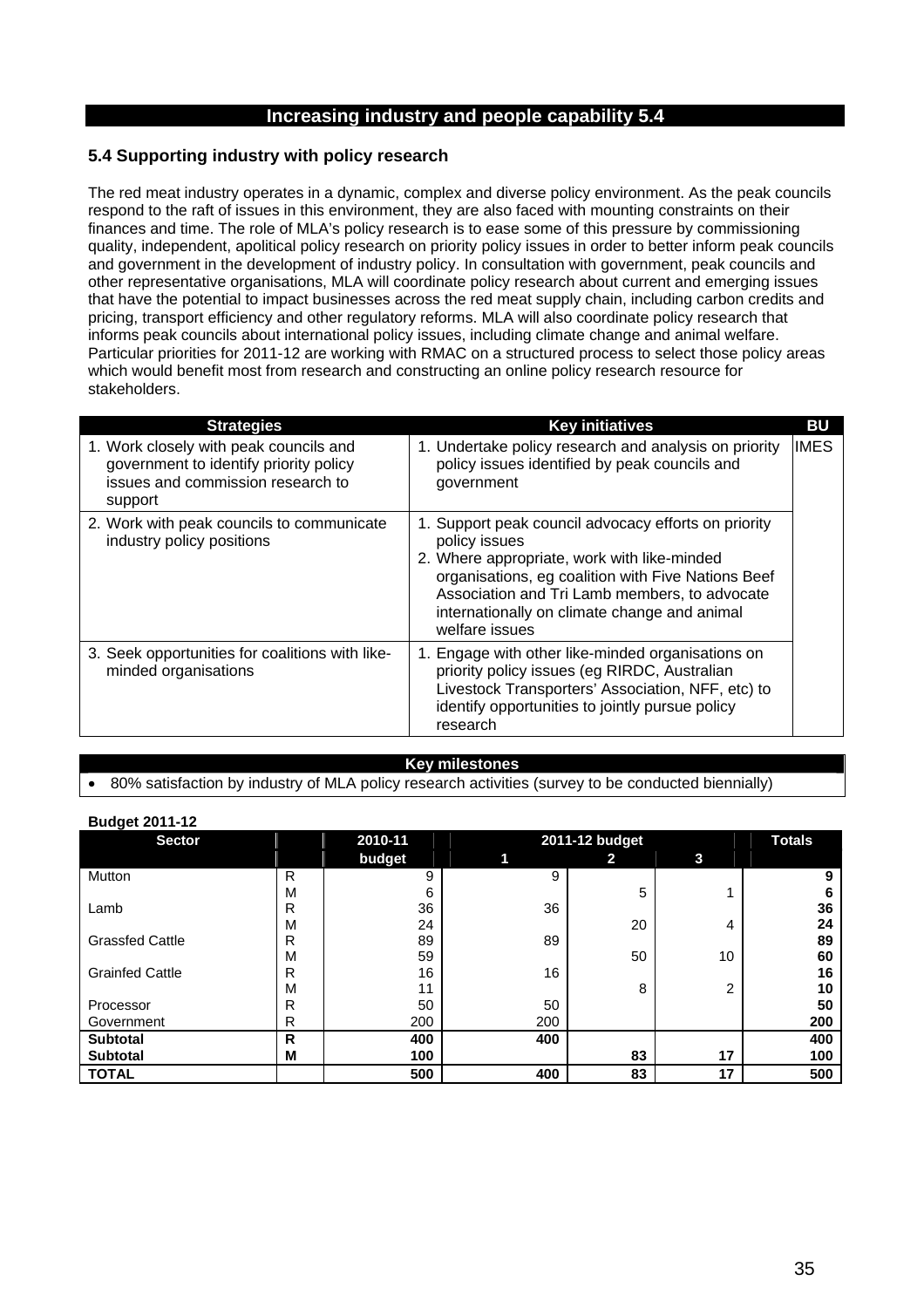## Increasing industry and people capability 5.4

### 5.4 Supporting industry with policy research

The red meat industry operates in a dynamic, complex and diverse policy environment. As the peak councils respond to the raft of issues in this environment, they are also faced with mounting constraints on their finances and time. The role of MLA's policy research is to ease some of this pressure by commissioning quality, independent, apolitical policy research on priority policy issues in order to better inform peak councils and government in the development of industry policy. In consultation with government, peak councils and other representative organisations, MLA will coordinate policy research about current and emerging issues that have the potential to impact businesses across the red meat supply chain, including carbon credits and pricing, transport efficiency and other regulatory reforms. MLA will also coordinate policy research that informs peak councils about international policy issues, including climate change and animal welfare. Particular priorities for 2011-12 are working with RMAC on a structured process to select those policy areas which would benefit most from research and constructing an online policy research resource for stakeholders.

| Strategies | Key initiatives | BU |
|---|---|---|
| 1. Work closely with peak councils and government to identify priority policy issues and commission research to support | 1. Undertake policy research and analysis on priority policy issues identified by peak councils and government | IMES |
| 2. Work with peak councils to communicate industry policy positions | 1. Support peak council advocacy efforts on priority policy issues<br>2. Where appropriate, work with like-minded organisations, eg coalition with Five Nations Beef Association and Tri Lamb members, to advocate internationally on climate change and animal welfare issues | |
| 3. Seek opportunities for coalitions with like-minded organisations | 1. Engage with other like-minded organisations on priority policy issues (eg RIRDC, Australian Livestock Transporters' Association, NFF, etc) to identify opportunities to jointly pursue policy research | |

**Key milestones**

- 80% satisfaction by industry of MLA policy research activities (survey to be conducted biennially)

**Budget 2011-12**

| Sector | | 2010-11 budget | 2011-12 budget 1 | 2 | 3 | Totals |
|---|---|---|---|---|---|---|
| Mutton | R | 9 | 9 | | | **9** |
| | M | 6 | | 5 | 1 | **6** |
| Lamb | R | 36 | 36 | | | **36** |
| | M | 24 | | 20 | 4 | **24** |
| Grassfed Cattle | R | 89 | 89 | | | **89** |
| | M | 59 | | 50 | 10 | **60** |
| Grainfed Cattle | R | 16 | 16 | | | **16** |
| | M | 11 | | 8 | 2 | **10** |
| Processor | R | 50 | 50 | | | **50** |
| Government | R | 200 | 200 | | | **200** |
| **Subtotal** | **R** | **400** | **400** | | | **400** |
| **Subtotal** | **M** | **100** | | **83** | **17** | **100** |
| **TOTAL** | | **500** | **400** | **83** | **17** | **500** |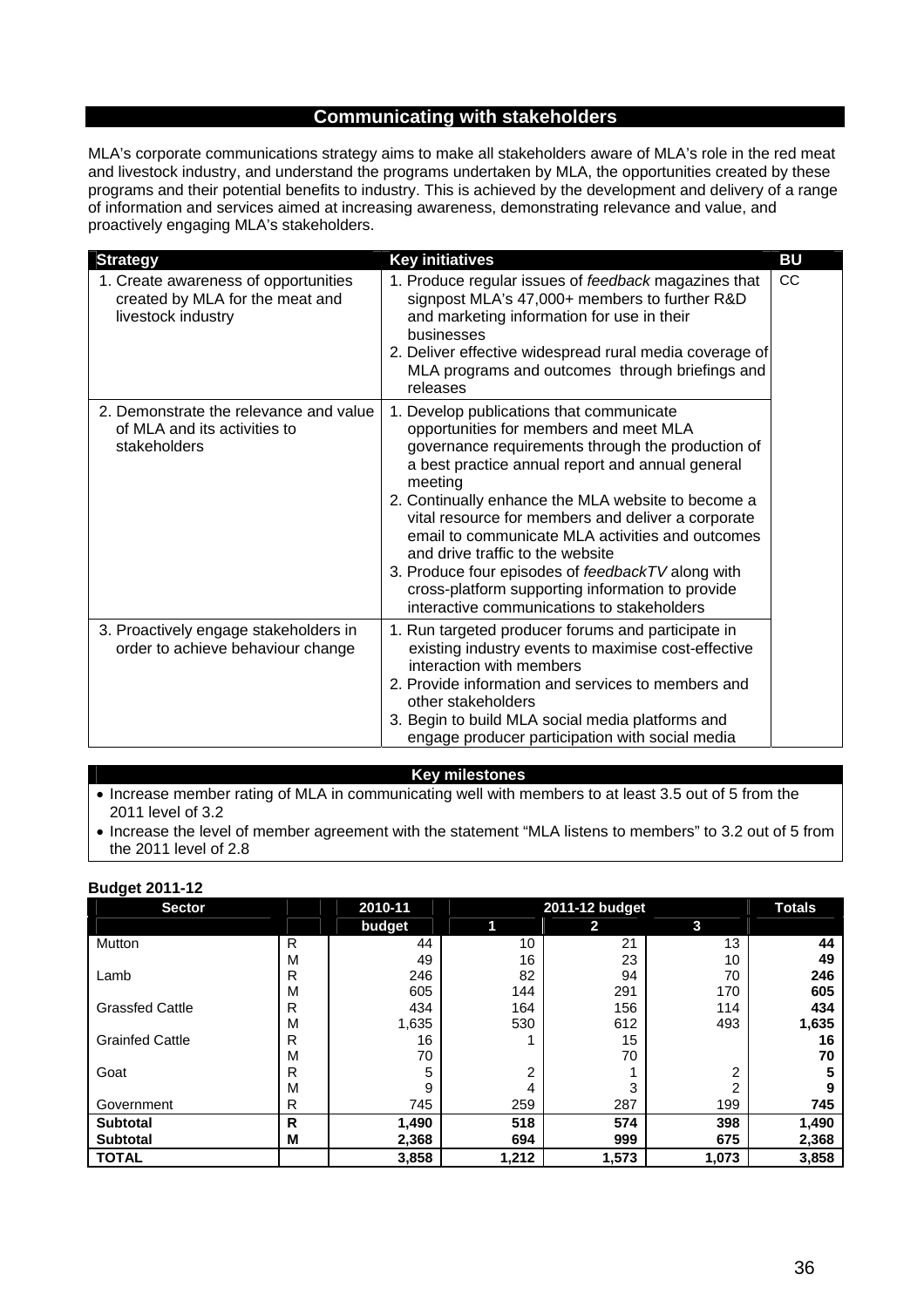## Communicating with stakeholders

MLA's corporate communications strategy aims to make all stakeholders aware of MLA's role in the red meat and livestock industry, and understand the programs undertaken by MLA, the opportunities created by these programs and their potential benefits to industry. This is achieved by the development and delivery of a range of information and services aimed at increasing awareness, demonstrating relevance and value, and proactively engaging MLA's stakeholders.

| Strategy | Key initiatives | BU |
|---|---|---|
| 1. Create awareness of opportunities created by MLA for the meat and livestock industry | 1. Produce regular issues of *feedback* magazines that signpost MLA's 47,000+ members to further R&D and marketing information for use in their businesses<br>2. Deliver effective widespread rural media coverage of MLA programs and outcomes through briefings and releases | CC |
| 2. Demonstrate the relevance and value of MLA and its activities to stakeholders | 1. Develop publications that communicate opportunities for members and meet MLA governance requirements through the production of a best practice annual report and annual general meeting<br>2. Continually enhance the MLA website to become a vital resource for members and deliver a corporate email to communicate MLA activities and outcomes and drive traffic to the website<br>3. Produce four episodes of *feedbackTV* along with cross-platform supporting information to provide interactive communications to stakeholders | |
| 3. Proactively engage stakeholders in order to achieve behaviour change | 1. Run targeted producer forums and participate in existing industry events to maximise cost-effective interaction with members<br>2. Provide information and services to members and other stakeholders<br>3. Begin to build MLA social media platforms and engage producer participation with social media | |

**Key milestones**

- Increase member rating of MLA in communicating well with members to at least 3.5 out of 5 from the 2011 level of 3.2
- Increase the level of member agreement with the statement "MLA listens to members" to 3.2 out of 5 from the 2011 level of 2.8

**Budget 2011-12**

| Sector | | 2010-11 budget | 2011-12 budget 1 | 2 | 3 | Totals |
|---|---|---|---|---|---|---|
| Mutton | R | 44 | 10 | 21 | 13 | **44** |
| | M | 49 | 16 | 23 | 10 | **49** |
| Lamb | R | 246 | 82 | 94 | 70 | **246** |
| | M | 605 | 144 | 291 | 170 | **605** |
| Grassfed Cattle | R | 434 | 164 | 156 | 114 | **434** |
| | M | 1,635 | 530 | 612 | 493 | **1,635** |
| Grainfed Cattle | R | 16 | 1 | 15 | | **16** |
| | M | 70 | | 70 | | **70** |
| Goat | R | 5 | 2 | 1 | 2 | **5** |
| | M | 9 | 4 | 3 | 2 | **9** |
| Government | R | 745 | 259 | 287 | 199 | **745** |
| **Subtotal** | **R** | **1,490** | **518** | **574** | **398** | **1,490** |
| **Subtotal** | **M** | **2,368** | **694** | **999** | **675** | **2,368** |
| **TOTAL** | | **3,858** | **1,212** | **1,573** | **1,073** | **3,858** |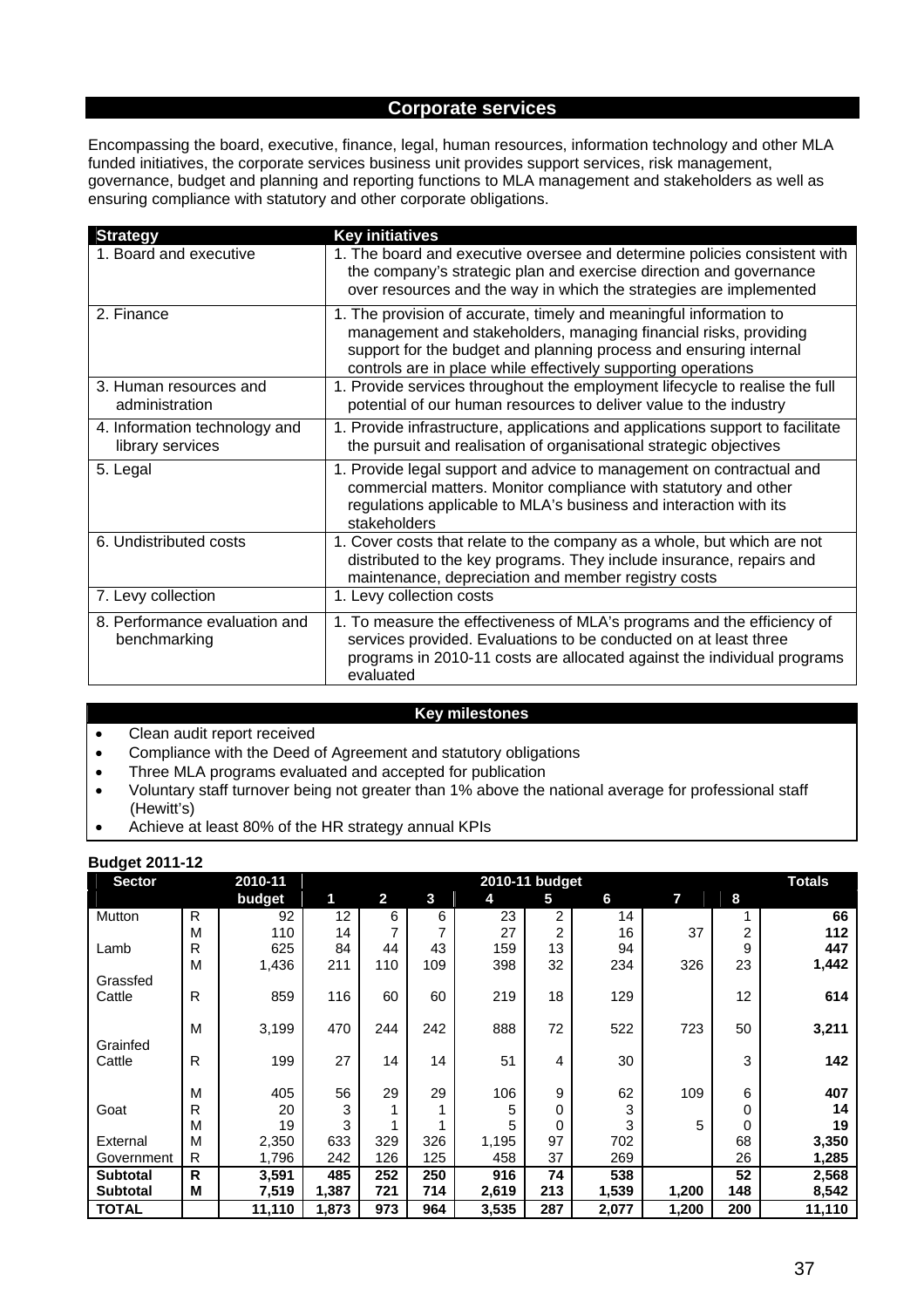## Corporate services

Encompassing the board, executive, finance, legal, human resources, information technology and other MLA funded initiatives, the corporate services business unit provides support services, risk management, governance, budget and planning and reporting functions to MLA management and stakeholders as well as ensuring compliance with statutory and other corporate obligations.

| Strategy | Key initiatives |
|---|---|
| 1. Board and executive | 1. The board and executive oversee and determine policies consistent with the company's strategic plan and exercise direction and governance over resources and the way in which the strategies are implemented |
| 2. Finance | 1. The provision of accurate, timely and meaningful information to management and stakeholders, managing financial risks, providing support for the budget and planning process and ensuring internal controls are in place while effectively supporting operations |
| 3. Human resources and administration | 1. Provide services throughout the employment lifecycle to realise the full potential of our human resources to deliver value to the industry |
| 4. Information technology and library services | 1. Provide infrastructure, applications and applications support to facilitate the pursuit and realisation of organisational strategic objectives |
| 5. Legal | 1. Provide legal support and advice to management on contractual and commercial matters. Monitor compliance with statutory and other regulations applicable to MLA's business and interaction with its stakeholders |
| 6. Undistributed costs | 1. Cover costs that relate to the company as a whole, but which are not distributed to the key programs. They include insurance, repairs and maintenance, depreciation and member registry costs |
| 7. Levy collection | 1. Levy collection costs |
| 8. Performance evaluation and benchmarking | 1. To measure the effectiveness of MLA's programs and the efficiency of services provided. Evaluations to be conducted on at least three programs in 2010-11 costs are allocated against the individual programs evaluated |

### Key milestones

- Clean audit report received
- Compliance with the Deed of Agreement and statutory obligations
- Three MLA programs evaluated and accepted for publication
- Voluntary staff turnover being not greater than 1% above the national average for professional staff (Hewitt's)
- Achieve at least 80% of the HR strategy annual KPIs

**Budget 2011-12**

| Sector | | 2010-11 budget | 2010-11 budget 1 | 2 | 3 | 4 | 5 | 6 | 7 | 8 | Totals |
|---|---|---|---|---|---|---|---|---|---|---|---|
| Mutton | R | 92 | 12 | 6 | 6 | 23 | 2 | 14 | | 1 | **66** |
| | M | 110 | 14 | 7 | 7 | 27 | 2 | 16 | 37 | 2 | **112** |
| Lamb | R | 625 | 84 | 44 | 43 | 159 | 13 | 94 | | 9 | **447** |
| | M | 1,436 | 211 | 110 | 109 | 398 | 32 | 234 | 326 | 23 | **1,442** |
| Grassfed Cattle | R | 859 | 116 | 60 | 60 | 219 | 18 | 129 | | 12 | **614** |
| | M | 3,199 | 470 | 244 | 242 | 888 | 72 | 522 | 723 | 50 | **3,211** |
| Grainfed Cattle | R | 199 | 27 | 14 | 14 | 51 | 4 | 30 | | 3 | **142** |
| | M | 405 | 56 | 29 | 29 | 106 | 9 | 62 | 109 | 6 | **407** |
| Goat | R | 20 | 3 | 1 | 1 | 5 | 0 | 3 | | 0 | **14** |
| | M | 19 | 3 | 1 | 1 | 5 | 0 | 3 | 5 | 0 | **19** |
| External | M | 2,350 | 633 | 329 | 326 | 1,195 | 97 | 702 | | 68 | **3,350** |
| Government | R | 1,796 | 242 | 126 | 125 | 458 | 37 | 269 | | 26 | **1,285** |
| **Subtotal** | **R** | **3,591** | **485** | **252** | **250** | **916** | **74** | **538** | | **52** | **2,568** |
| **Subtotal** | **M** | **7,519** | **1,387** | **721** | **714** | **2,619** | **213** | **1,539** | **1,200** | **148** | **8,542** |
| **TOTAL** | | **11,110** | **1,873** | **973** | **964** | **3,535** | **287** | **2,077** | **1,200** | **200** | **11,110** |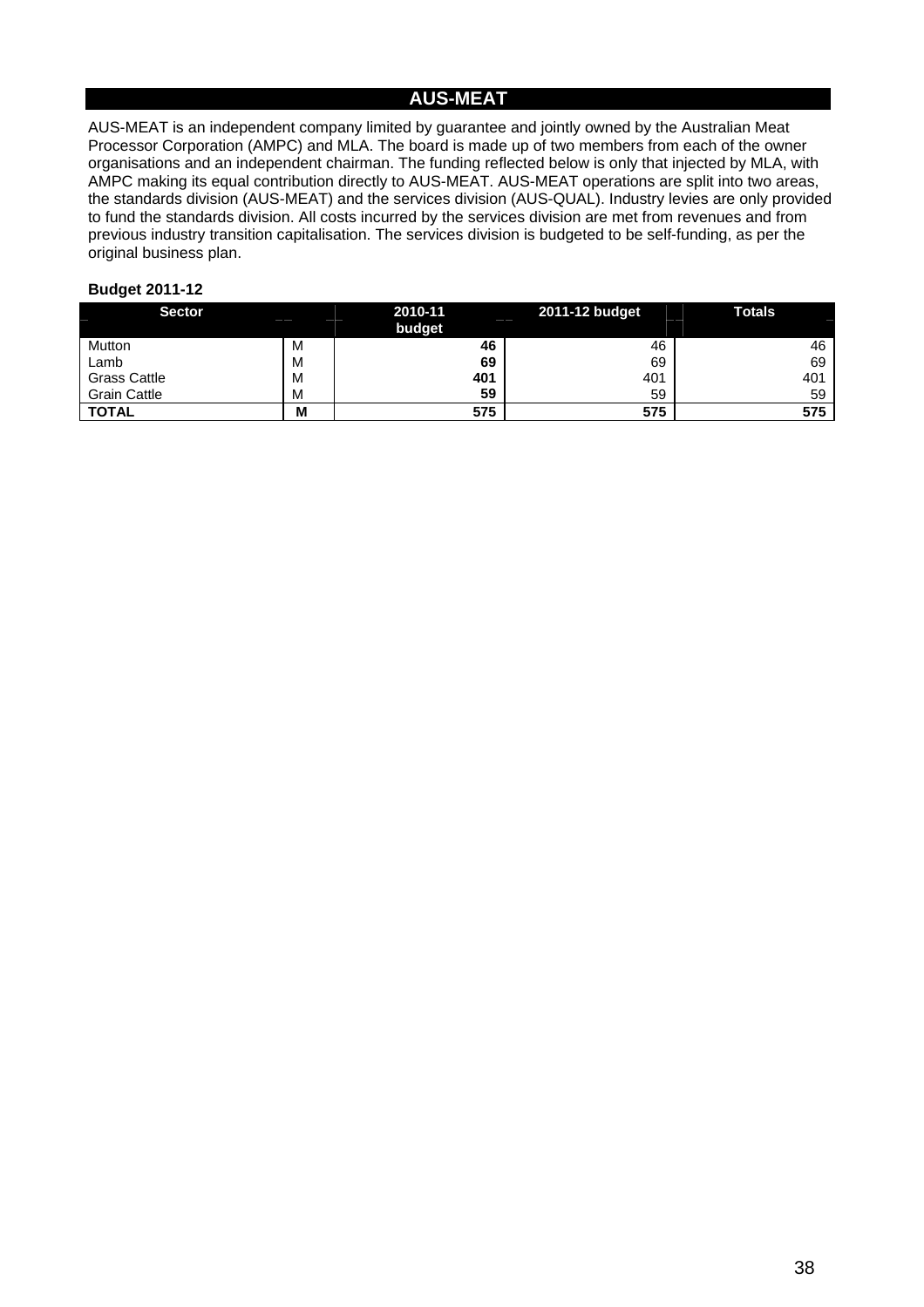# AUS-MEAT

AUS-MEAT is an independent company limited by guarantee and jointly owned by the Australian Meat Processor Corporation (AMPC) and MLA. The board is made up of two members from each of the owner organisations and an independent chairman. The funding reflected below is only that injected by MLA, with AMPC making its equal contribution directly to AUS-MEAT. AUS-MEAT operations are split into two areas, the standards division (AUS-MEAT) and the services division (AUS-QUAL). Industry levies are only provided to fund the standards division. All costs incurred by the services division are met from revenues and from previous industry transition capitalisation. The services division is budgeted to be self-funding, as per the original business plan.

**Budget 2011-12**

| Sector | | 2010-11 budget | 2011-12 budget | Totals |
|---|---|---|---|---|
| Mutton | M | **46** | 46 | 46 |
| Lamb | M | **69** | 69 | 69 |
| Grass Cattle | M | **401** | 401 | 401 |
| Grain Cattle | M | **59** | 59 | 59 |
| **TOTAL** | **M** | **575** | **575** | **575** |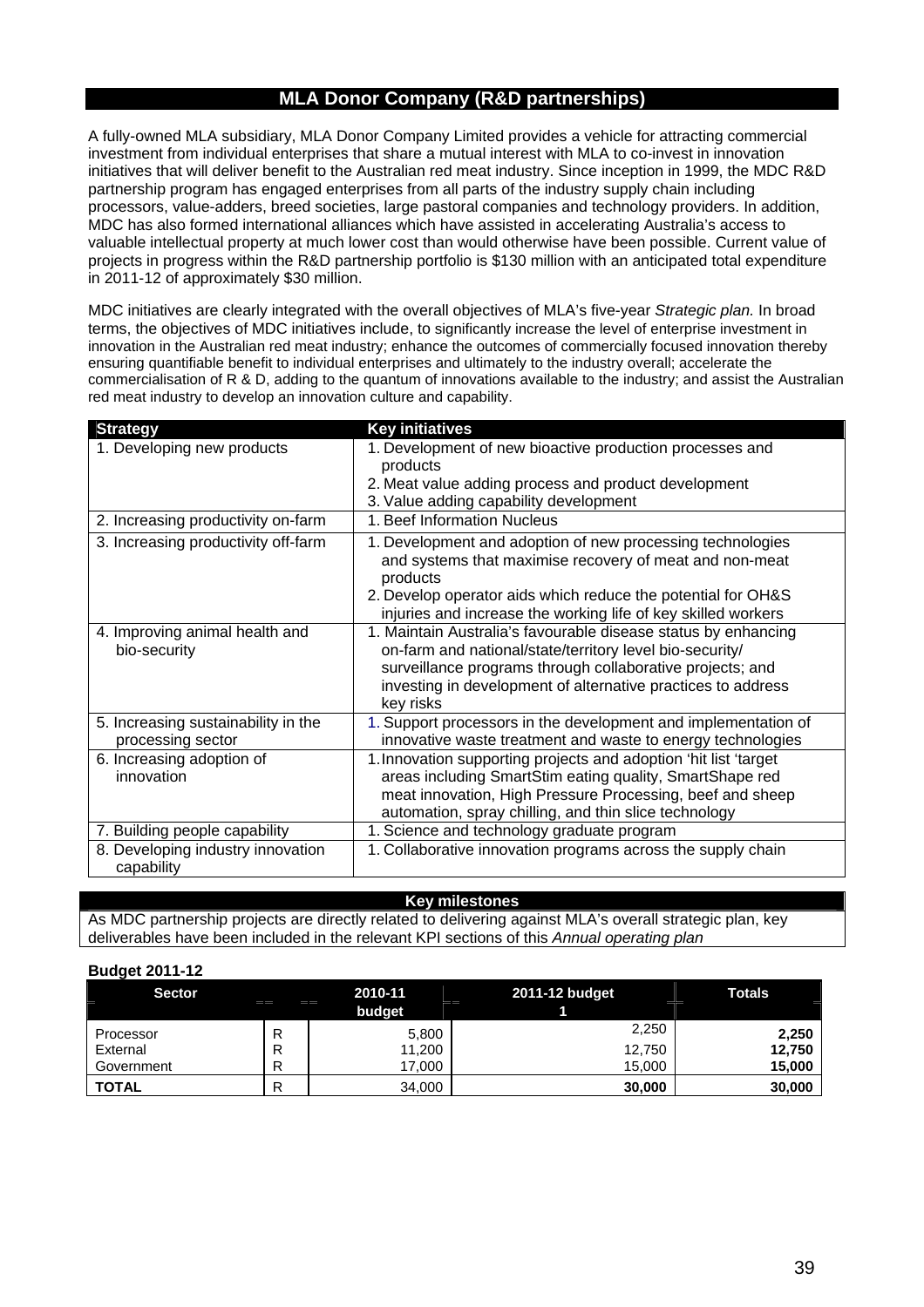## MLA Donor Company (R&D partnerships)

A fully-owned MLA subsidiary, MLA Donor Company Limited provides a vehicle for attracting commercial investment from individual enterprises that share a mutual interest with MLA to co-invest in innovation initiatives that will deliver benefit to the Australian red meat industry. Since inception in 1999, the MDC R&D partnership program has engaged enterprises from all parts of the industry supply chain including processors, value-adders, breed societies, large pastoral companies and technology providers. In addition, MDC has also formed international alliances which have assisted in accelerating Australia's access to valuable intellectual property at much lower cost than would otherwise have been possible. Current value of projects in progress within the R&D partnership portfolio is $130 million with an anticipated total expenditure in 2011-12 of approximately $30 million.

MDC initiatives are clearly integrated with the overall objectives of MLA's five-year *Strategic plan.* In broad terms, the objectives of MDC initiatives include, to significantly increase the level of enterprise investment in innovation in the Australian red meat industry; enhance the outcomes of commercially focused innovation thereby ensuring quantifiable benefit to individual enterprises and ultimately to the industry overall; accelerate the commercialisation of R & D, adding to the quantum of innovations available to the industry; and assist the Australian red meat industry to develop an innovation culture and capability.

| Strategy | Key initiatives |
|---|---|
| 1. Developing new products | 1. Development of new bioactive production processes and products<br>2. Meat value adding process and product development<br>3. Value adding capability development |
| 2. Increasing productivity on-farm | 1. Beef Information Nucleus |
| 3. Increasing productivity off-farm | 1. Development and adoption of new processing technologies and systems that maximise recovery of meat and non-meat products<br>2. Develop operator aids which reduce the potential for OH&S injuries and increase the working life of key skilled workers |
| 4. Improving animal health and bio-security | 1. Maintain Australia's favourable disease status by enhancing on-farm and national/state/territory level bio-security/ surveillance programs through collaborative projects; and investing in development of alternative practices to address key risks |
| 5. Increasing sustainability in the processing sector | 1. Support processors in the development and implementation of innovative waste treatment and waste to energy technologies |
| 6. Increasing adoption of innovation | 1. Innovation supporting projects and adoption 'hit list 'target areas including SmartStim eating quality, SmartShape red meat innovation, High Pressure Processing, beef and sheep automation, spray chilling, and thin slice technology |
| 7. Building people capability | 1. Science and technology graduate program |
| 8. Developing industry innovation capability | 1. Collaborative innovation programs across the supply chain |

| Key milestones |
|---|
| As MDC partnership projects are directly related to delivering against MLA's overall strategic plan, key deliverables have been included in the relevant KPI sections of this *Annual operating plan* |

**Budget 2011-12**

| Sector | | 2010-11 budget | 2011-12 budget 1 | Totals |
|---|---|---|---|---|
| Processor | R | 5,800 | 2,250 | **2,250** |
| External | R | 11,200 | 12,750 | **12,750** |
| Government | R | 17,000 | 15,000 | **15,000** |
| **TOTAL** | R | 34,000 | **30,000** | **30,000** |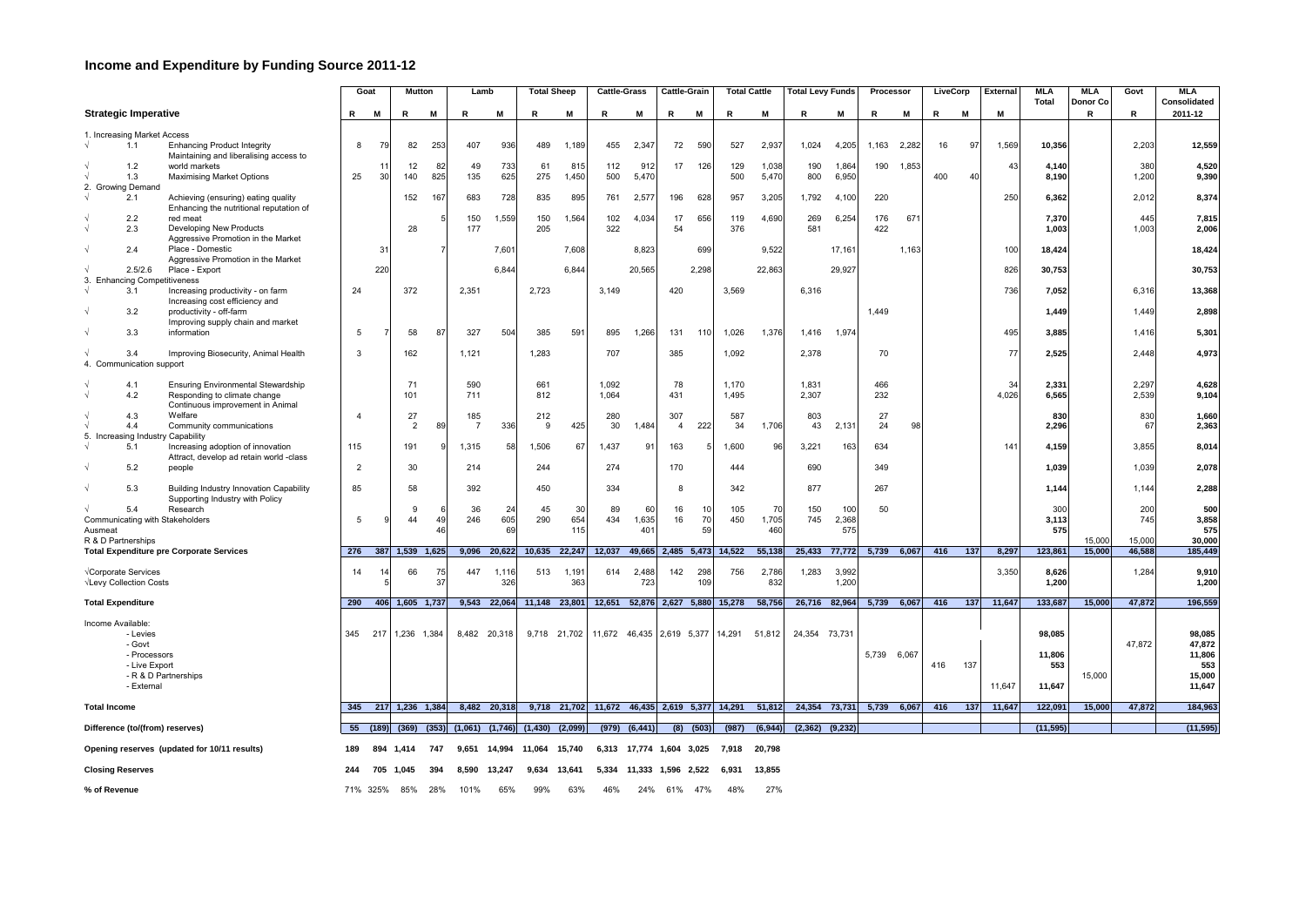# Income and Expenditure by Funding Source 2011-12

| Strategic Imperative | Goat | | Mutton | | Lamb | | Total Sheep | | Cattle-Grass | | Cattle-Grain | | Total Cattle | | Total Levy Funds | | Processor | | LiveCorp | | External | MLA Total | MLA Donor Co | Govt | MLA Consolidated |
|---|---|---|---|---|---|---|---|---|---|---|---|---|---|---|---|---|---|---|---|---|---|---|---|---|---|
| | R | M | R | M | R | M | R | M | R | M | R | M | R | M | R | M | R | M | R | M | M | | R | R | 2011-12 |
| 1. Increasing Market Access | | | | | | | | | | | | | | | | | | | | | | | | | |
| √ 1.1 Enhancing Product Integrity | 8 | 79 | 82 | 253 | 407 | 936 | 489 | 1,189 | 455 | 2,347 | 72 | 590 | 527 | 2,937 | 1,024 | 4,205 | 1,163 | 2,282 | 16 | 97 | 1,569 | 10,356 | | 2,203 | 12,559 |
| √ 1.2 Maintaining and liberalising access to world markets | | 11 | 12 | 82 | 49 | 733 | 61 | 815 | 112 | 912 | 17 | 126 | 129 | 1,038 | 190 | 1,864 | 190 | 1,853 | | | 43 | 4,140 | | 380 | 4,520 |
| √ 1.3 Maximising Market Options | 25 | 30 | 140 | 825 | 135 | 625 | 275 | 1,450 | 500 | 5,470 | | | 500 | 5,470 | 800 | 6,950 | | | 400 | 40 | | 8,190 | | 1,200 | 9,390 |
| 2. Growing Demand | | | | | | | | | | | | | | | | | | | | | | | | | |
| √ 2.1 Achieving (ensuring) eating quality | | | 152 | 167 | 683 | 728 | 835 | 895 | 761 | 2,577 | 196 | 628 | 957 | 3,205 | 1,792 | 4,100 | 220 | | | | 250 | 6,362 | | 2,012 | 8,374 |
| √ 2.2 Enhancing the nutritional reputation of red meat | | | | 5 | 150 | 1,559 | 150 | 1,564 | 102 | 4,034 | 17 | 656 | 119 | 4,690 | 269 | 6,254 | 176 | 671 | | | | 7,370 | | 445 | 7,815 |
| √ 2.3 Developing New Products | | | 28 | | 177 | | 205 | | 322 | | 54 | | 376 | | 581 | | 422 | | | | | 1,003 | | 1,003 | 2,006 |
| √ 2.4 Aggressive Promotion in the Market Place - Domestic | | 31 | | 7 | | 7,601 | | 7,608 | | 8,823 | | 699 | | 9,522 | | 17,161 | | 1,163 | | | 100 | 18,424 | | | 18,424 |
| √ 2.5/2.6 Aggressive Promotion in the Market Place - Export | | 220 | | | | 6,844 | | 6,844 | | 20,565 | | 2,298 | | 22,863 | | 29,927 | | | | | 826 | 30,753 | | | 30,753 |
| 3. Enhancing Competitiveness | | | | | | | | | | | | | | | | | | | | | | | | | |
| √ 3.1 Increasing productivity - on farm | 24 | | 372 | | 2,351 | | 2,723 | | 3,149 | | 420 | | 3,569 | | 6,316 | | | | | | 736 | 7,052 | | 6,316 | 13,368 |
| √ 3.2 Increasing cost efficiency and productivity - off-farm | | | | | | | | | | | | | | | | | 1,449 | | | | | 1,449 | | 1,449 | 2,898 |
| √ 3.3 Improving supply chain and market information | 5 | 7 | 58 | 87 | 327 | 504 | 385 | 591 | 895 | 1,266 | 131 | 110 | 1,026 | 1,376 | 1,416 | 1,974 | | | | | 495 | 3,885 | | 1,416 | 5,301 |
| √ 3.4 Improving Biosecurity, Animal Health | 3 | | 162 | | 1,121 | | 1,283 | | 707 | | 385 | | 1,092 | | 2,378 | | 70 | | | | 77 | 2,525 | | 2,448 | 4,973 |
| 4. Communication support | | | | | | | | | | | | | | | | | | | | | | | | | |
| √ 4.1 Ensuring Environmental Stewardship | | | 71 | | 590 | | 661 | | 1,092 | | 78 | | 1,170 | | 1,831 | | 466 | | | | 34 | 2,331 | | 2,297 | 4,628 |
| √ 4.2 Responding to climate change | | | 101 | | 711 | | 812 | | 1,064 | | 431 | | 1,495 | | 2,307 | | 232 | | | | 4,026 | 6,565 | | 2,539 | 9,104 |
| √ 4.3 Continuous improvement in Animal Welfare | 4 | | 27 | | 185 | | 212 | | 280 | | 307 | | 587 | | 803 | | 27 | | | | | 830 | | 830 | 1,660 |
| √ 4.4 Community communications | | | 2 | 89 | 7 | 336 | 9 | 425 | 30 | 1,484 | 4 | 222 | 34 | 1,706 | 43 | 2,131 | 24 | 98 | | | | 2,296 | | 67 | 2,363 |
| 5. Increasing Industry Capability | | | | | | | | | | | | | | | | | | | | | | | | | |
| √ 5.1 Increasing adoption of innovation | 115 | | 191 | 9 | 1,315 | 58 | 1,506 | 67 | 1,437 | 91 | 163 | 5 | 1,600 | 96 | 3,221 | 163 | 634 | | | | 141 | 4,159 | | 3,855 | 8,014 |
| √ 5.2 Attract, develop ad retain world -class people | 2 | | 30 | | 214 | | 244 | | 274 | | 170 | | 444 | | 690 | | 349 | | | | | 1,039 | | 1,039 | 2,078 |
| √ 5.3 Building Industry Innovation Capability | 85 | | 58 | | 392 | | 450 | | 334 | | 8 | | 342 | | 877 | | 267 | | | | | 1,144 | | 1,144 | 2,288 |
| √ 5.4 Supporting Industry with Policy Research | | | 9 | 6 | 36 | 24 | 45 | 30 | 89 | 60 | 16 | 10 | 105 | 70 | 150 | 100 | 50 | | | | | 300 | | 200 | 500 |
| Communicating with Stakeholders | 5 | 9 | 44 | 49 | 246 | 605 | 290 | 654 | 434 | 1,635 | 16 | 70 | 450 | 1,705 | 745 | 2,368 | | | | | | 3,113 | | 745 | 3,858 |
| Ausmeat | | | | 46 | | 69 | | 115 | | 401 | | 59 | | 460 | | 575 | | | | | | 575 | | | 575 |
| R & D Partnerships | | | | | | | | | | | | | | | | | | | | | | | 15,000 | 15,000 | 30,000 |
| **Total Expenditure pre Corporate Services** | 276 | 387 | 1,539 | 1,625 | 9,096 | 20,622 | 10,635 | 22,247 | 12,037 | 49,665 | 2,485 | 5,473 | 14,522 | 55,138 | 25,433 | 77,772 | 5,739 | 6,067 | 416 | 137 | 8,297 | 123,861 | 15,000 | 46,588 | 185,449 |
| √Corporate Services | 14 | 14 | 66 | 75 | 447 | 1,116 | 513 | 1,191 | 614 | 2,488 | 142 | 298 | 756 | 2,786 | 1,283 | 3,992 | | | | | 3,350 | 8,626 | | 1,284 | 9,910 |
| √Levy Collection Costs | | 5 | | 37 | | 326 | | 363 | | 723 | | 109 | | 832 | | 1,200 | | | | | | 1,200 | | | 1,200 |
| **Total Expenditure** | 290 | 406 | 1,605 | 1,737 | 9,543 | 22,064 | 11,148 | 23,801 | 12,651 | 52,876 | 2,627 | 5,880 | 15,278 | 58,756 | 26,716 | 82,964 | 5,739 | 6,067 | 416 | 137 | 11,647 | 133,687 | 15,000 | 47,872 | 196,559 |
| Income Available: | | | | | | | | | | | | | | | | | | | | | | | | | |
| - Levies | 345 | 217 | 1,236 | 1,384 | 8,482 | 20,318 | 9,718 | 21,702 | 11,672 | 46,435 | 2,619 | 5,377 | 14,291 | 51,812 | 24,354 | 73,731 | | | | | | 98,085 | | | 98,085 |
| - Govt | | | | | | | | | | | | | | | | | | | | | | | | 47,872 | 47,872 |
| - Processors | | | | | | | | | | | | | | | | | 5,739 | 6,067 | | | | 11,806 | | | 11,806 |
| - Live Export | | | | | | | | | | | | | | | | | | | 416 | 137 | | 553 | | | 553 |
| - R & D Partnerships | | | | | | | | | | | | | | | | | | | | | | | 15,000 | | 15,000 |
| - External | | | | | | | | | | | | | | | | | | | | | 11,647 | 11,647 | | | 11,647 |
| **Total Income** | 345 | 217 | 1,236 | 1,384 | 8,482 | 20,318 | 9,718 | 21,702 | 11,672 | 46,435 | 2,619 | 5,377 | 14,291 | 51,812 | 24,354 | 73,731 | 5,739 | 6,067 | 416 | 137 | 11,647 | 122,091 | 15,000 | 47,872 | 184,963 |
| **Difference (to/(from) reserves)** | 55 | (189) | (369) | (353) | (1,061) | (1,746) | (1,430) | (2,099) | (979) | (6,441) | (8) | (503) | (987) | (6,944) | (2,362) | (9,232) | | | | | | (11,595) | | | (11,595) |
| **Opening reserves (updated for 10/11 results)** | 189 | 894 | 1,414 | 747 | 9,651 | 14,994 | 11,064 | 15,740 | 6,313 | 17,774 | 1,604 | 3,025 | 7,918 | 20,798 | | | | | | | | | | | |
| **Closing Reserves** | 244 | 705 | 1,045 | 394 | 8,590 | 13,247 | 9,634 | 13,641 | 5,334 | 11,333 | 1,596 | 2,522 | 6,931 | 13,855 | | | | | | | | | | | |
| **% of Revenue** | 71% | 325% | 85% | 28% | 101% | 65% | 99% | 63% | 46% | 24% | 61% | 47% | 48% | 27% | | | | | | | | | | | |